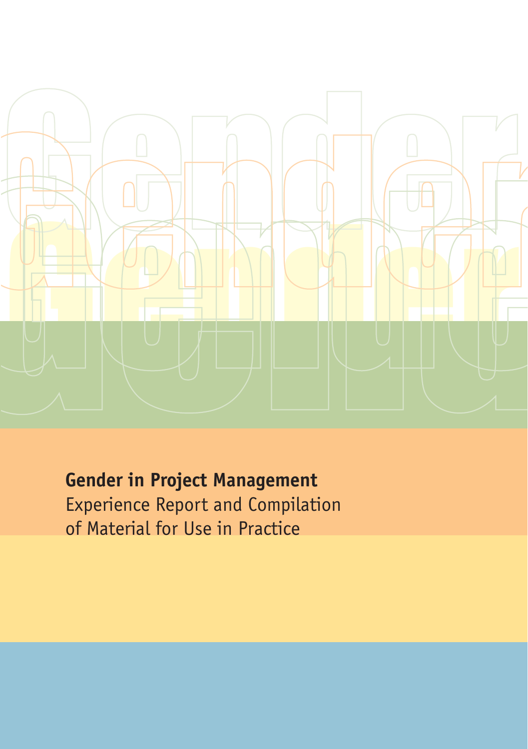# Gender in Project Management

Experience Report and Compilation of Material for Use in Practice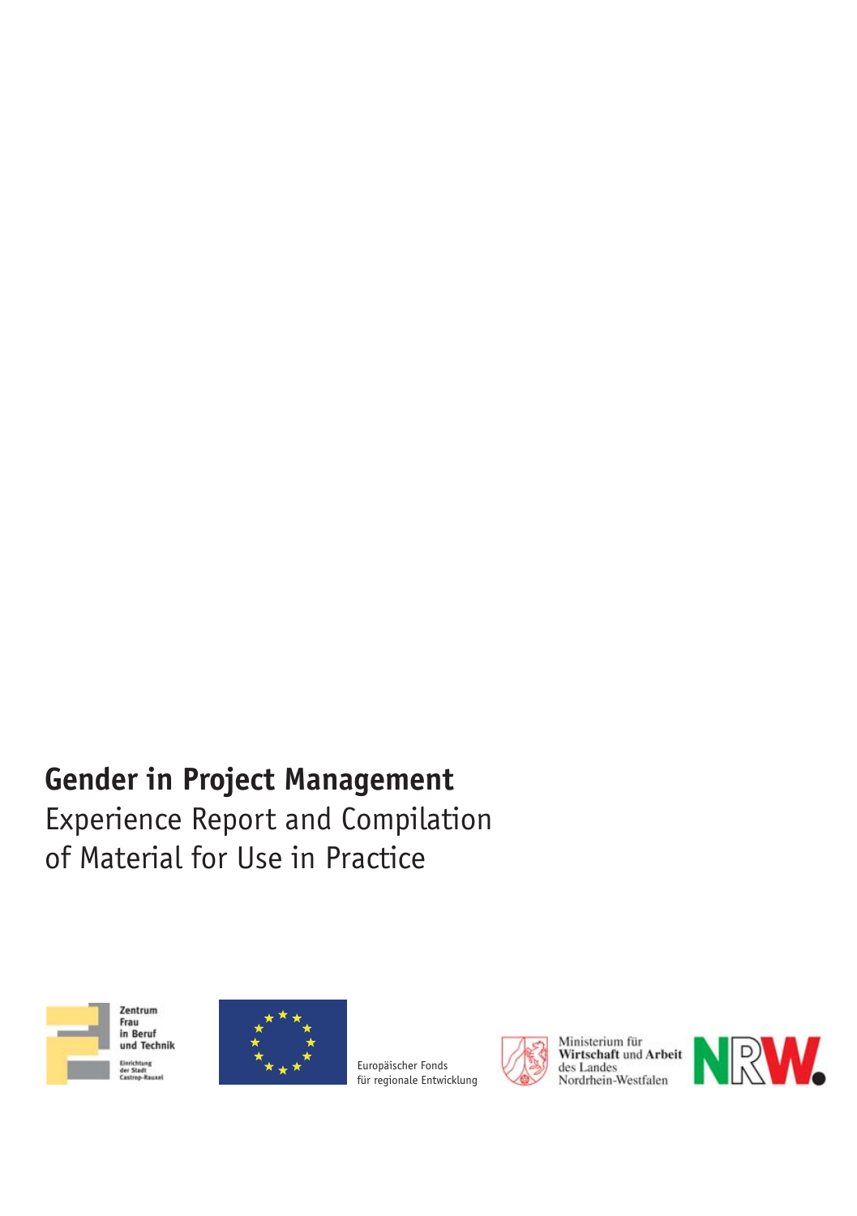# Gender in Project Management

Experience Report and Compilation of Material for Use in Practice

Zentrum Frau in Beruf und Technik
Einrichtung der Stadt Castrop-Rauxel

Europäischer Fonds für regionale Entwicklung

Ministerium für **Wirtschaft** und **Arbeit** des Landes Nordrhein-Westfalen

NRW.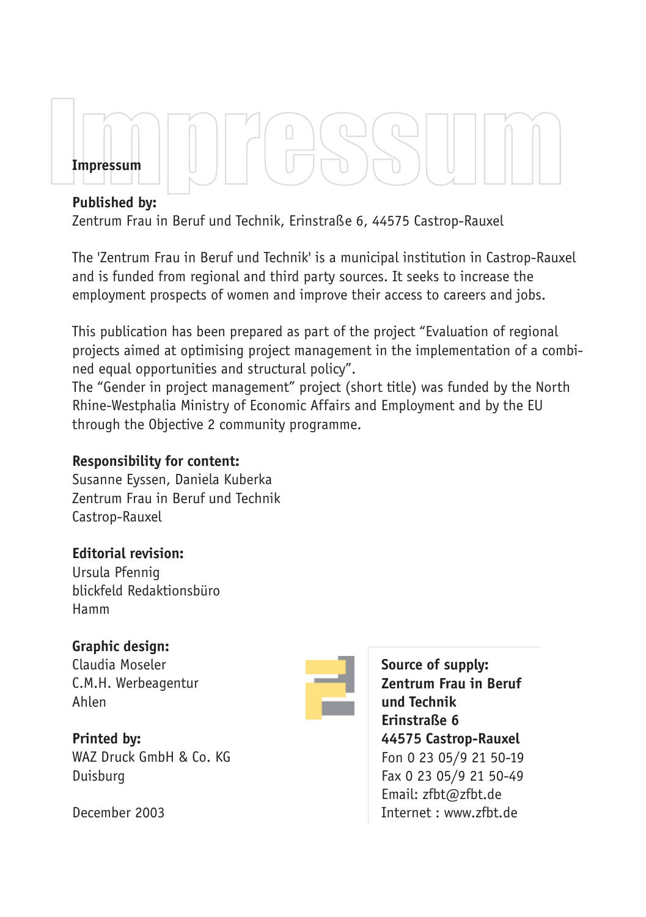# Impressum

**Published by:**
Zentrum Frau in Beruf und Technik, Erinstraße 6, 44575 Castrop-Rauxel

The 'Zentrum Frau in Beruf und Technik' is a municipal institution in Castrop-Rauxel and is funded from regional and third party sources. It seeks to increase the employment prospects of women and improve their access to careers and jobs.

This publication has been prepared as part of the project "Evaluation of regional projects aimed at optimising project management in the implementation of a combined equal opportunities and structural policy".
The "Gender in project management" project (short title) was funded by the North Rhine-Westphalia Ministry of Economic Affairs and Employment and by the EU through the Objective 2 community programme.

**Responsibility for content:**
Susanne Eyssen, Daniela Kuberka
Zentrum Frau in Beruf und Technik
Castrop-Rauxel

**Editorial revision:**
Ursula Pfennig
blickfeld Redaktionsbüro
Hamm

**Graphic design:**
Claudia Moseler
C.M.H. Werbeagentur
Ahlen

**Printed by:**
WAZ Druck GmbH & Co. KG
Duisburg

December 2003

**Source of supply:**
**Zentrum Frau in Beruf und Technik**
**Erinstraße 6**
**44575 Castrop-Rauxel**
Fon 0 23 05/9 21 50-19
Fax 0 23 05/9 21 50-49
Email: zfbt@zfbt.de
Internet : www.zfbt.de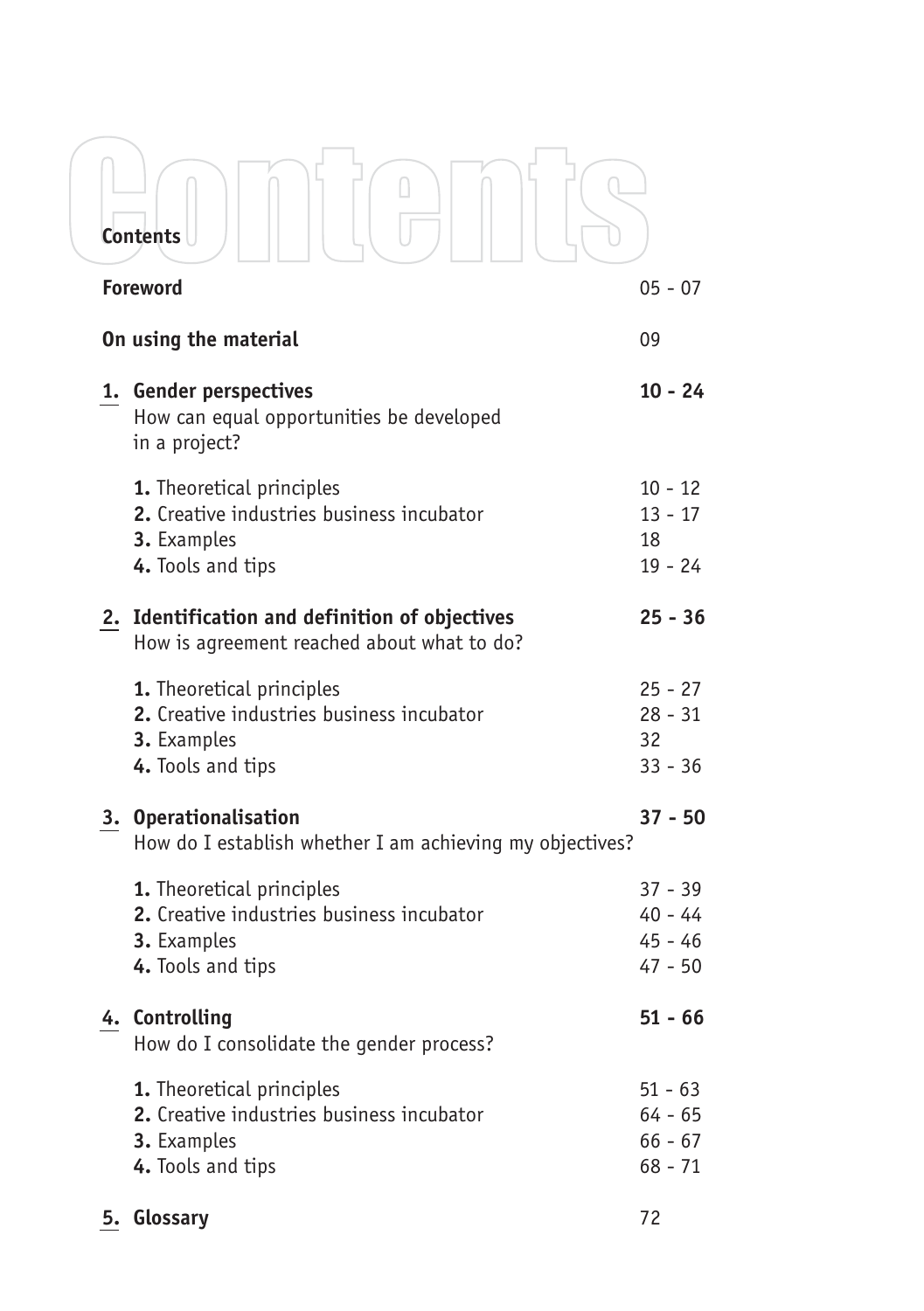# Contents

| | |
|---|---|
| **Foreword** | 05 - 07 |
| **On using the material** | 09 |
| **1. Gender perspectives**<br>How can equal opportunities be developed in a project? | **10 - 24** |
| **1.** Theoretical principles | 10 - 12 |
| **2.** Creative industries business incubator | 13 - 17 |
| **3.** Examples | 18 |
| **4.** Tools and tips | 19 - 24 |
| **2. Identification and definition of objectives**<br>How is agreement reached about what to do? | **25 - 36** |
| **1.** Theoretical principles | 25 - 27 |
| **2.** Creative industries business incubator | 28 - 31 |
| **3.** Examples | 32 |
| **4.** Tools and tips | 33 - 36 |
| **3. Operationalisation**<br>How do I establish whether I am achieving my objectives? | **37 - 50** |
| **1.** Theoretical principles | 37 - 39 |
| **2.** Creative industries business incubator | 40 - 44 |
| **3.** Examples | 45 - 46 |
| **4.** Tools and tips | 47 - 50 |
| **4. Controlling**<br>How do I consolidate the gender process? | **51 - 66** |
| **1.** Theoretical principles | 51 - 63 |
| **2.** Creative industries business incubator | 64 - 65 |
| **3.** Examples | 66 - 67 |
| **4.** Tools and tips | 68 - 71 |
| **5. Glossary** | 72 |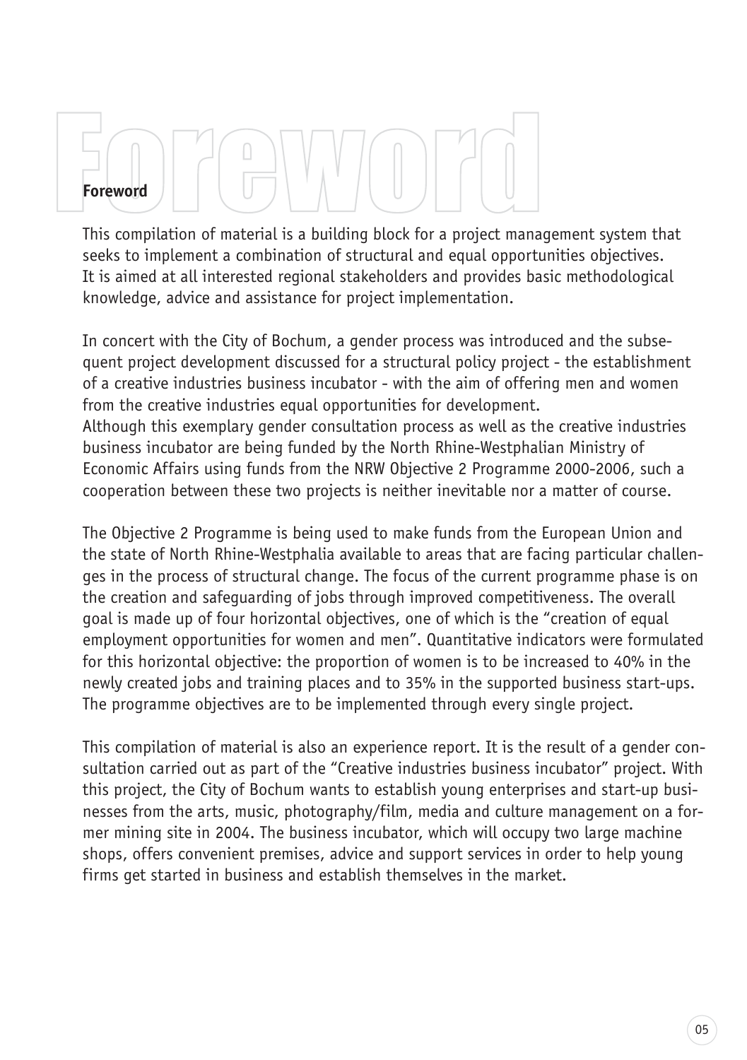# Foreword

This compilation of material is a building block for a project management system that seeks to implement a combination of structural and equal opportunities objectives. It is aimed at all interested regional stakeholders and provides basic methodological knowledge, advice and assistance for project implementation.

In concert with the City of Bochum, a gender process was introduced and the subsequent project development discussed for a structural policy project - the establishment of a creative industries business incubator - with the aim of offering men and women from the creative industries equal opportunities for development.
Although this exemplary gender consultation process as well as the creative industries business incubator are being funded by the North Rhine-Westphalian Ministry of Economic Affairs using funds from the NRW Objective 2 Programme 2000-2006, such a cooperation between these two projects is neither inevitable nor a matter of course.

The Objective 2 Programme is being used to make funds from the European Union and the state of North Rhine-Westphalia available to areas that are facing particular challenges in the process of structural change. The focus of the current programme phase is on the creation and safeguarding of jobs through improved competitiveness. The overall goal is made up of four horizontal objectives, one of which is the "creation of equal employment opportunities for women and men". Quantitative indicators were formulated for this horizontal objective: the proportion of women is to be increased to 40% in the newly created jobs and training places and to 35% in the supported business start-ups. The programme objectives are to be implemented through every single project.

This compilation of material is also an experience report. It is the result of a gender consultation carried out as part of the "Creative industries business incubator" project. With this project, the City of Bochum wants to establish young enterprises and start-up businesses from the arts, music, photography/film, media and culture management on a former mining site in 2004. The business incubator, which will occupy two large machine shops, offers convenient premises, advice and support services in order to help young firms get started in business and establish themselves in the market.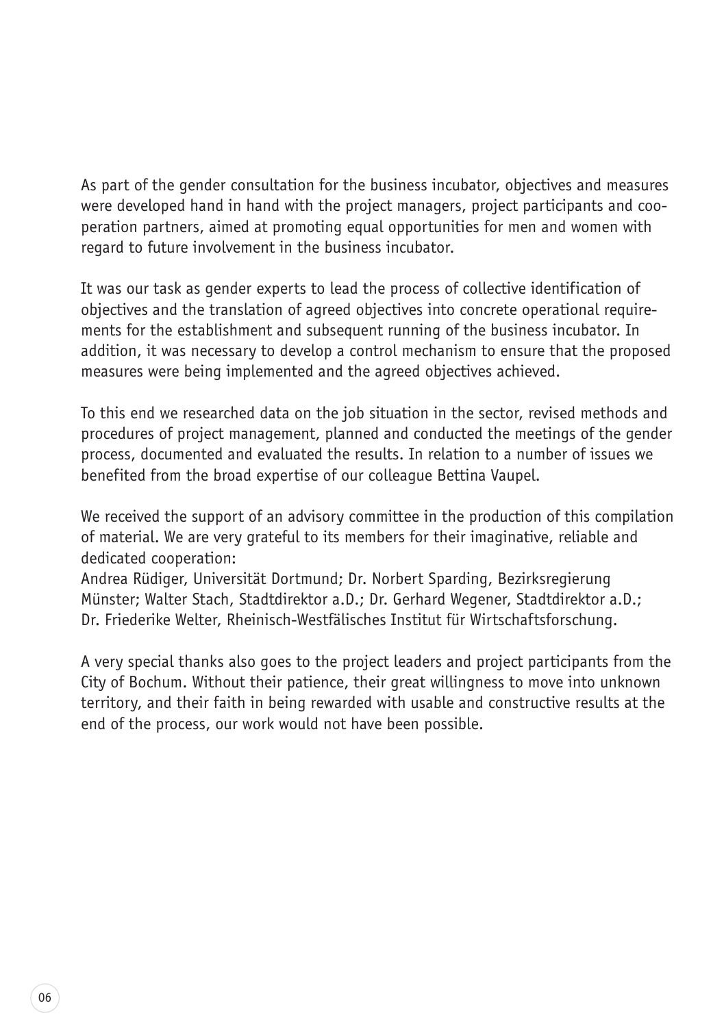As part of the gender consultation for the business incubator, objectives and measures were developed hand in hand with the project managers, project participants and cooperation partners, aimed at promoting equal opportunities for men and women with regard to future involvement in the business incubator.

It was our task as gender experts to lead the process of collective identification of objectives and the translation of agreed objectives into concrete operational requirements for the establishment and subsequent running of the business incubator. In addition, it was necessary to develop a control mechanism to ensure that the proposed measures were being implemented and the agreed objectives achieved.

To this end we researched data on the job situation in the sector, revised methods and procedures of project management, planned and conducted the meetings of the gender process, documented and evaluated the results. In relation to a number of issues we benefited from the broad expertise of our colleague Bettina Vaupel.

We received the support of an advisory committee in the production of this compilation of material. We are very grateful to its members for their imaginative, reliable and dedicated cooperation:
Andrea Rüdiger, Universität Dortmund; Dr. Norbert Sparding, Bezirksregierung Münster; Walter Stach, Stadtdirektor a.D.; Dr. Gerhard Wegener, Stadtdirektor a.D.; Dr. Friederike Welter, Rheinisch-Westfälisches Institut für Wirtschaftsforschung.

A very special thanks also goes to the project leaders and project participants from the City of Bochum. Without their patience, their great willingness to move into unknown territory, and their faith in being rewarded with usable and constructive results at the end of the process, our work would not have been possible.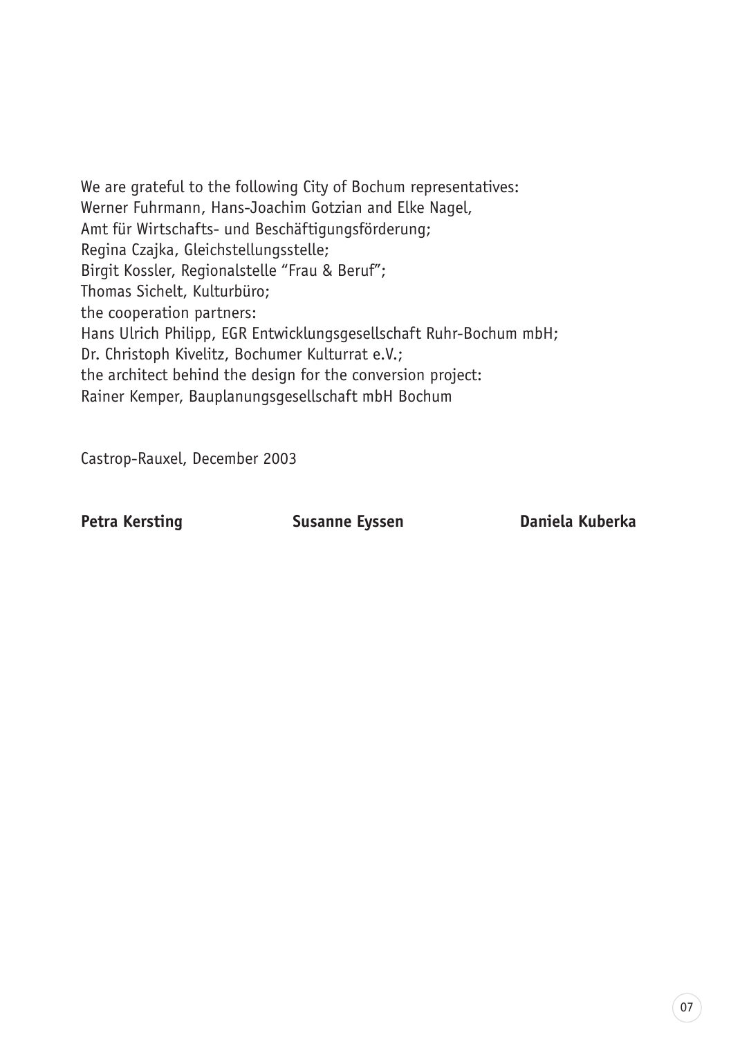We are grateful to the following City of Bochum representatives:
Werner Fuhrmann, Hans-Joachim Gotzian and Elke Nagel,
Amt für Wirtschafts- und Beschäftigungsförderung;
Regina Czajka, Gleichstellungsstelle;
Birgit Kossler, Regionalstelle "Frau & Beruf";
Thomas Sichelt, Kulturbüro;
the cooperation partners:
Hans Ulrich Philipp, EGR Entwicklungsgesellschaft Ruhr-Bochum mbH;
Dr. Christoph Kivelitz, Bochumer Kulturrat e.V.;
the architect behind the design for the conversion project:
Rainer Kemper, Bauplanungsgesellschaft mbH Bochum

Castrop-Rauxel, December 2003

**Petra Kersting** **Susanne Eyssen** **Daniela Kuberka**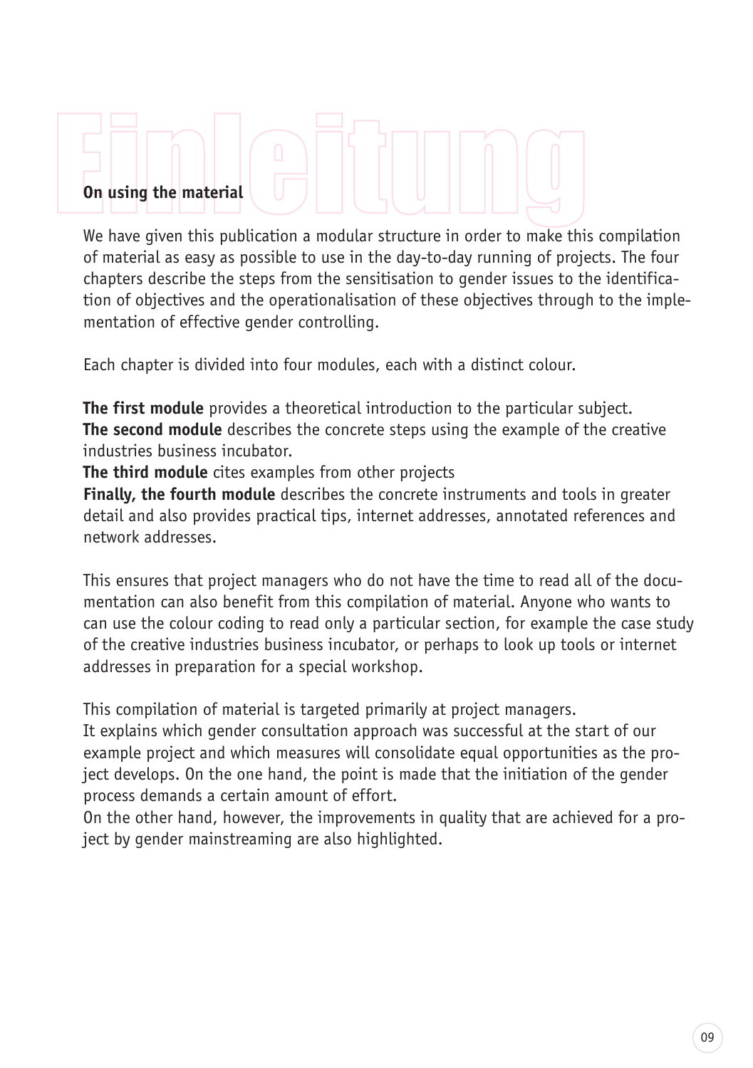# Einleitung

**On using the material**

We have given this publication a modular structure in order to make this compilation of material as easy as possible to use in the day-to-day running of projects. The four chapters describe the steps from the sensitisation to gender issues to the identification of objectives and the operationalisation of these objectives through to the implementation of effective gender controlling.

Each chapter is divided into four modules, each with a distinct colour.

**The first module** provides a theoretical introduction to the particular subject.
**The second module** describes the concrete steps using the example of the creative industries business incubator.
**The third module** cites examples from other projects
**Finally, the fourth module** describes the concrete instruments and tools in greater detail and also provides practical tips, internet addresses, annotated references and network addresses.

This ensures that project managers who do not have the time to read all of the documentation can also benefit from this compilation of material. Anyone who wants to can use the colour coding to read only a particular section, for example the case study of the creative industries business incubator, or perhaps to look up tools or internet addresses in preparation for a special workshop.

This compilation of material is targeted primarily at project managers.
It explains which gender consultation approach was successful at the start of our example project and which measures will consolidate equal opportunities as the project develops. On the one hand, the point is made that the initiation of the gender process demands a certain amount of effort.
On the other hand, however, the improvements in quality that are achieved for a project by gender mainstreaming are also highlighted.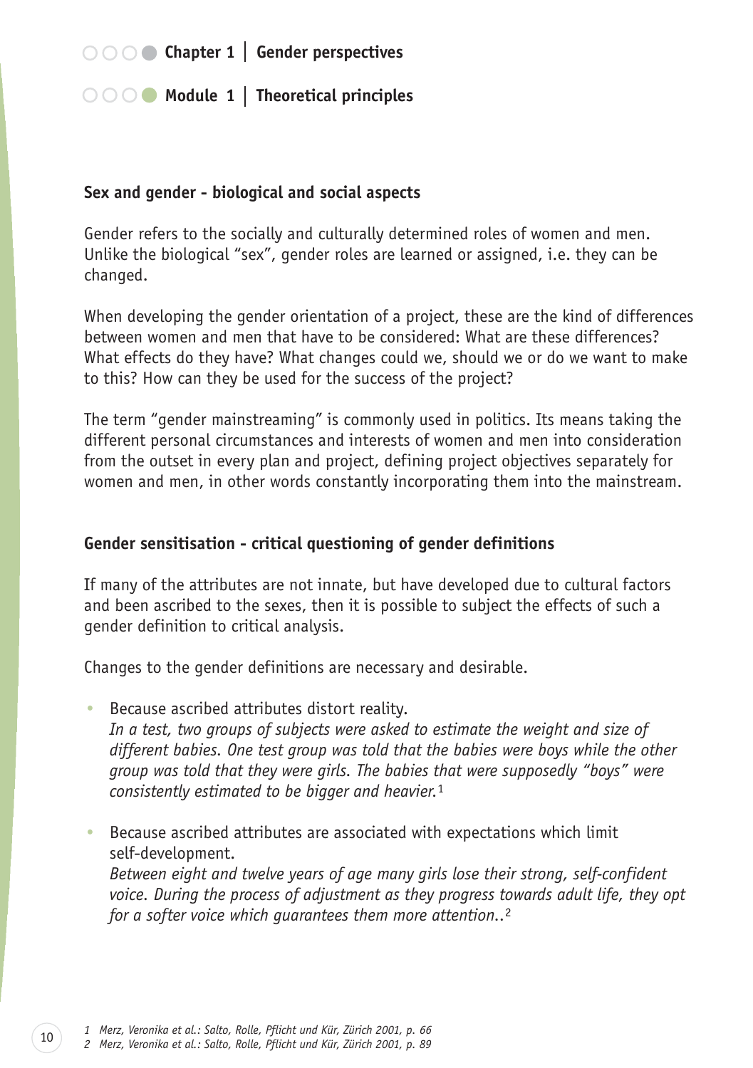Chapter 1 | Gender perspectives

Module 1 | Theoretical principles

## Sex and gender - biological and social aspects

Gender refers to the socially and culturally determined roles of women and men. Unlike the biological "sex", gender roles are learned or assigned, i.e. they can be changed.

When developing the gender orientation of a project, these are the kind of differences between women and men that have to be considered: What are these differences? What effects do they have? What changes could we, should we or do we want to make to this? How can they be used for the success of the project?

The term "gender mainstreaming" is commonly used in politics. Its means taking the different personal circumstances and interests of women and men into consideration from the outset in every plan and project, defining project objectives separately for women and men, in other words constantly incorporating them into the mainstream.

## Gender sensitisation - critical questioning of gender definitions

If many of the attributes are not innate, but have developed due to cultural factors and been ascribed to the sexes, then it is possible to subject the effects of such a gender definition to critical analysis.

Changes to the gender definitions are necessary and desirable.

- Because ascribed attributes distort reality.
  *In a test, two groups of subjects were asked to estimate the weight and size of different babies. One test group was told that the babies were boys while the other group was told that they were girls. The babies that were supposedly "boys" were consistently estimated to be bigger and heavier.*[1]

- Because ascribed attributes are associated with expectations which limit self-development.
  *Between eight and twelve years of age many girls lose their strong, self-confident voice. During the process of adjustment as they progress towards adult life, they opt for a softer voice which guarantees them more attention..*[2]

*1 Merz, Veronika et al.: Salto, Rolle, Pflicht und Kür, Zürich 2001, p. 66*
*2 Merz, Veronika et al.: Salto, Rolle, Pflicht und Kür, Zürich 2001, p. 89*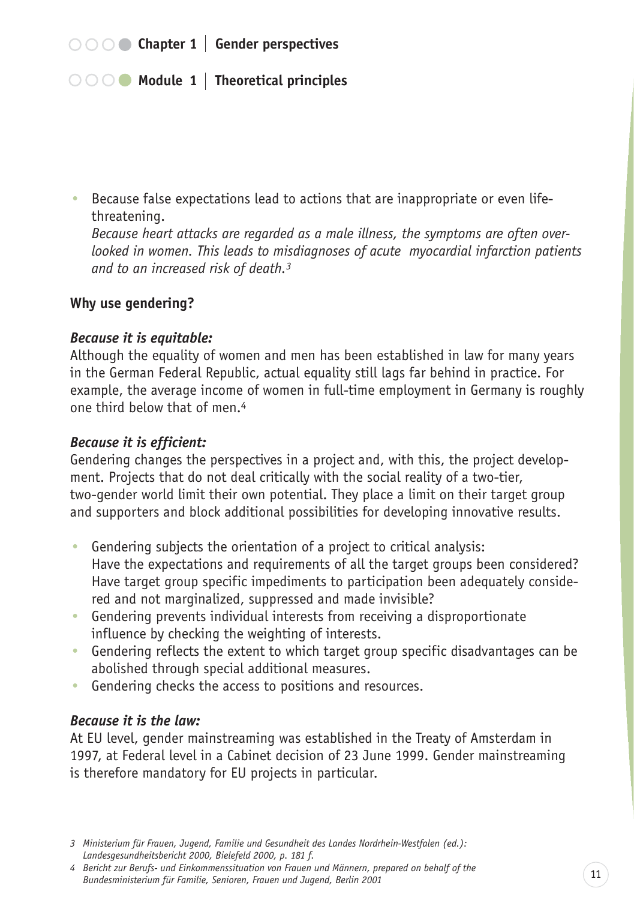- Because false expectations lead to actions that are inappropriate or even life-threatening.
  *Because heart attacks are regarded as a male illness, the symptoms are often overlooked in women. This leads to misdiagnoses of acute myocardial infarction patients and to an increased risk of death.*[3]

**Why use gendering?**

***Because it is equitable:***
Although the equality of women and men has been established in law for many years in the German Federal Republic, actual equality still lags far behind in practice. For example, the average income of women in full-time employment in Germany is roughly one third below that of men.[4]

***Because it is efficient:***
Gendering changes the perspectives in a project and, with this, the project development. Projects that do not deal critically with the social reality of a two-tier, two-gender world limit their own potential. They place a limit on their target group and supporters and block additional possibilities for developing innovative results.

- Gendering subjects the orientation of a project to critical analysis:
  Have the expectations and requirements of all the target groups been considered? Have target group specific impediments to participation been adequately considered and not marginalized, suppressed and made invisible?
- Gendering prevents individual interests from receiving a disproportionate influence by checking the weighting of interests.
- Gendering reflects the extent to which target group specific disadvantages can be abolished through special additional measures.
- Gendering checks the access to positions and resources.

***Because it is the law:***
At EU level, gender mainstreaming was established in the Treaty of Amsterdam in 1997, at Federal level in a Cabinet decision of 23 June 1999. Gender mainstreaming is therefore mandatory for EU projects in particular.

---

*3 Ministerium für Frauen, Jugend, Familie und Gesundheit des Landes Nordrhein-Westfalen (ed.): Landesgesundheitsbericht 2000, Bielefeld 2000, p. 181 f.*

*4 Bericht zur Berufs- und Einkommenssituation von Frauen und Männern, prepared on behalf of the Bundesministerium für Familie, Senioren, Frauen und Jugend, Berlin 2001*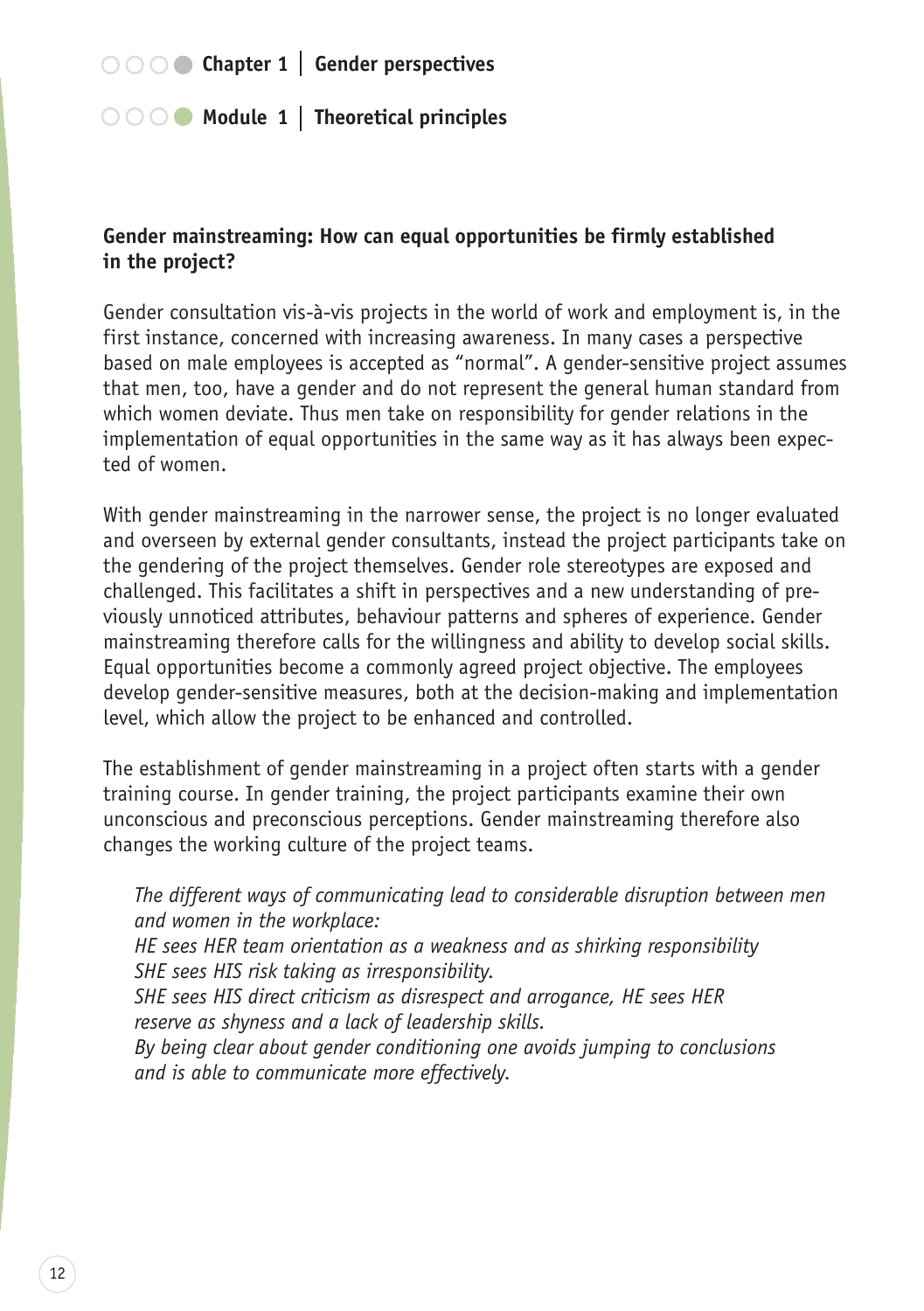## Gender mainstreaming: How can equal opportunities be firmly established in the project?

Gender consultation vis-à-vis projects in the world of work and employment is, in the first instance, concerned with increasing awareness. In many cases a perspective based on male employees is accepted as "normal". A gender-sensitive project assumes that men, too, have a gender and do not represent the general human standard from which women deviate. Thus men take on responsibility for gender relations in the implementation of equal opportunities in the same way as it has always been expected of women.

With gender mainstreaming in the narrower sense, the project is no longer evaluated and overseen by external gender consultants, instead the project participants take on the gendering of the project themselves. Gender role stereotypes are exposed and challenged. This facilitates a shift in perspectives and a new understanding of previously unnoticed attributes, behaviour patterns and spheres of experience. Gender mainstreaming therefore calls for the willingness and ability to develop social skills. Equal opportunities become a commonly agreed project objective. The employees develop gender-sensitive measures, both at the decision-making and implementation level, which allow the project to be enhanced and controlled.

The establishment of gender mainstreaming in a project often starts with a gender training course. In gender training, the project participants examine their own unconscious and preconscious perceptions. Gender mainstreaming therefore also changes the working culture of the project teams.

> *The different ways of communicating lead to considerable disruption between men and women in the workplace:*
> *HE sees HER team orientation as a weakness and as shirking responsibility*
> *SHE sees HIS risk taking as irresponsibility.*
> *SHE sees HIS direct criticism as disrespect and arrogance, HE sees HER reserve as shyness and a lack of leadership skills.*
> *By being clear about gender conditioning one avoids jumping to conclusions and is able to communicate more effectively.*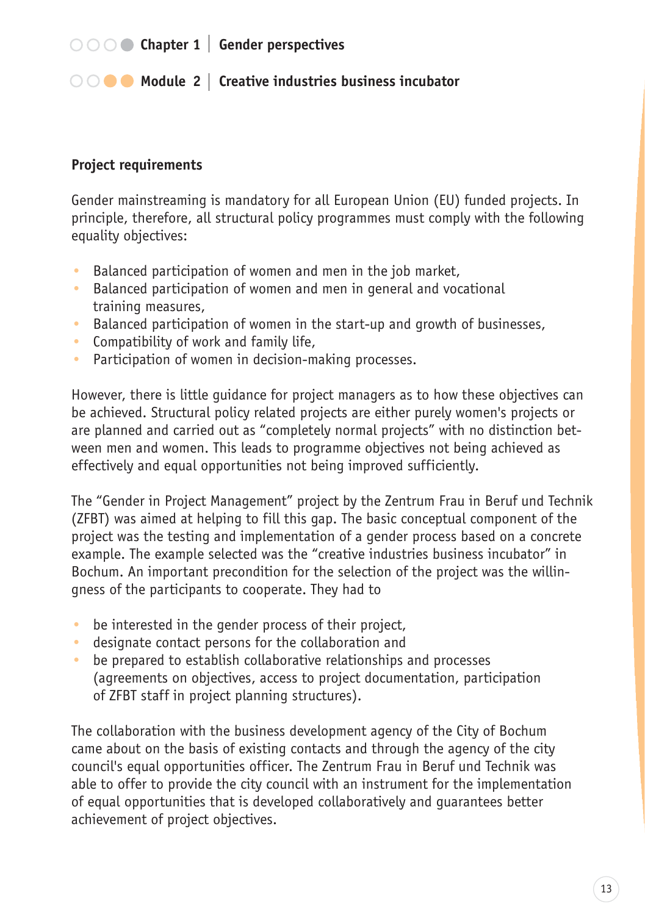### Project requirements

Gender mainstreaming is mandatory for all European Union (EU) funded projects. In principle, therefore, all structural policy programmes must comply with the following equality objectives:

- Balanced participation of women and men in the job market,
- Balanced participation of women and men in general and vocational training measures,
- Balanced participation of women in the start-up and growth of businesses,
- Compatibility of work and family life,
- Participation of women in decision-making processes.

However, there is little guidance for project managers as to how these objectives can be achieved. Structural policy related projects are either purely women's projects or are planned and carried out as "completely normal projects" with no distinction between men and women. This leads to programme objectives not being achieved as effectively and equal opportunities not being improved sufficiently.

The "Gender in Project Management" project by the Zentrum Frau in Beruf und Technik (ZFBT) was aimed at helping to fill this gap. The basic conceptual component of the project was the testing and implementation of a gender process based on a concrete example. The example selected was the "creative industries business incubator" in Bochum. An important precondition for the selection of the project was the willingness of the participants to cooperate. They had to

- be interested in the gender process of their project,
- designate contact persons for the collaboration and
- be prepared to establish collaborative relationships and processes (agreements on objectives, access to project documentation, participation of ZFBT staff in project planning structures).

The collaboration with the business development agency of the City of Bochum came about on the basis of existing contacts and through the agency of the city council's equal opportunities officer. The Zentrum Frau in Beruf und Technik was able to offer to provide the city council with an instrument for the implementation of equal opportunities that is developed collaboratively and guarantees better achievement of project objectives.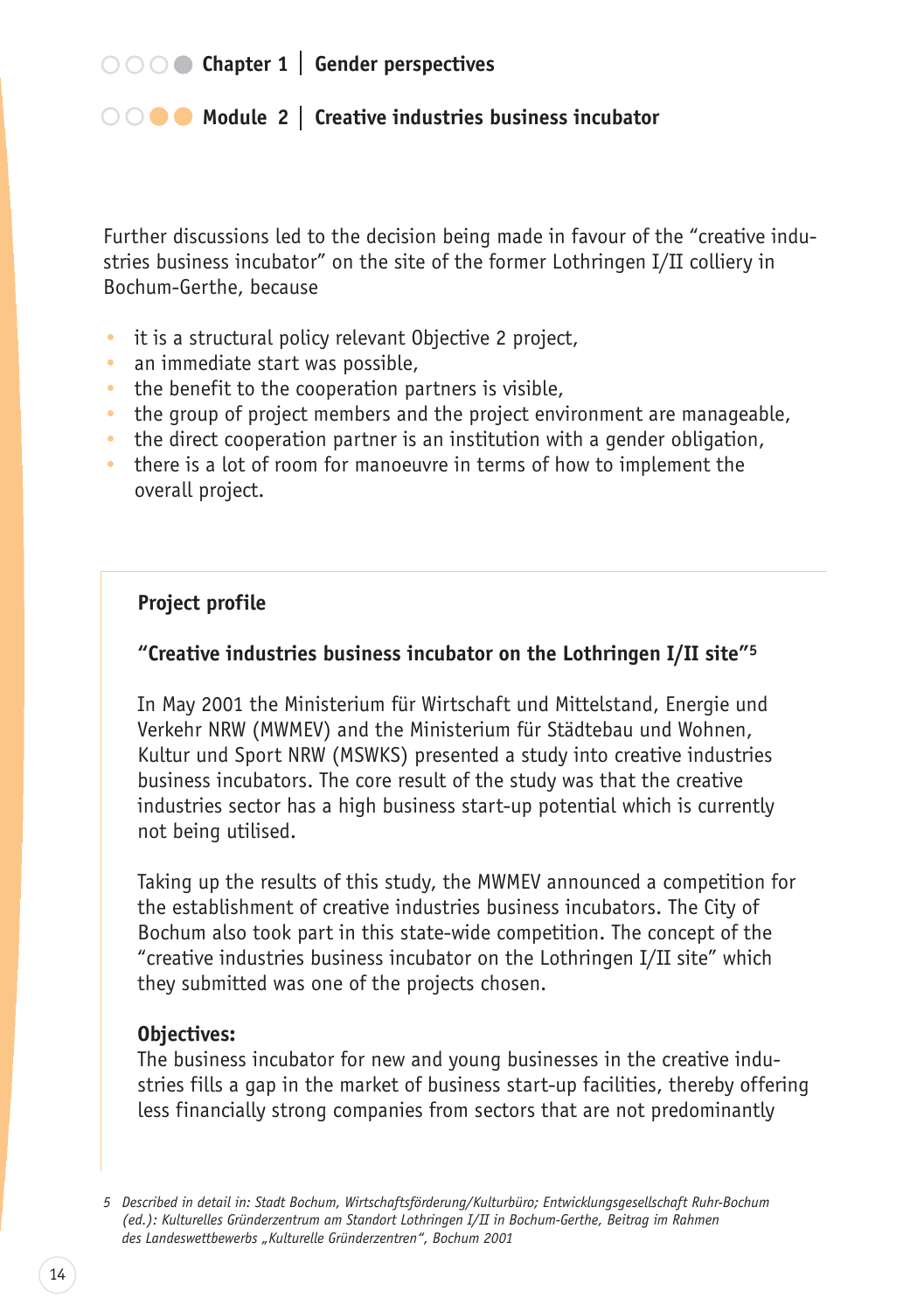Further discussions led to the decision being made in favour of the "creative industries business incubator" on the site of the former Lothringen I/II colliery in Bochum-Gerthe, because

- it is a structural policy relevant Objective 2 project,
- an immediate start was possible,
- the benefit to the cooperation partners is visible,
- the group of project members and the project environment are manageable,
- the direct cooperation partner is an institution with a gender obligation,
- there is a lot of room for manoeuvre in terms of how to implement the overall project.

## Project profile

### "Creative industries business incubator on the Lothringen I/II site"[5]

In May 2001 the Ministerium für Wirtschaft und Mittelstand, Energie und Verkehr NRW (MWMEV) and the Ministerium für Städtebau und Wohnen, Kultur und Sport NRW (MSWKS) presented a study into creative industries business incubators. The core result of the study was that the creative industries sector has a high business start-up potential which is currently not being utilised.

Taking up the results of this study, the MWMEV announced a competition for the establishment of creative industries business incubators. The City of Bochum also took part in this state-wide competition. The concept of the "creative industries business incubator on the Lothringen I/II site" which they submitted was one of the projects chosen.

**Objectives:**
The business incubator for new and young businesses in the creative industries fills a gap in the market of business start-up facilities, thereby offering less financially strong companies from sectors that are not predominantly

*5 Described in detail in: Stadt Bochum, Wirtschaftsförderung/Kulturbüro; Entwicklungsgesellschaft Ruhr-Bochum (ed.): Kulturelles Gründerzentrum am Standort Lothringen I/II in Bochum-Gerthe, Beitrag im Rahmen des Landeswettbewerbs „Kulturelle Gründerzentren", Bochum 2001*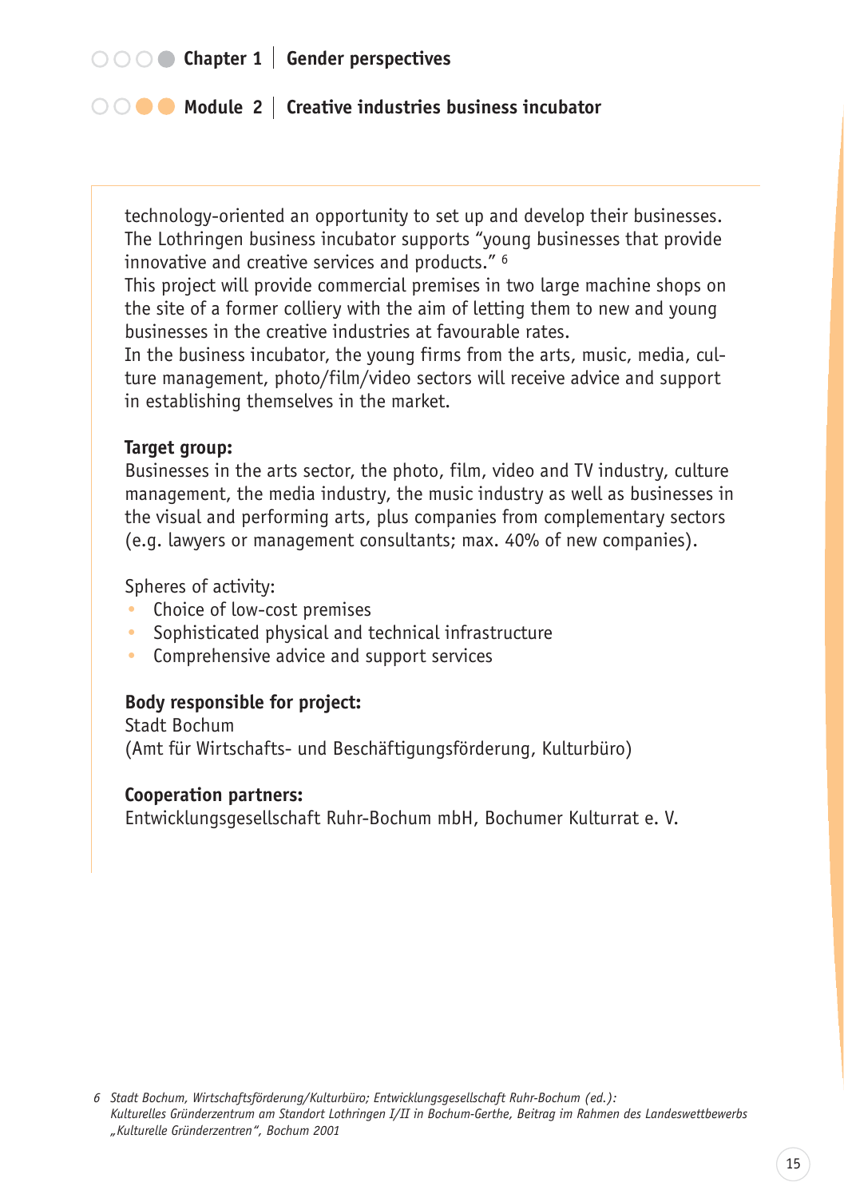technology-oriented an opportunity to set up and develop their businesses. The Lothringen business incubator supports "young businesses that provide innovative and creative services and products." [6]

This project will provide commercial premises in two large machine shops on the site of a former colliery with the aim of letting them to new and young businesses in the creative industries at favourable rates.

In the business incubator, the young firms from the arts, music, media, culture management, photo/film/video sectors will receive advice and support in establishing themselves in the market.

**Target group:**

Businesses in the arts sector, the photo, film, video and TV industry, culture management, the media industry, the music industry as well as businesses in the visual and performing arts, plus companies from complementary sectors (e.g. lawyers or management consultants; max. 40% of new companies).

Spheres of activity:

- Choice of low-cost premises
- Sophisticated physical and technical infrastructure
- Comprehensive advice and support services

**Body responsible for project:**

Stadt Bochum
(Amt für Wirtschafts- und Beschäftigungsförderung, Kulturbüro)

**Cooperation partners:**

Entwicklungsgesellschaft Ruhr-Bochum mbH, Bochumer Kulturrat e. V.

---

6 *Stadt Bochum, Wirtschaftsförderung/Kulturbüro; Entwicklungsgesellschaft Ruhr-Bochum (ed.): Kulturelles Gründerzentrum am Standort Lothringen I/II in Bochum-Gerthe, Beitrag im Rahmen des Landeswettbewerbs „Kulturelle Gründerzentren", Bochum 2001*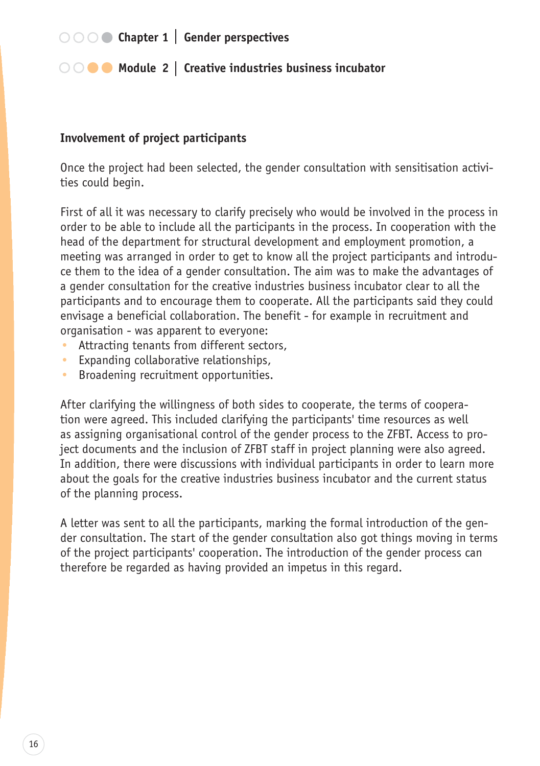## Involvement of project participants

Once the project had been selected, the gender consultation with sensitisation activities could begin.

First of all it was necessary to clarify precisely who would be involved in the process in order to be able to include all the participants in the process. In cooperation with the head of the department for structural development and employment promotion, a meeting was arranged in order to get to know all the project participants and introduce them to the idea of a gender consultation. The aim was to make the advantages of a gender consultation for the creative industries business incubator clear to all the participants and to encourage them to cooperate. All the participants said they could envisage a beneficial collaboration. The benefit - for example in recruitment and organisation - was apparent to everyone:

- Attracting tenants from different sectors,
- Expanding collaborative relationships,
- Broadening recruitment opportunities.

After clarifying the willingness of both sides to cooperate, the terms of cooperation were agreed. This included clarifying the participants' time resources as well as assigning organisational control of the gender process to the ZFBT. Access to project documents and the inclusion of ZFBT staff in project planning were also agreed. In addition, there were discussions with individual participants in order to learn more about the goals for the creative industries business incubator and the current status of the planning process.

A letter was sent to all the participants, marking the formal introduction of the gender consultation. The start of the gender consultation also got things moving in terms of the project participants' cooperation. The introduction of the gender process can therefore be regarded as having provided an impetus in this regard.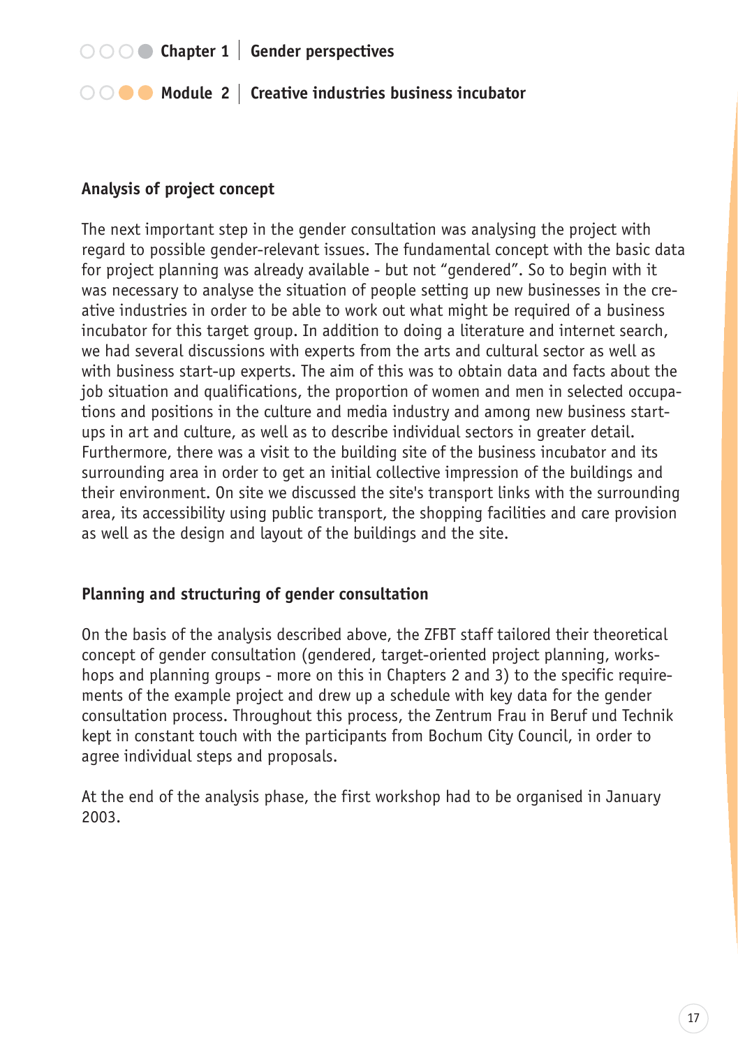## Analysis of project concept

The next important step in the gender consultation was analysing the project with regard to possible gender-relevant issues. The fundamental concept with the basic data for project planning was already available - but not "gendered". So to begin with it was necessary to analyse the situation of people setting up new businesses in the creative industries in order to be able to work out what might be required of a business incubator for this target group. In addition to doing a literature and internet search, we had several discussions with experts from the arts and cultural sector as well as with business start-up experts. The aim of this was to obtain data and facts about the job situation and qualifications, the proportion of women and men in selected occupations and positions in the culture and media industry and among new business start-ups in art and culture, as well as to describe individual sectors in greater detail. Furthermore, there was a visit to the building site of the business incubator and its surrounding area in order to get an initial collective impression of the buildings and their environment. On site we discussed the site's transport links with the surrounding area, its accessibility using public transport, the shopping facilities and care provision as well as the design and layout of the buildings and the site.

## Planning and structuring of gender consultation

On the basis of the analysis described above, the ZFBT staff tailored their theoretical concept of gender consultation (gendered, target-oriented project planning, workshops and planning groups - more on this in Chapters 2 and 3) to the specific requirements of the example project and drew up a schedule with key data for the gender consultation process. Throughout this process, the Zentrum Frau in Beruf und Technik kept in constant touch with the participants from Bochum City Council, in order to agree individual steps and proposals.

At the end of the analysis phase, the first workshop had to be organised in January 2003.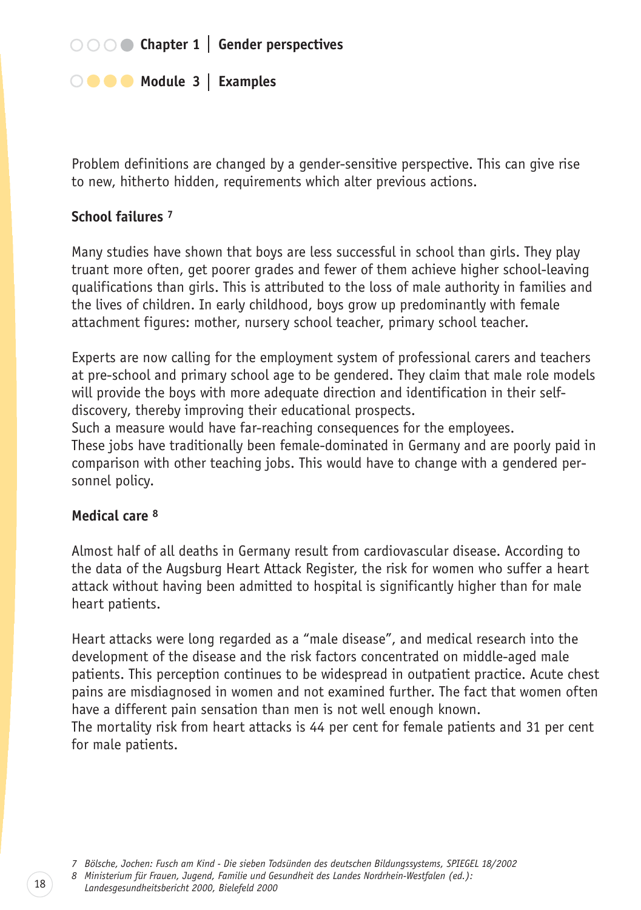Problem definitions are changed by a gender-sensitive perspective. This can give rise to new, hitherto hidden, requirements which alter previous actions.

### School failures [7]

Many studies have shown that boys are less successful in school than girls. They play truant more often, get poorer grades and fewer of them achieve higher school-leaving qualifications than girls. This is attributed to the loss of male authority in families and the lives of children. In early childhood, boys grow up predominantly with female attachment figures: mother, nursery school teacher, primary school teacher.

Experts are now calling for the employment system of professional carers and teachers at pre-school and primary school age to be gendered. They claim that male role models will provide the boys with more adequate direction and identification in their self-discovery, thereby improving their educational prospects.
Such a measure would have far-reaching consequences for the employees.
These jobs have traditionally been female-dominated in Germany and are poorly paid in comparison with other teaching jobs. This would have to change with a gendered personnel policy.

### Medical care [8]

Almost half of all deaths in Germany result from cardiovascular disease. According to the data of the Augsburg Heart Attack Register, the risk for women who suffer a heart attack without having been admitted to hospital is significantly higher than for male heart patients.

Heart attacks were long regarded as a "male disease", and medical research into the development of the disease and the risk factors concentrated on middle-aged male patients. This perception continues to be widespread in outpatient practice. Acute chest pains are misdiagnosed in women and not examined further. The fact that women often have a different pain sensation than men is not well enough known.
The mortality risk from heart attacks is 44 per cent for female patients and 31 per cent for male patients.

---

*7 Bölsche, Jochen: Fusch am Kind - Die sieben Todsünden des deutschen Bildungssystems, SPIEGEL 18/2002*

*8 Ministerium für Frauen, Jugend, Familie und Gesundheit des Landes Nordrhein-Westfalen (ed.): Landesgesundheitsbericht 2000, Bielefeld 2000*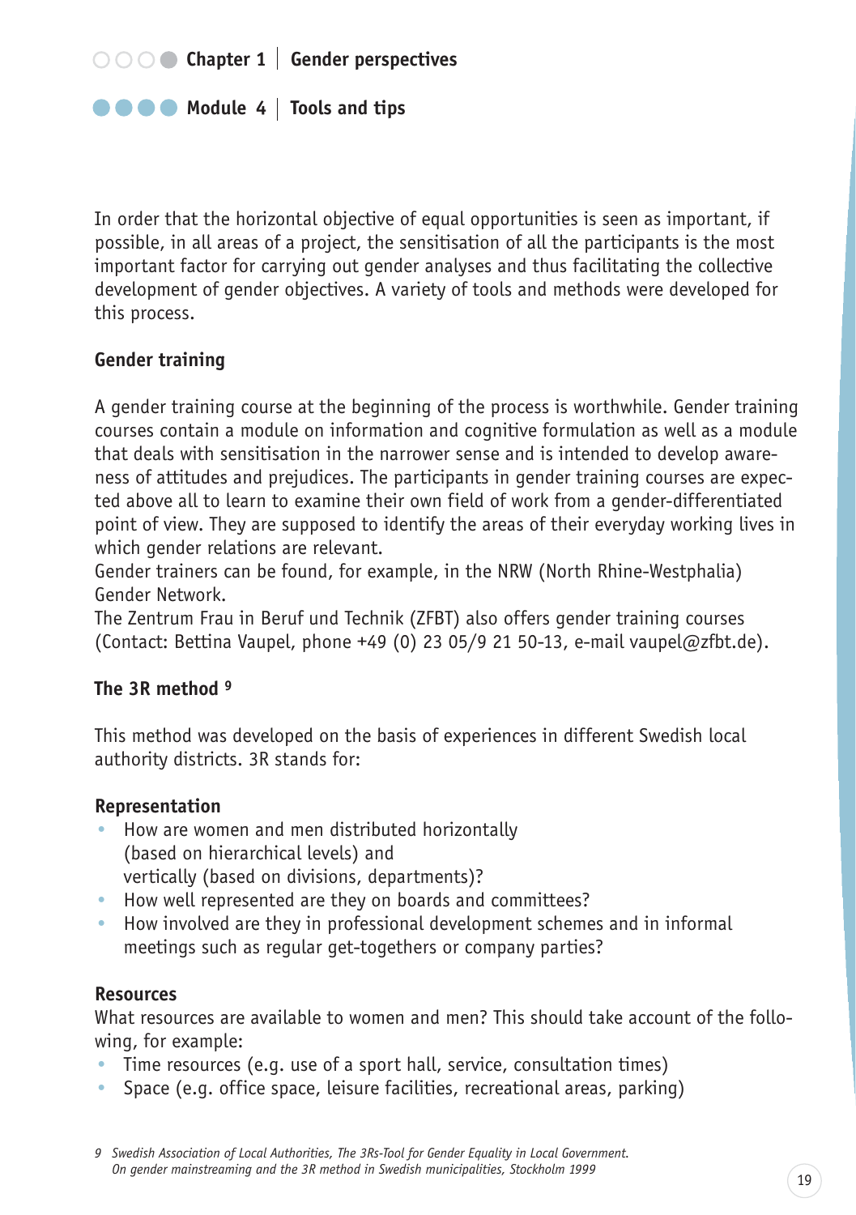In order that the horizontal objective of equal opportunities is seen as important, if possible, in all areas of a project, the sensitisation of all the participants is the most important factor for carrying out gender analyses and thus facilitating the collective development of gender objectives. A variety of tools and methods were developed for this process.

### Gender training

A gender training course at the beginning of the process is worthwhile. Gender training courses contain a module on information and cognitive formulation as well as a module that deals with sensitisation in the narrower sense and is intended to develop awareness of attitudes and prejudices. The participants in gender training courses are expected above all to learn to examine their own field of work from a gender-differentiated point of view. They are supposed to identify the areas of their everyday working lives in which gender relations are relevant.
Gender trainers can be found, for example, in the NRW (North Rhine-Westphalia) Gender Network.
The Zentrum Frau in Beruf und Technik (ZFBT) also offers gender training courses (Contact: Bettina Vaupel, phone +49 (0) 23 05/9 21 50-13, e-mail vaupel@zfbt.de).

### The 3R method [9]

This method was developed on the basis of experiences in different Swedish local authority districts. 3R stands for:

#### Representation

- How are women and men distributed horizontally (based on hierarchical levels) and vertically (based on divisions, departments)?
- How well represented are they on boards and committees?
- How involved are they in professional development schemes and in informal meetings such as regular get-togethers or company parties?

#### Resources

What resources are available to women and men? This should take account of the following, for example:

- Time resources (e.g. use of a sport hall, service, consultation times)
- Space (e.g. office space, leisure facilities, recreational areas, parking)

*9 Swedish Association of Local Authorities, The 3Rs-Tool for Gender Equality in Local Government. On gender mainstreaming and the 3R method in Swedish municipalities, Stockholm 1999*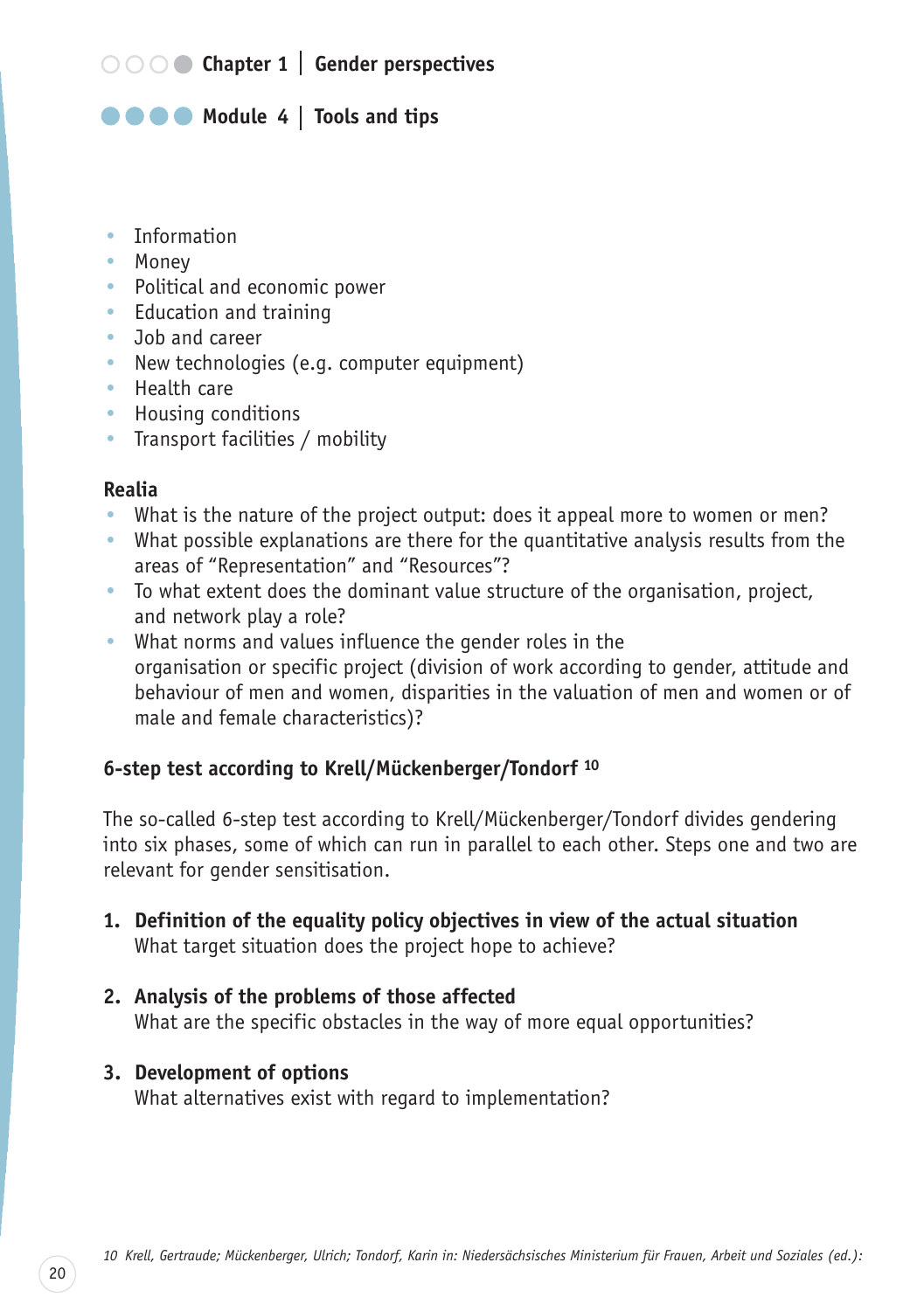- Information
- Money
- Political and economic power
- Education and training
- Job and career
- New technologies (e.g. computer equipment)
- Health care
- Housing conditions
- Transport facilities / mobility

**Realia**

- What is the nature of the project output: does it appeal more to women or men?
- What possible explanations are there for the quantitative analysis results from the areas of "Representation" and "Resources"?
- To what extent does the dominant value structure of the organisation, project, and network play a role?
- What norms and values influence the gender roles in the organisation or specific project (division of work according to gender, attitude and behaviour of men and women, disparities in the valuation of men and women or of male and female characteristics)?

### 6-step test according to Krell/Mückenberger/Tondorf [10]

The so-called 6-step test according to Krell/Mückenberger/Tondorf divides gendering into six phases, some of which can run in parallel to each other. Steps one and two are relevant for gender sensitisation.

1. **Definition of the equality policy objectives in view of the actual situation**
   What target situation does the project hope to achieve?

2. **Analysis of the problems of those affected**
   What are the specific obstacles in the way of more equal opportunities?

3. **Development of options**
   What alternatives exist with regard to implementation?

*10 Krell, Gertraude; Mückenberger, Ulrich; Tondorf, Karin in: Niedersächsisches Ministerium für Frauen, Arbeit und Soziales (ed.):*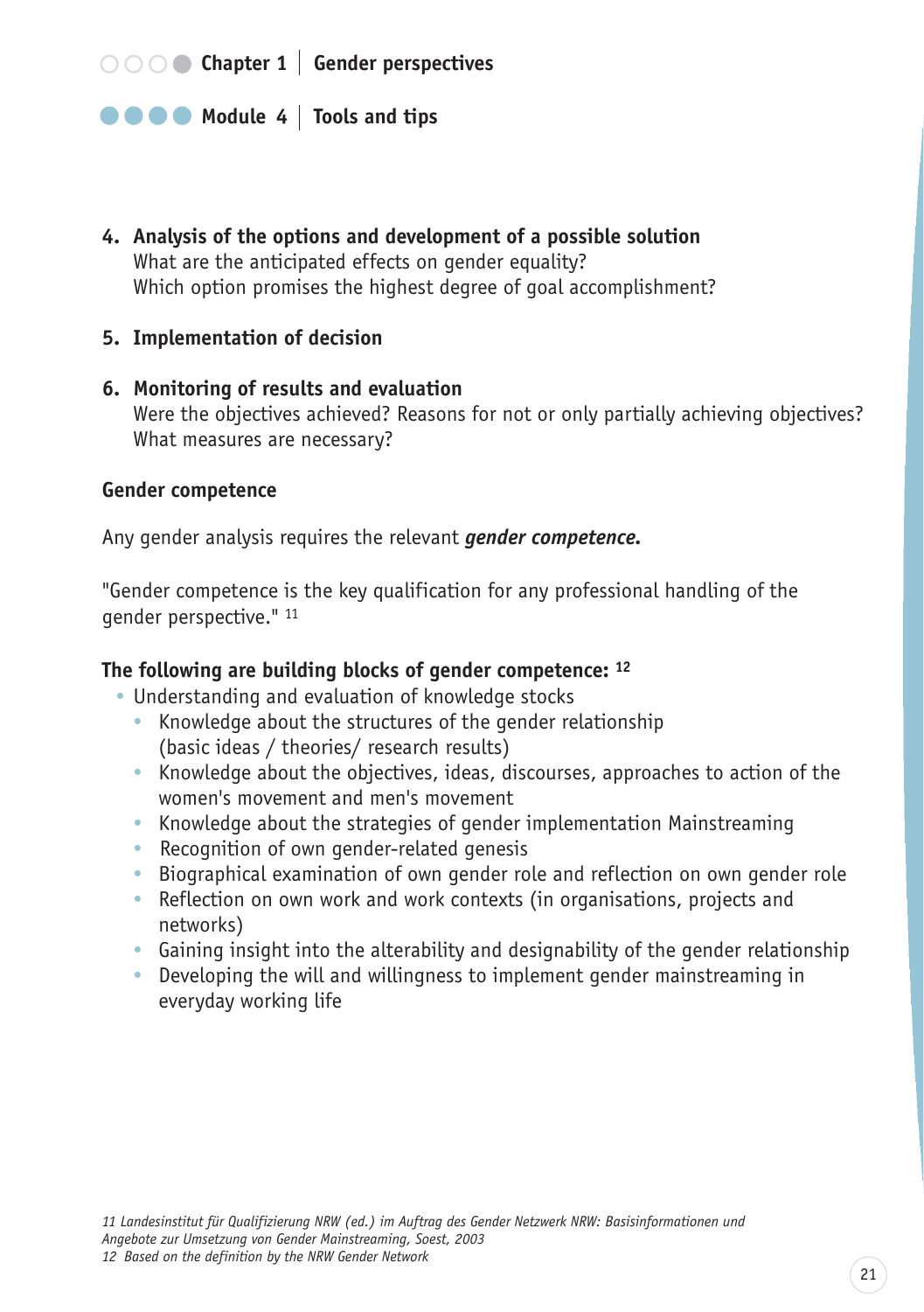4. **Analysis of the options and development of a possible solution**
   What are the anticipated effects on gender equality?
   Which option promises the highest degree of goal accomplishment?

5. **Implementation of decision**

6. **Monitoring of results and evaluation**
   Were the objectives achieved? Reasons for not or only partially achieving objectives?
   What measures are necessary?

## Gender competence

Any gender analysis requires the relevant ***gender competence.***

"Gender competence is the key qualification for any professional handling of the gender perspective." [11]

**The following are building blocks of gender competence:** [12]

- Understanding and evaluation of knowledge stocks
  - Knowledge about the structures of the gender relationship (basic ideas / theories/ research results)
  - Knowledge about the objectives, ideas, discourses, approaches to action of the women's movement and men's movement
  - Knowledge about the strategies of gender implementation Mainstreaming
  - Recognition of own gender-related genesis
  - Biographical examination of own gender role and reflection on own gender role
  - Reflection on own work and work contexts (in organisations, projects and networks)
  - Gaining insight into the alterability and designability of the gender relationship
  - Developing the will and willingness to implement gender mainstreaming in everyday working life

*11 Landesinstitut für Qualifizierung NRW (ed.) im Auftrag des Gender Netzwerk NRW: Basisinformationen und Angebote zur Umsetzung von Gender Mainstreaming, Soest, 2003*
*12 Based on the definition by the NRW Gender Network*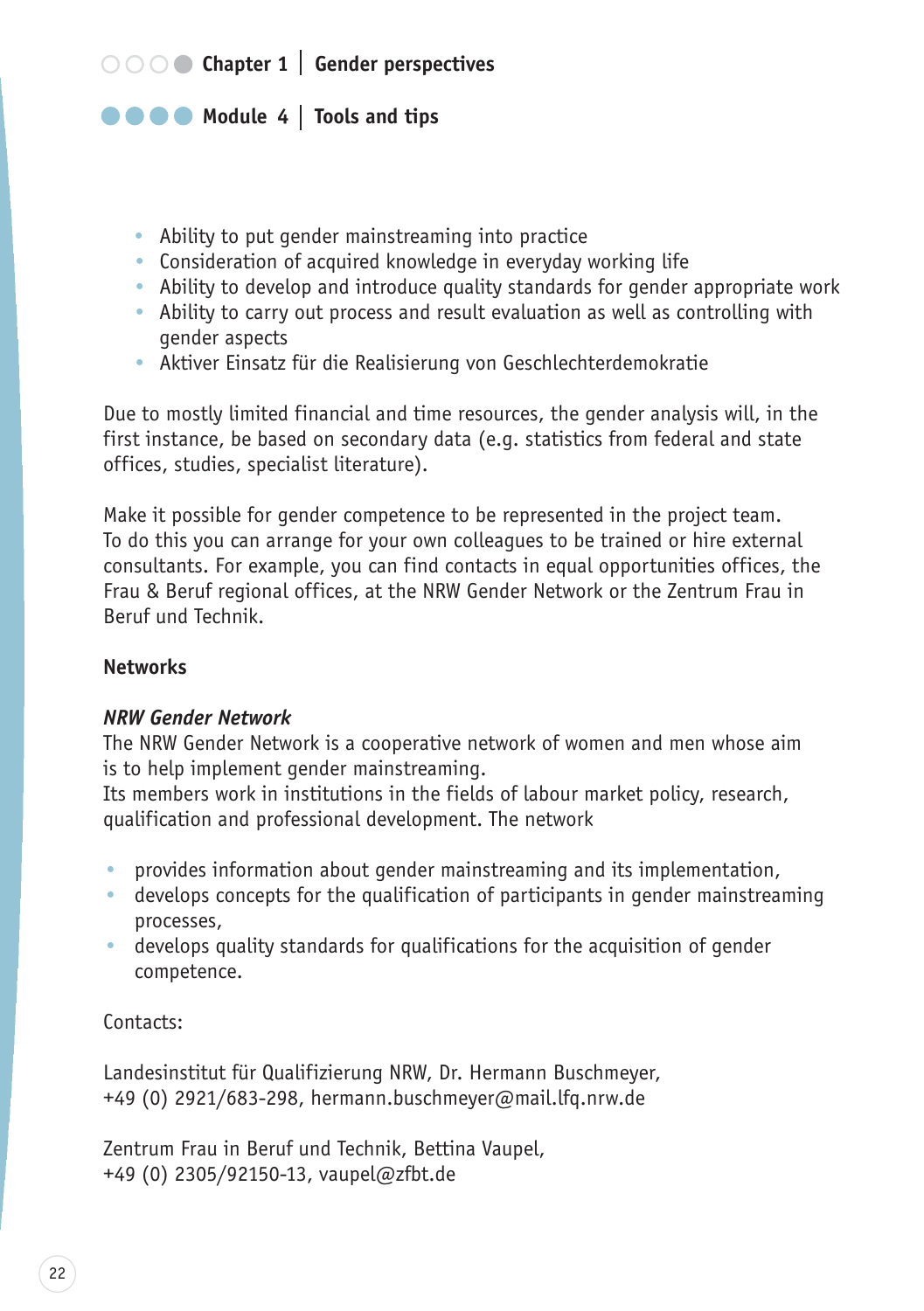- Ability to put gender mainstreaming into practice
- Consideration of acquired knowledge in everyday working life
- Ability to develop and introduce quality standards for gender appropriate work
- Ability to carry out process and result evaluation as well as controlling with gender aspects
- Aktiver Einsatz für die Realisierung von Geschlechterdemokratie

Due to mostly limited financial and time resources, the gender analysis will, in the first instance, be based on secondary data (e.g. statistics from federal and state offices, studies, specialist literature).

Make it possible for gender competence to be represented in the project team. To do this you can arrange for your own colleagues to be trained or hire external consultants. For example, you can find contacts in equal opportunities offices, the Frau & Beruf regional offices, at the NRW Gender Network or the Zentrum Frau in Beruf und Technik.

**Networks**

***NRW Gender Network***

The NRW Gender Network is a cooperative network of women and men whose aim is to help implement gender mainstreaming.
Its members work in institutions in the fields of labour market policy, research, qualification and professional development. The network

- provides information about gender mainstreaming and its implementation,
- develops concepts for the qualification of participants in gender mainstreaming processes,
- develops quality standards for qualifications for the acquisition of gender competence.

Contacts:

Landesinstitut für Qualifizierung NRW, Dr. Hermann Buschmeyer,
+49 (0) 2921/683-298, hermann.buschmeyer@mail.lfq.nrw.de

Zentrum Frau in Beruf und Technik, Bettina Vaupel,
+49 (0) 2305/92150-13, vaupel@zfbt.de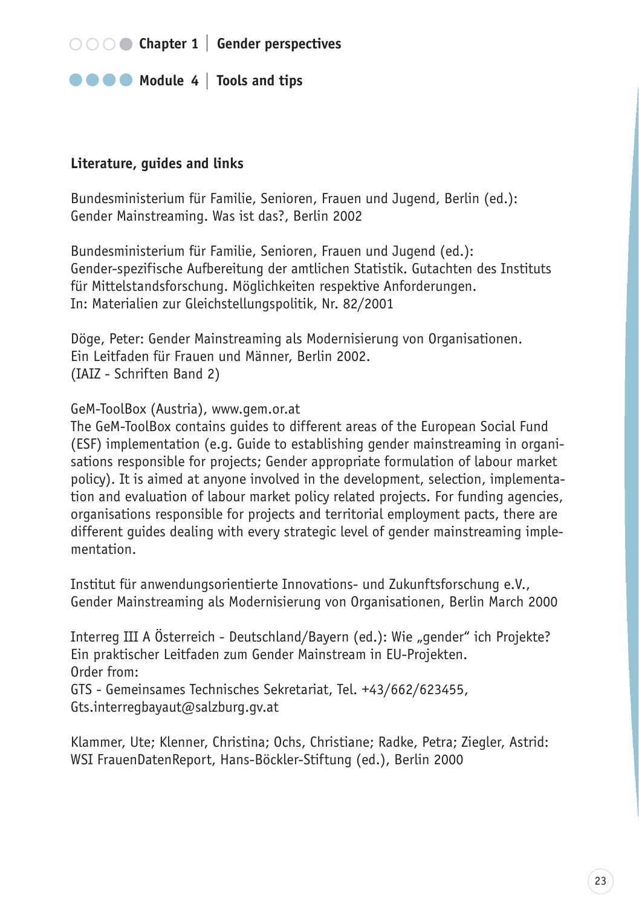## Literature, guides and links

Bundesministerium für Familie, Senioren, Frauen und Jugend, Berlin (ed.):
Gender Mainstreaming. Was ist das?, Berlin 2002

Bundesministerium für Familie, Senioren, Frauen und Jugend (ed.):
Gender-spezifische Aufbereitung der amtlichen Statistik. Gutachten des Instituts für Mittelstandsforschung. Möglichkeiten respektive Anforderungen.
In: Materialien zur Gleichstellungspolitik, Nr. 82/2001

Döge, Peter: Gender Mainstreaming als Modernisierung von Organisationen.
Ein Leitfaden für Frauen und Männer, Berlin 2002.
(IAIZ - Schriften Band 2)

GeM-ToolBox (Austria), www.gem.or.at
The GeM-ToolBox contains guides to different areas of the European Social Fund (ESF) implementation (e.g. Guide to establishing gender mainstreaming in organisations responsible for projects; Gender appropriate formulation of labour market policy). It is aimed at anyone involved in the development, selection, implementation and evaluation of labour market policy related projects. For funding agencies, organisations responsible for projects and territorial employment pacts, there are different guides dealing with every strategic level of gender mainstreaming implementation.

Institut für anwendungsorientierte Innovations- und Zukunftsforschung e.V.,
Gender Mainstreaming als Modernisierung von Organisationen, Berlin March 2000

Interreg III A Österreich - Deutschland/Bayern (ed.): Wie „gender“ ich Projekte?
Ein praktischer Leitfaden zum Gender Mainstream in EU-Projekten.
Order from:
GTS - Gemeinsames Technisches Sekretariat, Tel. +43/662/623455,
Gts.interregbayaut@salzburg.gv.at

Klammer, Ute; Klenner, Christina; Ochs, Christiane; Radke, Petra; Ziegler, Astrid:
WSI FrauenDatenReport, Hans-Böckler-Stiftung (ed.), Berlin 2000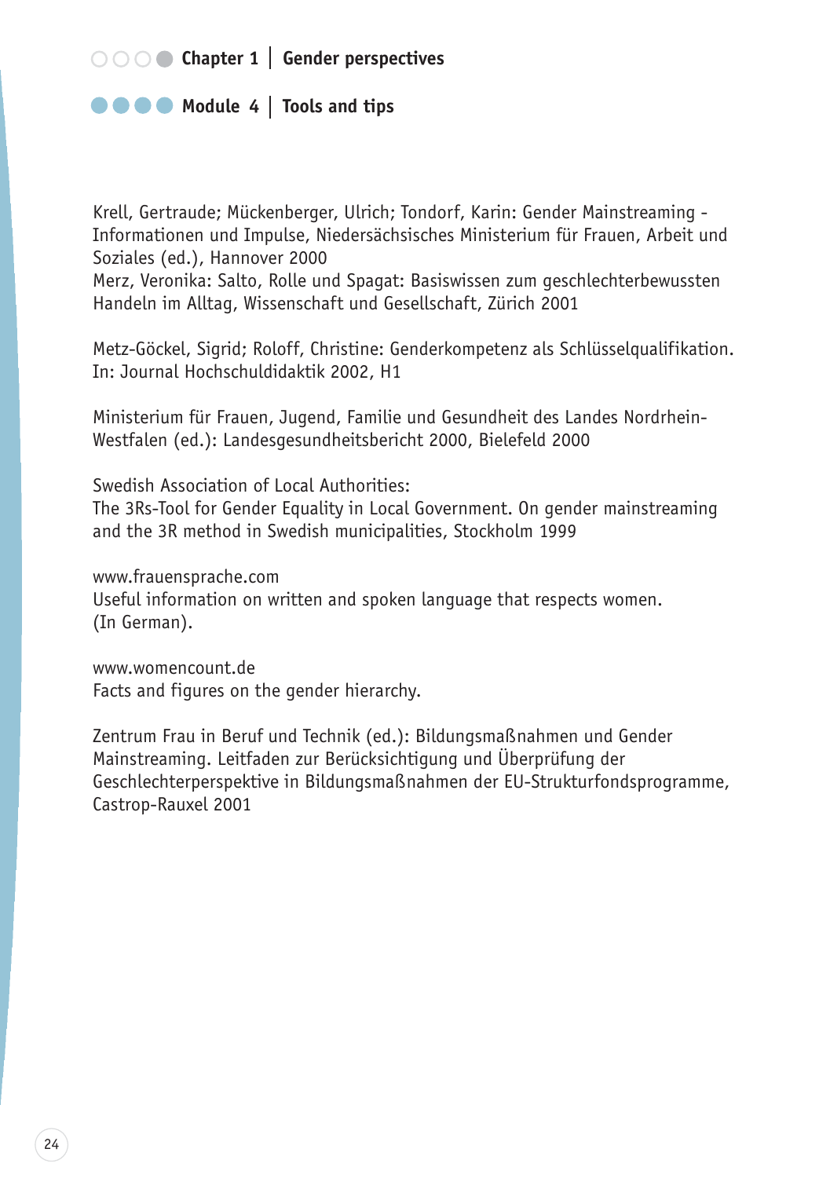Krell, Gertraude; Mückenberger, Ulrich; Tondorf, Karin: Gender Mainstreaming - Informationen und Impulse, Niedersächsisches Ministerium für Frauen, Arbeit und Soziales (ed.), Hannover 2000
Merz, Veronika: Salto, Rolle und Spagat: Basiswissen zum geschlechterbewussten Handeln im Alltag, Wissenschaft und Gesellschaft, Zürich 2001

Metz-Göckel, Sigrid; Roloff, Christine: Genderkompetenz als Schlüsselqualifikation. In: Journal Hochschuldidaktik 2002, H1

Ministerium für Frauen, Jugend, Familie und Gesundheit des Landes Nordrhein-Westfalen (ed.): Landesgesundheitsbericht 2000, Bielefeld 2000

Swedish Association of Local Authorities:
The 3Rs-Tool for Gender Equality in Local Government. On gender mainstreaming and the 3R method in Swedish municipalities, Stockholm 1999

www.frauensprache.com
Useful information on written and spoken language that respects women. (In German).

www.womencount.de
Facts and figures on the gender hierarchy.

Zentrum Frau in Beruf und Technik (ed.): Bildungsmaßnahmen und Gender Mainstreaming. Leitfaden zur Berücksichtigung und Überprüfung der Geschlechterperspektive in Bildungsmaßnahmen der EU-Strukturfondsprogramme, Castrop-Rauxel 2001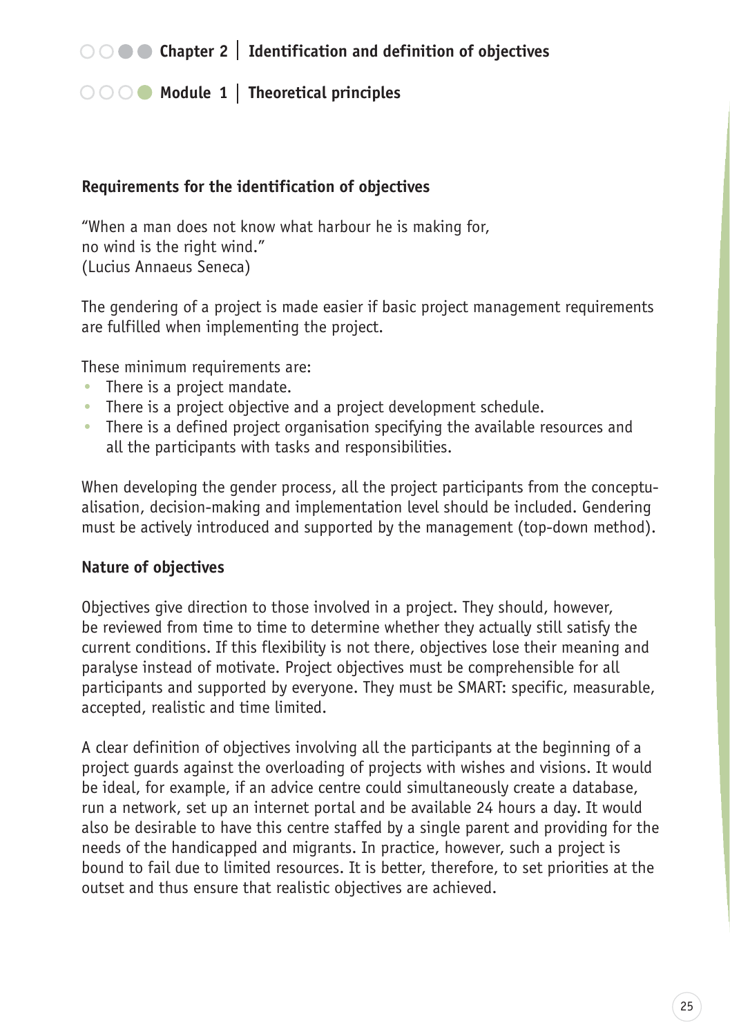## Requirements for the identification of objectives

"When a man does not know what harbour he is making for,
no wind is the right wind."
(Lucius Annaeus Seneca)

The gendering of a project is made easier if basic project management requirements are fulfilled when implementing the project.

These minimum requirements are:

- There is a project mandate.
- There is a project objective and a project development schedule.
- There is a defined project organisation specifying the available resources and all the participants with tasks and responsibilities.

When developing the gender process, all the project participants from the conceptualisation, decision-making and implementation level should be included. Gendering must be actively introduced and supported by the management (top-down method).

## Nature of objectives

Objectives give direction to those involved in a project. They should, however, be reviewed from time to time to determine whether they actually still satisfy the current conditions. If this flexibility is not there, objectives lose their meaning and paralyse instead of motivate. Project objectives must be comprehensible for all participants and supported by everyone. They must be SMART: specific, measurable, accepted, realistic and time limited.

A clear definition of objectives involving all the participants at the beginning of a project guards against the overloading of projects with wishes and visions. It would be ideal, for example, if an advice centre could simultaneously create a database, run a network, set up an internet portal and be available 24 hours a day. It would also be desirable to have this centre staffed by a single parent and providing for the needs of the handicapped and migrants. In practice, however, such a project is bound to fail due to limited resources. It is better, therefore, to set priorities at the outset and thus ensure that realistic objectives are achieved.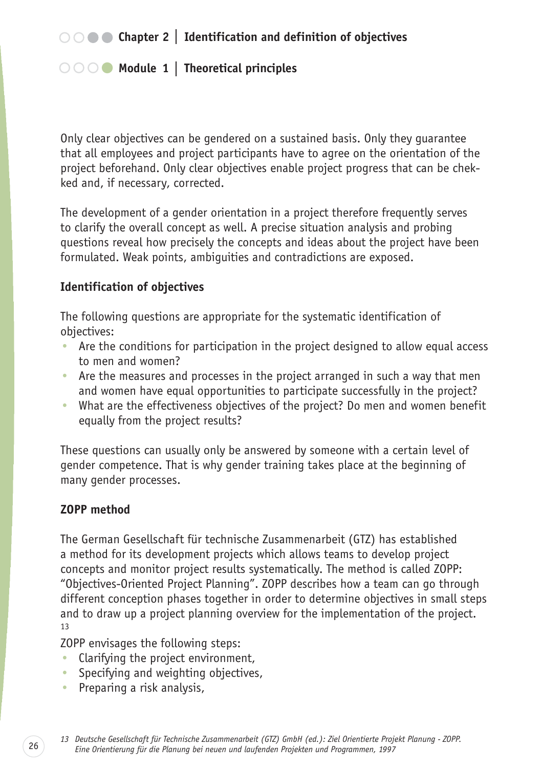## Chapter 2 | Identification and definition of objectives

### Module 1 | Theoretical principles

Only clear objectives can be gendered on a sustained basis. Only they guarantee that all employees and project participants have to agree on the orientation of the project beforehand. Only clear objectives enable project progress that can be chek-ked and, if necessary, corrected.

The development of a gender orientation in a project therefore frequently serves to clarify the overall concept as well. A precise situation analysis and probing questions reveal how precisely the concepts and ideas about the project have been formulated. Weak points, ambiguities and contradictions are exposed.

**Identification of objectives**

The following questions are appropriate for the systematic identification of objectives:

- Are the conditions for participation in the project designed to allow equal access to men and women?
- Are the measures and processes in the project arranged in such a way that men and women have equal opportunities to participate successfully in the project?
- What are the effectiveness objectives of the project? Do men and women benefit equally from the project results?

These questions can usually only be answered by someone with a certain level of gender competence. That is why gender training takes place at the beginning of many gender processes.

**ZOPP method**

The German Gesellschaft für technische Zusammenarbeit (GTZ) has established a method for its development projects which allows teams to develop project concepts and monitor project results systematically. The method is called ZOPP: "Objectives-Oriented Project Planning". ZOPP describes how a team can go through different conception phases together in order to determine objectives in small steps and to draw up a project planning overview for the implementation of the project. [13]

ZOPP envisages the following steps:

- Clarifying the project environment,
- Specifying and weighting objectives,
- Preparing a risk analysis,

*13 Deutsche Gesellschaft für Technische Zusammenarbeit (GTZ) GmbH (ed.): Ziel Orientierte Projekt Planung - ZOPP. Eine Orientierung für die Planung bei neuen und laufenden Projekten und Programmen, 1997*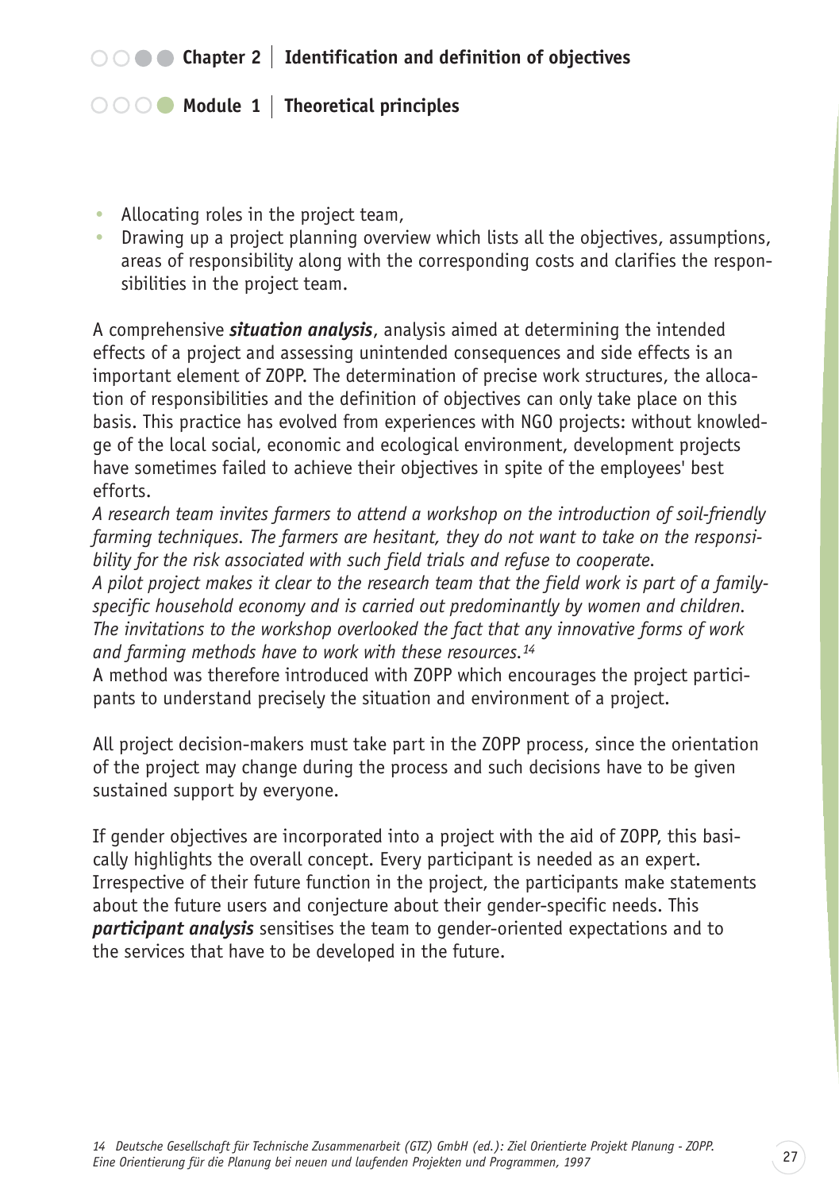- Allocating roles in the project team,
- Drawing up a project planning overview which lists all the objectives, assumptions, areas of responsibility along with the corresponding costs and clarifies the responsibilities in the project team.

A comprehensive ***situation analysis***, analysis aimed at determining the intended effects of a project and assessing unintended consequences and side effects is an important element of ZOPP. The determination of precise work structures, the allocation of responsibilities and the definition of objectives can only take place on this basis. This practice has evolved from experiences with NGO projects: without knowledge of the local social, economic and ecological environment, development projects have sometimes failed to achieve their objectives in spite of the employees' best efforts.

*A research team invites farmers to attend a workshop on the introduction of soil-friendly farming techniques. The farmers are hesitant, they do not want to take on the responsibility for the risk associated with such field trials and refuse to cooperate.*
*A pilot project makes it clear to the research team that the field work is part of a family-specific household economy and is carried out predominantly by women and children. The invitations to the workshop overlooked the fact that any innovative forms of work and farming methods have to work with these resources.*[14]

A method was therefore introduced with ZOPP which encourages the project participants to understand precisely the situation and environment of a project.

All project decision-makers must take part in the ZOPP process, since the orientation of the project may change during the process and such decisions have to be given sustained support by everyone.

If gender objectives are incorporated into a project with the aid of ZOPP, this basically highlights the overall concept. Every participant is needed as an expert. Irrespective of their future function in the project, the participants make statements about the future users and conjecture about their gender-specific needs. This ***participant analysis*** sensitises the team to gender-oriented expectations and to the services that have to be developed in the future.

*14 Deutsche Gesellschaft für Technische Zusammenarbeit (GTZ) GmbH (ed.): Ziel Orientierte Projekt Planung - ZOPP. Eine Orientierung für die Planung bei neuen und laufenden Projekten und Programmen, 1997*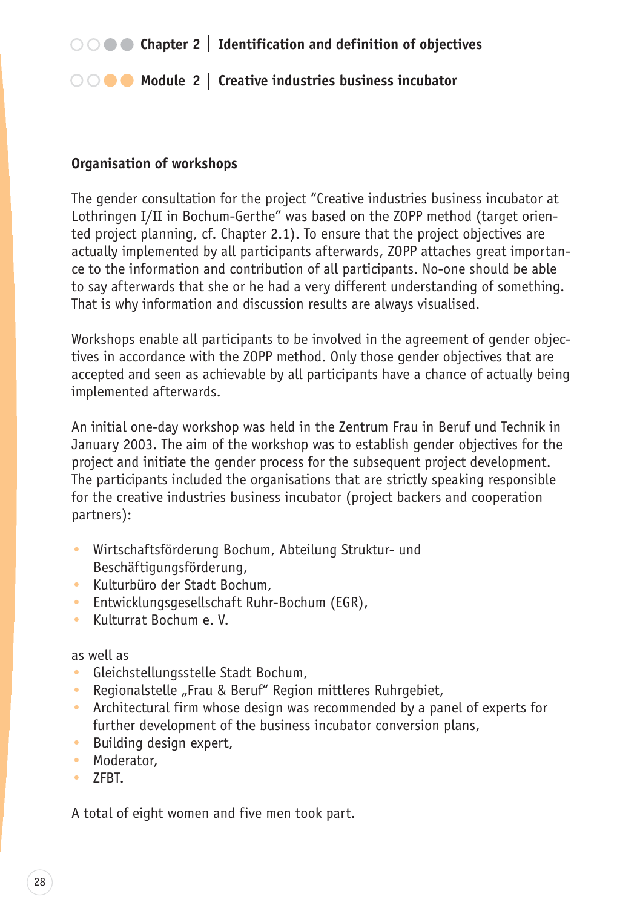## Organisation of workshops

The gender consultation for the project "Creative industries business incubator at Lothringen I/II in Bochum-Gerthe" was based on the ZOPP method (target oriented project planning, cf. Chapter 2.1). To ensure that the project objectives are actually implemented by all participants afterwards, ZOPP attaches great importance to the information and contribution of all participants. No-one should be able to say afterwards that she or he had a very different understanding of something. That is why information and discussion results are always visualised.

Workshops enable all participants to be involved in the agreement of gender objectives in accordance with the ZOPP method. Only those gender objectives that are accepted and seen as achievable by all participants have a chance of actually being implemented afterwards.

An initial one-day workshop was held in the Zentrum Frau in Beruf und Technik in January 2003. The aim of the workshop was to establish gender objectives for the project and initiate the gender process for the subsequent project development. The participants included the organisations that are strictly speaking responsible for the creative industries business incubator (project backers and cooperation partners):

- Wirtschaftsförderung Bochum, Abteilung Struktur- und Beschäftigungsförderung,
- Kulturbüro der Stadt Bochum,
- Entwicklungsgesellschaft Ruhr-Bochum (EGR),
- Kulturrat Bochum e. V.

as well as

- Gleichstellungsstelle Stadt Bochum,
- Regionalstelle „Frau & Beruf" Region mittleres Ruhrgebiet,
- Architectural firm whose design was recommended by a panel of experts for further development of the business incubator conversion plans,
- Building design expert,
- Moderator,
- ZFBT.

A total of eight women and five men took part.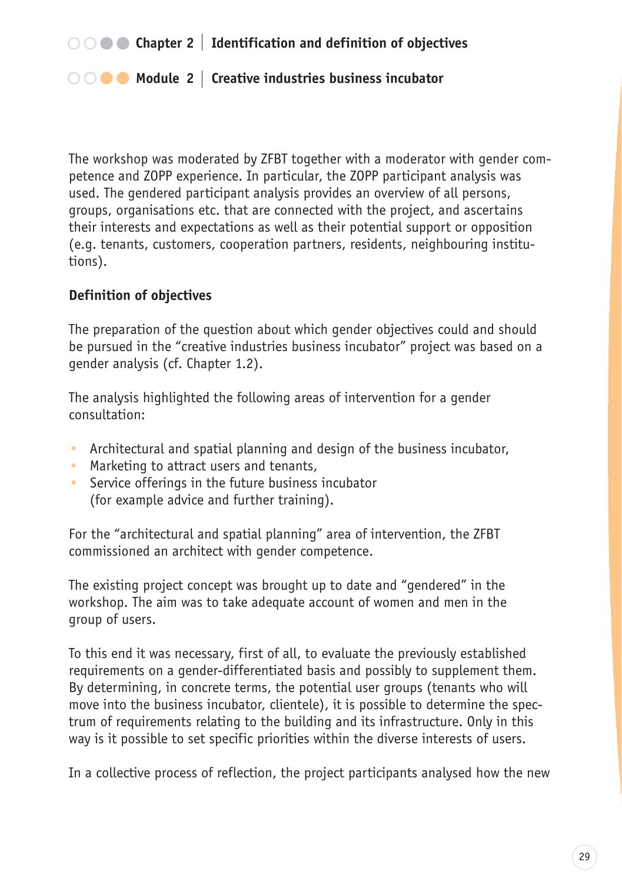The workshop was moderated by ZFBT together with a moderator with gender competence and ZOPP experience. In particular, the ZOPP participant analysis was used. The gendered participant analysis provides an overview of all persons, groups, organisations etc. that are connected with the project, and ascertains their interests and expectations as well as their potential support or opposition (e.g. tenants, customers, cooperation partners, residents, neighbouring institutions).

### Definition of objectives

The preparation of the question about which gender objectives could and should be pursued in the "creative industries business incubator" project was based on a gender analysis (cf. Chapter 1.2).

The analysis highlighted the following areas of intervention for a gender consultation:

- Architectural and spatial planning and design of the business incubator,
- Marketing to attract users and tenants,
- Service offerings in the future business incubator (for example advice and further training).

For the "architectural and spatial planning" area of intervention, the ZFBT commissioned an architect with gender competence.

The existing project concept was brought up to date and "gendered" in the workshop. The aim was to take adequate account of women and men in the group of users.

To this end it was necessary, first of all, to evaluate the previously established requirements on a gender-differentiated basis and possibly to supplement them. By determining, in concrete terms, the potential user groups (tenants who will move into the business incubator, clientele), it is possible to determine the spectrum of requirements relating to the building and its infrastructure. Only in this way is it possible to set specific priorities within the diverse interests of users.

In a collective process of reflection, the project participants analysed how the new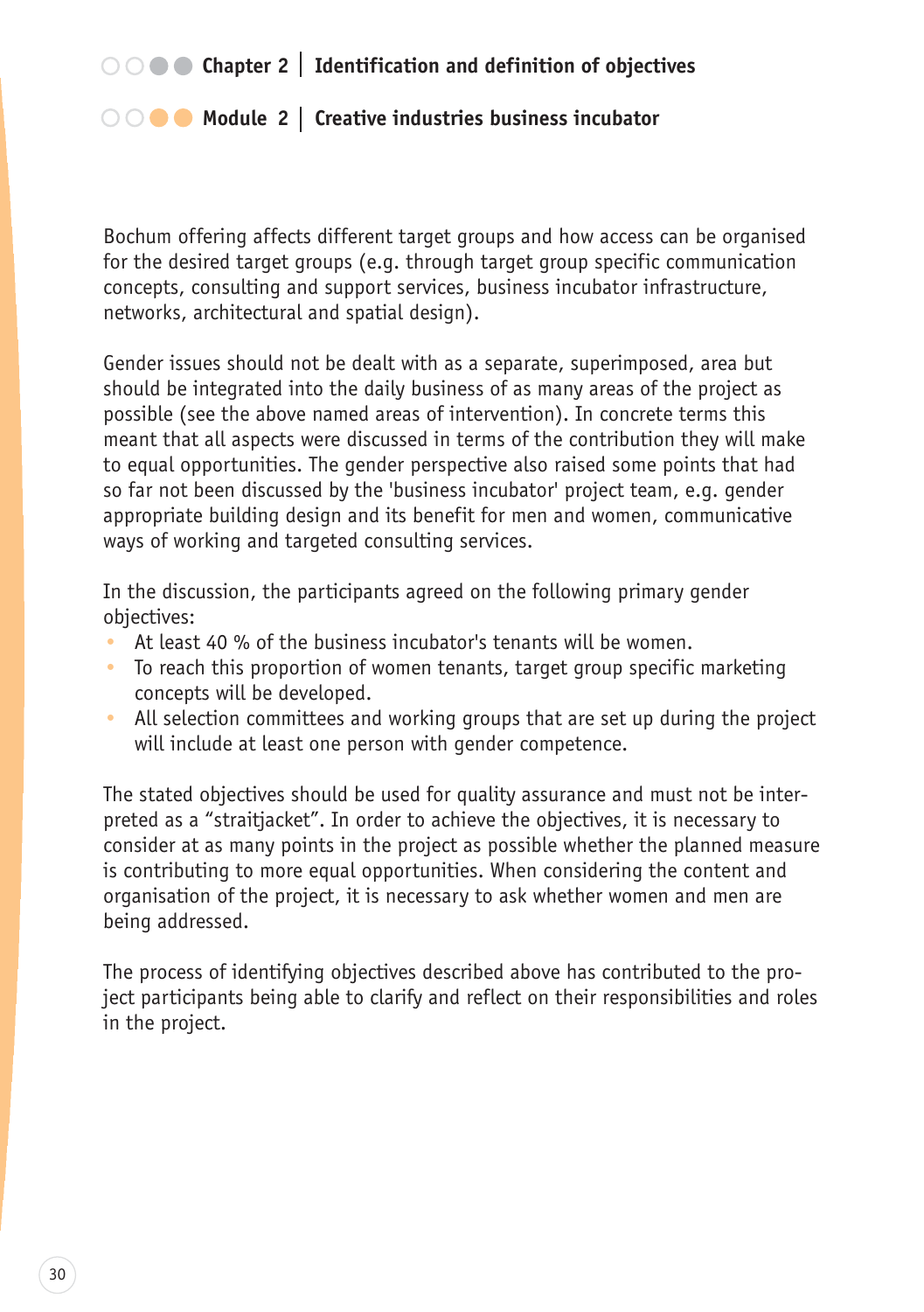Bochum offering affects different target groups and how access can be organised for the desired target groups (e.g. through target group specific communication concepts, consulting and support services, business incubator infrastructure, networks, architectural and spatial design).

Gender issues should not be dealt with as a separate, superimposed, area but should be integrated into the daily business of as many areas of the project as possible (see the above named areas of intervention). In concrete terms this meant that all aspects were discussed in terms of the contribution they will make to equal opportunities. The gender perspective also raised some points that had so far not been discussed by the 'business incubator' project team, e.g. gender appropriate building design and its benefit for men and women, communicative ways of working and targeted consulting services.

In the discussion, the participants agreed on the following primary gender objectives:

- At least 40 % of the business incubator's tenants will be women.
- To reach this proportion of women tenants, target group specific marketing concepts will be developed.
- All selection committees and working groups that are set up during the project will include at least one person with gender competence.

The stated objectives should be used for quality assurance and must not be interpreted as a "straitjacket". In order to achieve the objectives, it is necessary to consider at as many points in the project as possible whether the planned measure is contributing to more equal opportunities. When considering the content and organisation of the project, it is necessary to ask whether women and men are being addressed.

The process of identifying objectives described above has contributed to the project participants being able to clarify and reflect on their responsibilities and roles in the project.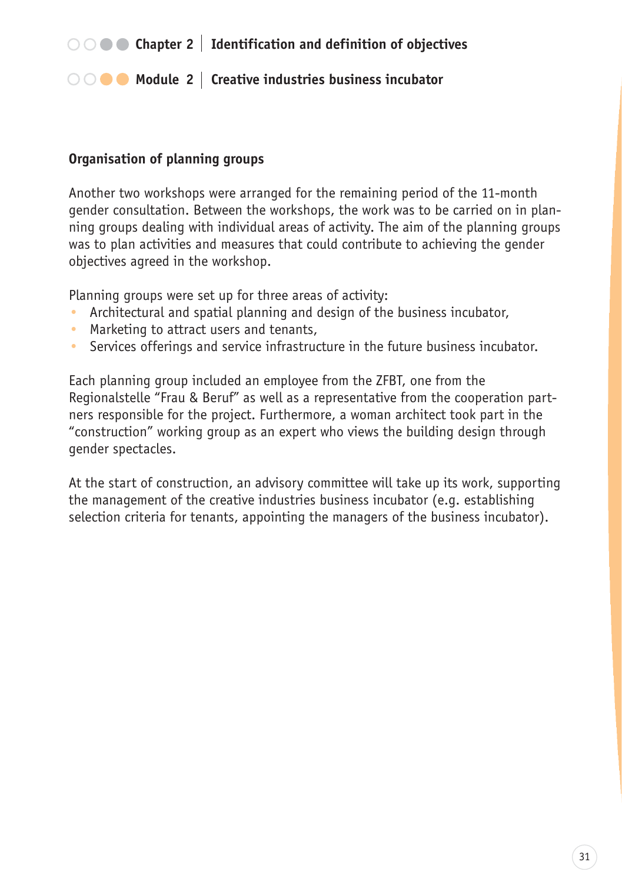## Organisation of planning groups

Another two workshops were arranged for the remaining period of the 11-month gender consultation. Between the workshops, the work was to be carried on in planning groups dealing with individual areas of activity. The aim of the planning groups was to plan activities and measures that could contribute to achieving the gender objectives agreed in the workshop.

Planning groups were set up for three areas of activity:

- Architectural and spatial planning and design of the business incubator,
- Marketing to attract users and tenants,
- Services offerings and service infrastructure in the future business incubator.

Each planning group included an employee from the ZFBT, one from the Regionalstelle "Frau & Beruf" as well as a representative from the cooperation partners responsible for the project. Furthermore, a woman architect took part in the "construction" working group as an expert who views the building design through gender spectacles.

At the start of construction, an advisory committee will take up its work, supporting the management of the creative industries business incubator (e.g. establishing selection criteria for tenants, appointing the managers of the business incubator).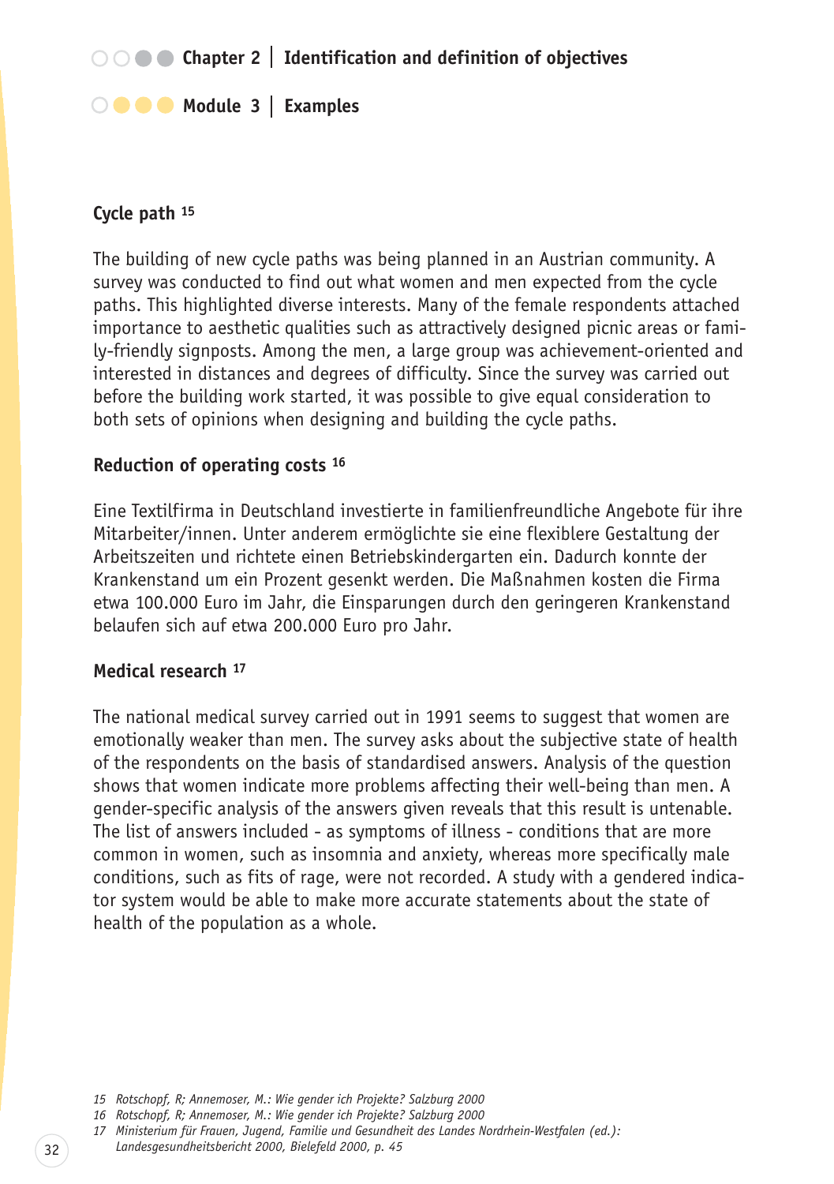### Cycle path [15]

The building of new cycle paths was being planned in an Austrian community. A survey was conducted to find out what women and men expected from the cycle paths. This highlighted diverse interests. Many of the female respondents attached importance to aesthetic qualities such as attractively designed picnic areas or family-friendly signposts. Among the men, a large group was achievement-oriented and interested in distances and degrees of difficulty. Since the survey was carried out before the building work started, it was possible to give equal consideration to both sets of opinions when designing and building the cycle paths.

### Reduction of operating costs [16]

Eine Textilfirma in Deutschland investierte in familienfreundliche Angebote für ihre Mitarbeiter/innen. Unter anderem ermöglichte sie eine flexiblere Gestaltung der Arbeitszeiten und richtete einen Betriebskindergarten ein. Dadurch konnte der Krankenstand um ein Prozent gesenkt werden. Die Maßnahmen kosten die Firma etwa 100.000 Euro im Jahr, die Einsparungen durch den geringeren Krankenstand belaufen sich auf etwa 200.000 Euro pro Jahr.

### Medical research [17]

The national medical survey carried out in 1991 seems to suggest that women are emotionally weaker than men. The survey asks about the subjective state of health of the respondents on the basis of standardised answers. Analysis of the question shows that women indicate more problems affecting their well-being than men. A gender-specific analysis of the answers given reveals that this result is untenable. The list of answers included - as symptoms of illness - conditions that are more common in women, such as insomnia and anxiety, whereas more specifically male conditions, such as fits of rage, were not recorded. A study with a gendered indicator system would be able to make more accurate statements about the state of health of the population as a whole.

---

*15 Rotschopf, R; Annemoser, M.: Wie gender ich Projekte? Salzburg 2000*

*16 Rotschopf, R; Annemoser, M.: Wie gender ich Projekte? Salzburg 2000*

*17 Ministerium für Frauen, Jugend, Familie und Gesundheit des Landes Nordrhein-Westfalen (ed.): Landesgesundheitsbericht 2000, Bielefeld 2000, p. 45*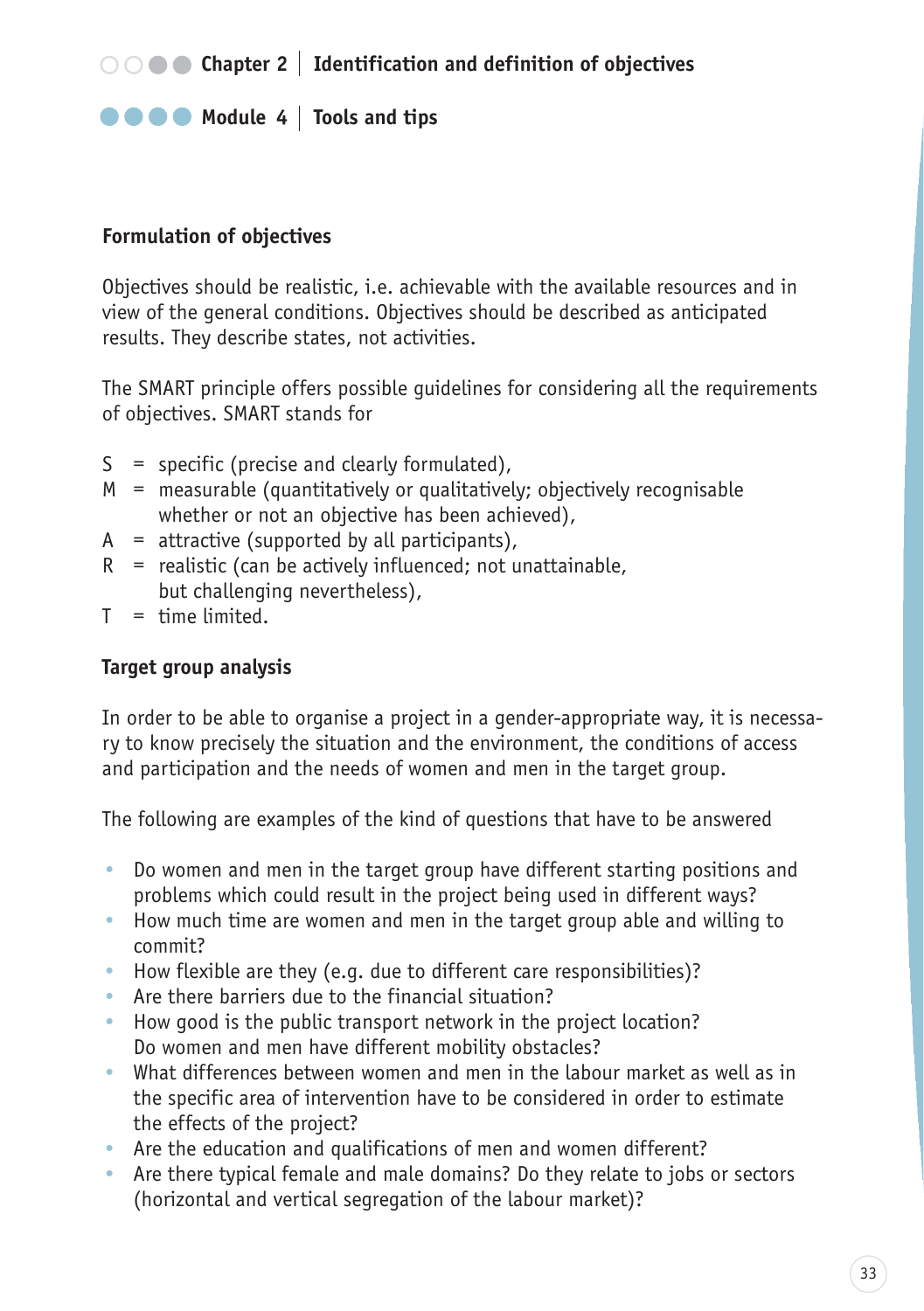## Formulation of objectives

Objectives should be realistic, i.e. achievable with the available resources and in view of the general conditions. Objectives should be described as anticipated results. They describe states, not activities.

The SMART principle offers possible guidelines for considering all the requirements of objectives. SMART stands for

- S = specific (precise and clearly formulated),
- M = measurable (quantitatively or qualitatively; objectively recognisable whether or not an objective has been achieved),
- A = attractive (supported by all participants),
- R = realistic (can be actively influenced; not unattainable, but challenging nevertheless),
- T = time limited.

## Target group analysis

In order to be able to organise a project in a gender-appropriate way, it is necessary to know precisely the situation and the environment, the conditions of access and participation and the needs of women and men in the target group.

The following are examples of the kind of questions that have to be answered

- Do women and men in the target group have different starting positions and problems which could result in the project being used in different ways?
- How much time are women and men in the target group able and willing to commit?
- How flexible are they (e.g. due to different care responsibilities)?
- Are there barriers due to the financial situation?
- How good is the public transport network in the project location? Do women and men have different mobility obstacles?
- What differences between women and men in the labour market as well as in the specific area of intervention have to be considered in order to estimate the effects of the project?
- Are the education and qualifications of men and women different?
- Are there typical female and male domains? Do they relate to jobs or sectors (horizontal and vertical segregation of the labour market)?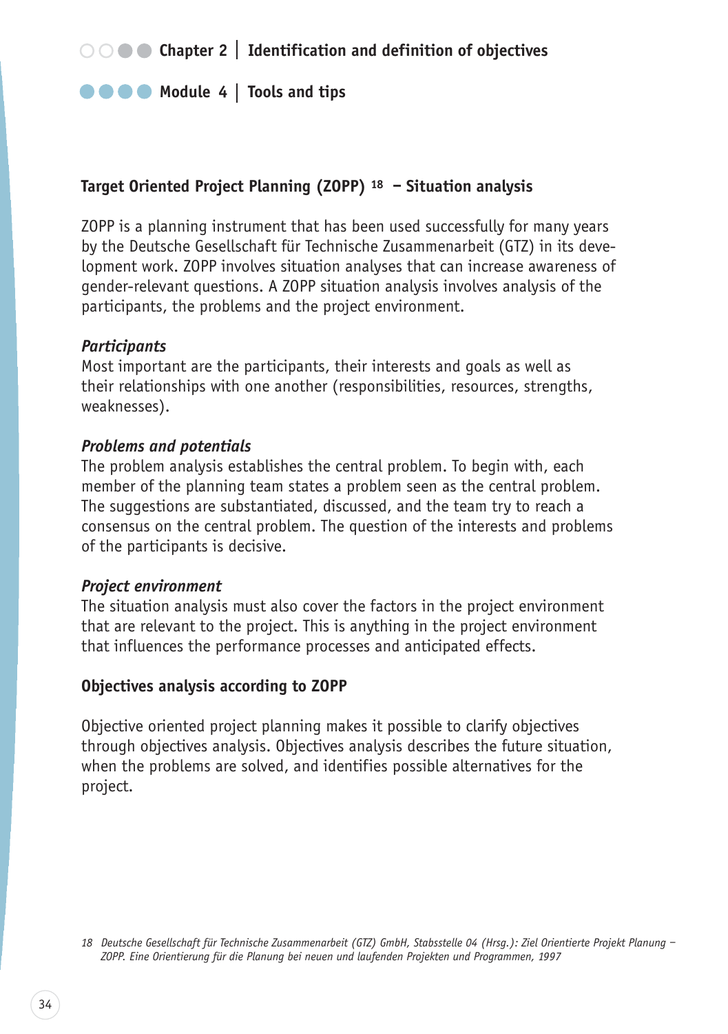## Target Oriented Project Planning (ZOPP) [18] – Situation analysis

ZOPP is a planning instrument that has been used successfully for many years by the Deutsche Gesellschaft für Technische Zusammenarbeit (GTZ) in its development work. ZOPP involves situation analyses that can increase awareness of gender-relevant questions. A ZOPP situation analysis involves analysis of the participants, the problems and the project environment.

***Participants***
Most important are the participants, their interests and goals as well as their relationships with one another (responsibilities, resources, strengths, weaknesses).

***Problems and potentials***
The problem analysis establishes the central problem. To begin with, each member of the planning team states a problem seen as the central problem. The suggestions are substantiated, discussed, and the team try to reach a consensus on the central problem. The question of the interests and problems of the participants is decisive.

***Project environment***
The situation analysis must also cover the factors in the project environment that are relevant to the project. This is anything in the project environment that influences the performance processes and anticipated effects.

## Objectives analysis according to ZOPP

Objective oriented project planning makes it possible to clarify objectives through objectives analysis. Objectives analysis describes the future situation, when the problems are solved, and identifies possible alternatives for the project.

*18 Deutsche Gesellschaft für Technische Zusammenarbeit (GTZ) GmbH, Stabsstelle 04 (Hrsg.): Ziel Orientierte Projekt Planung – ZOPP. Eine Orientierung für die Planung bei neuen und laufenden Projekten und Programmen, 1997*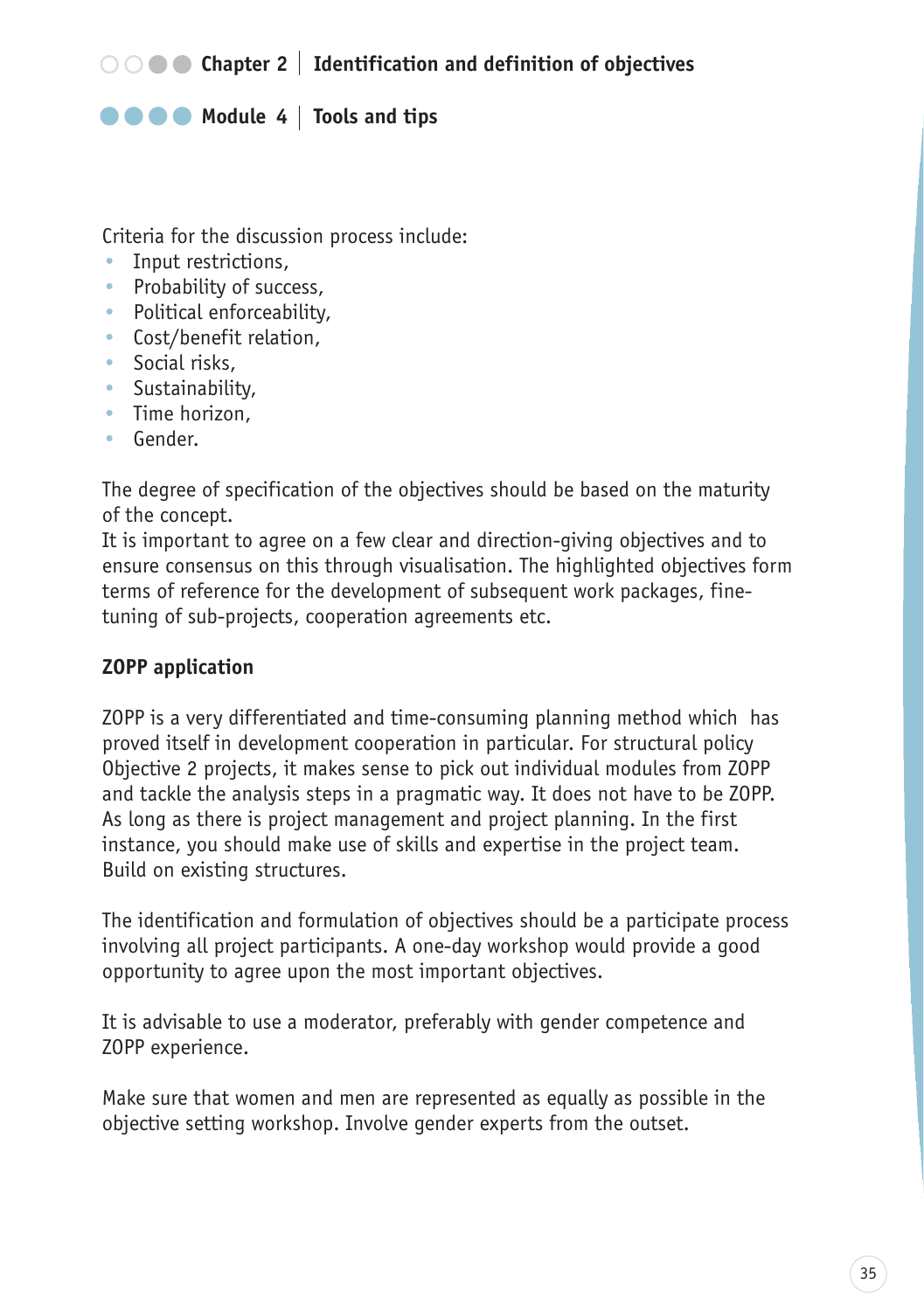Criteria for the discussion process include:

- Input restrictions,
- Probability of success,
- Political enforceability,
- Cost/benefit relation,
- Social risks,
- Sustainability,
- Time horizon,
- Gender.

The degree of specification of the objectives should be based on the maturity of the concept.
It is important to agree on a few clear and direction-giving objectives and to ensure consensus on this through visualisation. The highlighted objectives form terms of reference for the development of subsequent work packages, fine-tuning of sub-projects, cooperation agreements etc.

**ZOPP application**

ZOPP is a very differentiated and time-consuming planning method which has proved itself in development cooperation in particular. For structural policy Objective 2 projects, it makes sense to pick out individual modules from ZOPP and tackle the analysis steps in a pragmatic way. It does not have to be ZOPP. As long as there is project management and project planning. In the first instance, you should make use of skills and expertise in the project team. Build on existing structures.

The identification and formulation of objectives should be a participate process involving all project participants. A one-day workshop would provide a good opportunity to agree upon the most important objectives.

It is advisable to use a moderator, preferably with gender competence and ZOPP experience.

Make sure that women and men are represented as equally as possible in the objective setting workshop. Involve gender experts from the outset.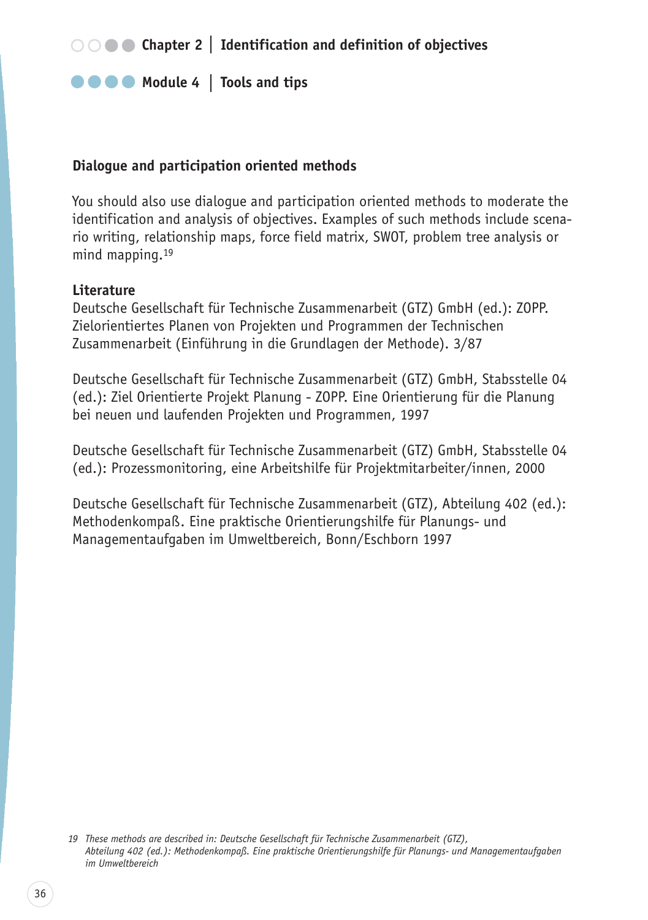### Dialogue and participation oriented methods

You should also use dialogue and participation oriented methods to moderate the identification and analysis of objectives. Examples of such methods include scenario writing, relationship maps, force field matrix, SWOT, problem tree analysis or mind mapping.[19]

**Literature**

Deutsche Gesellschaft für Technische Zusammenarbeit (GTZ) GmbH (ed.): ZOPP. Zielorientiertes Planen von Projekten und Programmen der Technischen Zusammenarbeit (Einführung in die Grundlagen der Methode). 3/87

Deutsche Gesellschaft für Technische Zusammenarbeit (GTZ) GmbH, Stabsstelle 04 (ed.): Ziel Orientierte Projekt Planung - ZOPP. Eine Orientierung für die Planung bei neuen und laufenden Projekten und Programmen, 1997

Deutsche Gesellschaft für Technische Zusammenarbeit (GTZ) GmbH, Stabsstelle 04 (ed.): Prozessmonitoring, eine Arbeitshilfe für Projektmitarbeiter/innen, 2000

Deutsche Gesellschaft für Technische Zusammenarbeit (GTZ), Abteilung 402 (ed.): Methodenkompaß. Eine praktische Orientierungshilfe für Planungs- und Managementaufgaben im Umweltbereich, Bonn/Eschborn 1997

*19 These methods are described in: Deutsche Gesellschaft für Technische Zusammenarbeit (GTZ), Abteilung 402 (ed.): Methodenkompaß. Eine praktische Orientierungshilfe für Planungs- und Managementaufgaben im Umweltbereich*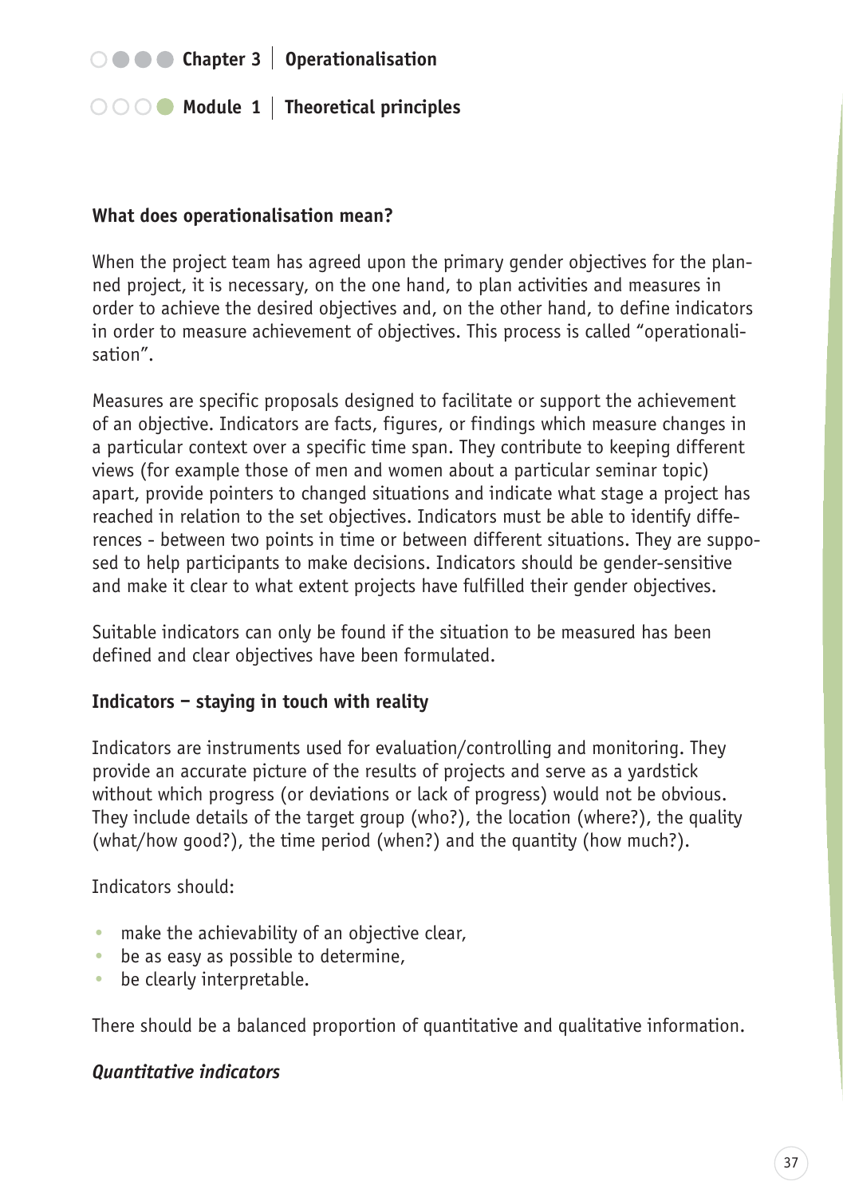# Chapter 3 | Operationalisation

## Module 1 | Theoretical principles

### What does operationalisation mean?

When the project team has agreed upon the primary gender objectives for the planned project, it is necessary, on the one hand, to plan activities and measures in order to achieve the desired objectives and, on the other hand, to define indicators in order to measure achievement of objectives. This process is called "operationalisation".

Measures are specific proposals designed to facilitate or support the achievement of an objective. Indicators are facts, figures, or findings which measure changes in a particular context over a specific time span. They contribute to keeping different views (for example those of men and women about a particular seminar topic) apart, provide pointers to changed situations and indicate what stage a project has reached in relation to the set objectives. Indicators must be able to identify differences - between two points in time or between different situations. They are supposed to help participants to make decisions. Indicators should be gender-sensitive and make it clear to what extent projects have fulfilled their gender objectives.

Suitable indicators can only be found if the situation to be measured has been defined and clear objectives have been formulated.

### Indicators – staying in touch with reality

Indicators are instruments used for evaluation/controlling and monitoring. They provide an accurate picture of the results of projects and serve as a yardstick without which progress (or deviations or lack of progress) would not be obvious. They include details of the target group (who?), the location (where?), the quality (what/how good?), the time period (when?) and the quantity (how much?).

Indicators should:

- make the achievability of an objective clear,
- be as easy as possible to determine,
- be clearly interpretable.

There should be a balanced proportion of quantitative and qualitative information.

#### *Quantitative indicators*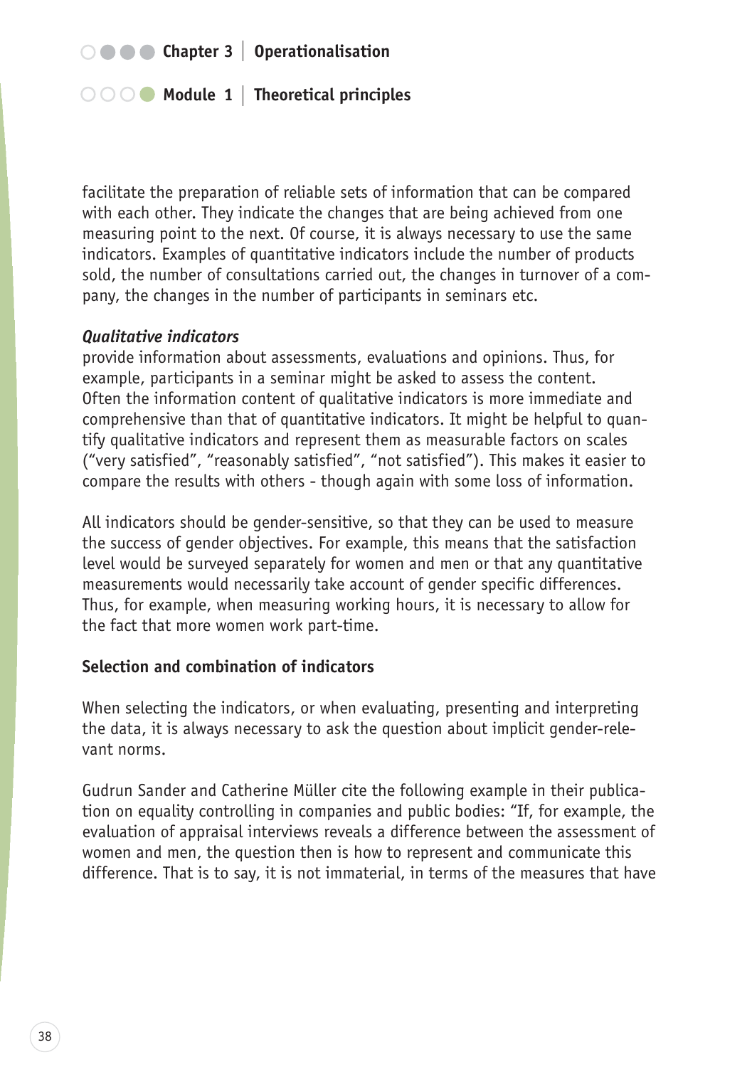facilitate the preparation of reliable sets of information that can be compared with each other. They indicate the changes that are being achieved from one measuring point to the next. Of course, it is always necessary to use the same indicators. Examples of quantitative indicators include the number of products sold, the number of consultations carried out, the changes in turnover of a company, the changes in the number of participants in seminars etc.

***Qualitative indicators***
provide information about assessments, evaluations and opinions. Thus, for example, participants in a seminar might be asked to assess the content. Often the information content of qualitative indicators is more immediate and comprehensive than that of quantitative indicators. It might be helpful to quantify qualitative indicators and represent them as measurable factors on scales ("very satisfied", "reasonably satisfied", "not satisfied"). This makes it easier to compare the results with others - though again with some loss of information.

All indicators should be gender-sensitive, so that they can be used to measure the success of gender objectives. For example, this means that the satisfaction level would be surveyed separately for women and men or that any quantitative measurements would necessarily take account of gender specific differences. Thus, for example, when measuring working hours, it is necessary to allow for the fact that more women work part-time.

**Selection and combination of indicators**

When selecting the indicators, or when evaluating, presenting and interpreting the data, it is always necessary to ask the question about implicit gender-relevant norms.

Gudrun Sander and Catherine Müller cite the following example in their publication on equality controlling in companies and public bodies: "If, for example, the evaluation of appraisal interviews reveals a difference between the assessment of women and men, the question then is how to represent and communicate this difference. That is to say, it is not immaterial, in terms of the measures that have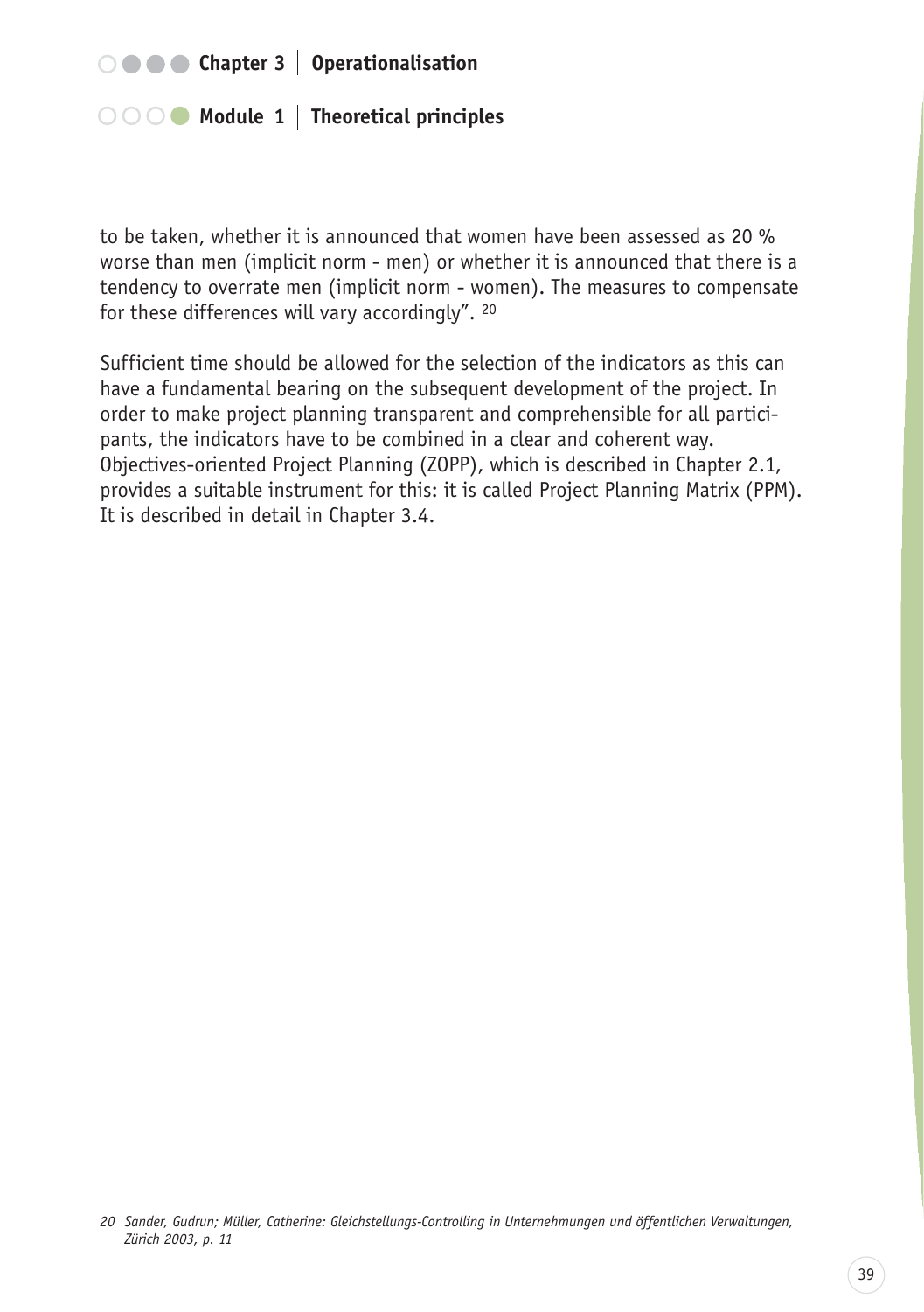to be taken, whether it is announced that women have been assessed as 20 % worse than men (implicit norm - men) or whether it is announced that there is a tendency to overrate men (implicit norm - women). The measures to compensate for these differences will vary accordingly". [20]

Sufficient time should be allowed for the selection of the indicators as this can have a fundamental bearing on the subsequent development of the project. In order to make project planning transparent and comprehensible for all participants, the indicators have to be combined in a clear and coherent way. Objectives-oriented Project Planning (ZOPP), which is described in Chapter 2.1, provides a suitable instrument for this: it is called Project Planning Matrix (PPM). It is described in detail in Chapter 3.4.

*20 Sander, Gudrun; Müller, Catherine: Gleichstellungs-Controlling in Unternehmungen und öffentlichen Verwaltungen, Zürich 2003, p. 11*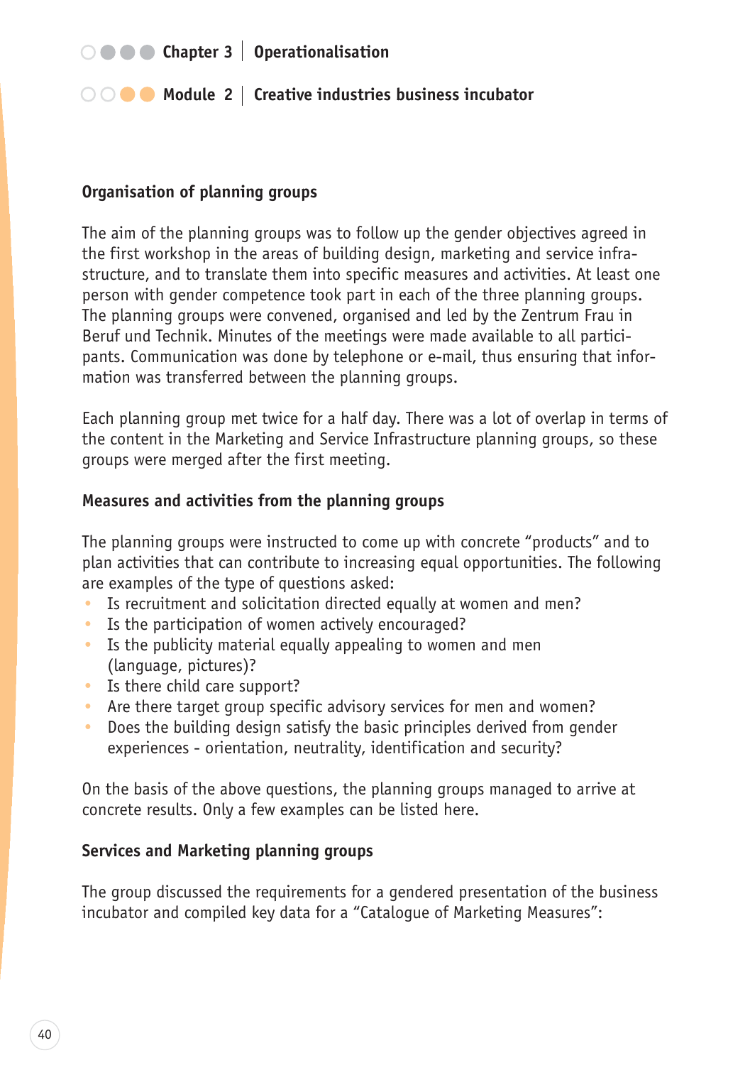#### Organisation of planning groups

The aim of the planning groups was to follow up the gender objectives agreed in the first workshop in the areas of building design, marketing and service infrastructure, and to translate them into specific measures and activities. At least one person with gender competence took part in each of the three planning groups. The planning groups were convened, organised and led by the Zentrum Frau in Beruf und Technik. Minutes of the meetings were made available to all participants. Communication was done by telephone or e-mail, thus ensuring that information was transferred between the planning groups.

Each planning group met twice for a half day. There was a lot of overlap in terms of the content in the Marketing and Service Infrastructure planning groups, so these groups were merged after the first meeting.

#### Measures and activities from the planning groups

The planning groups were instructed to come up with concrete "products" and to plan activities that can contribute to increasing equal opportunities. The following are examples of the type of questions asked:

- Is recruitment and solicitation directed equally at women and men?
- Is the participation of women actively encouraged?
- Is the publicity material equally appealing to women and men (language, pictures)?
- Is there child care support?
- Are there target group specific advisory services for men and women?
- Does the building design satisfy the basic principles derived from gender experiences - orientation, neutrality, identification and security?

On the basis of the above questions, the planning groups managed to arrive at concrete results. Only a few examples can be listed here.

#### Services and Marketing planning groups

The group discussed the requirements for a gendered presentation of the business incubator and compiled key data for a "Catalogue of Marketing Measures":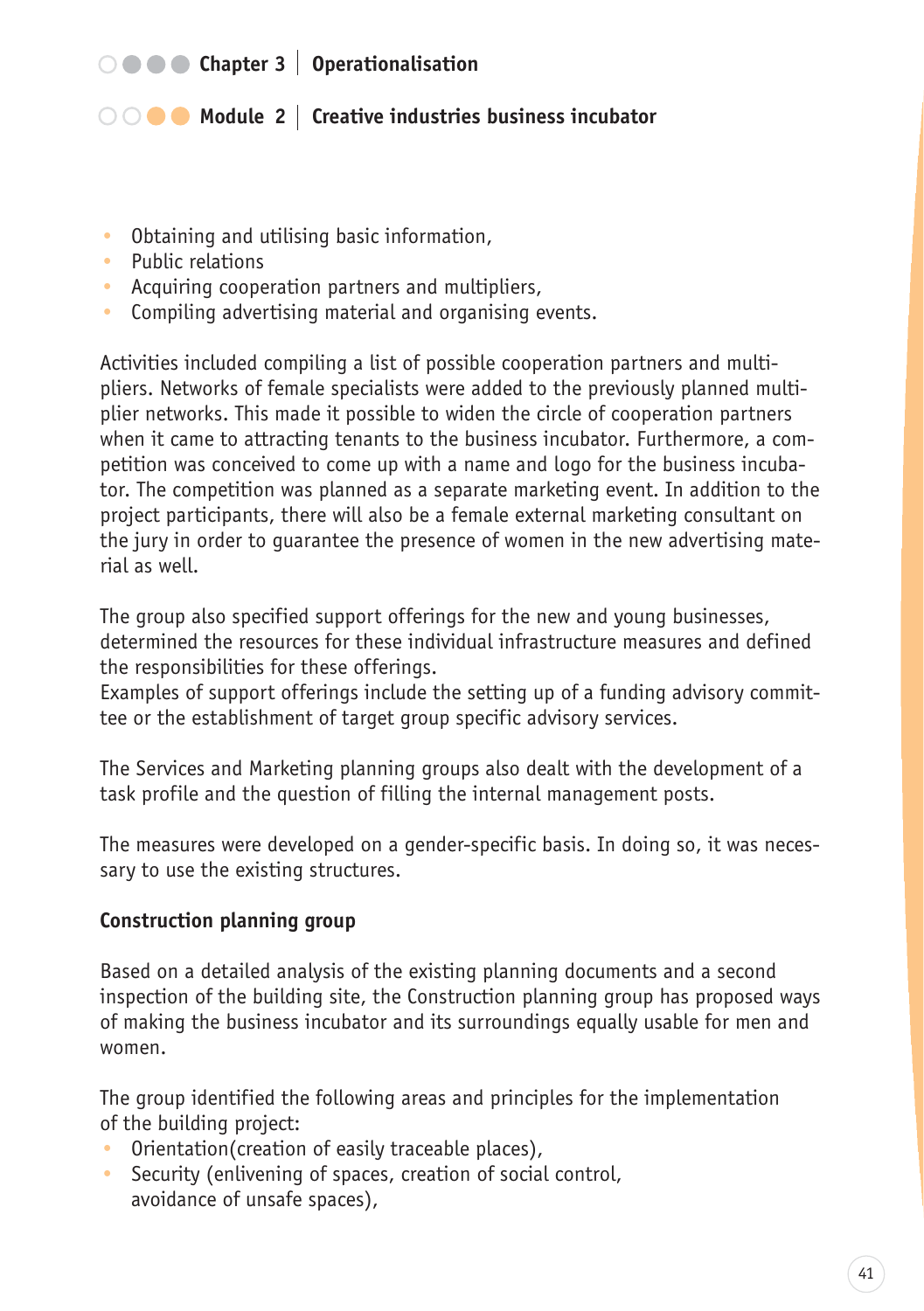- Obtaining and utilising basic information,
- Public relations
- Acquiring cooperation partners and multipliers,
- Compiling advertising material and organising events.

Activities included compiling a list of possible cooperation partners and multipliers. Networks of female specialists were added to the previously planned multiplier networks. This made it possible to widen the circle of cooperation partners when it came to attracting tenants to the business incubator. Furthermore, a competition was conceived to come up with a name and logo for the business incubator. The competition was planned as a separate marketing event. In addition to the project participants, there will also be a female external marketing consultant on the jury in order to guarantee the presence of women in the new advertising material as well.

The group also specified support offerings for the new and young businesses, determined the resources for these individual infrastructure measures and defined the responsibilities for these offerings.
Examples of support offerings include the setting up of a funding advisory committee or the establishment of target group specific advisory services.

The Services and Marketing planning groups also dealt with the development of a task profile and the question of filling the internal management posts.

The measures were developed on a gender-specific basis. In doing so, it was necessary to use the existing structures.

**Construction planning group**

Based on a detailed analysis of the existing planning documents and a second inspection of the building site, the Construction planning group has proposed ways of making the business incubator and its surroundings equally usable for men and women.

The group identified the following areas and principles for the implementation of the building project:

- Orientation(creation of easily traceable places),
- Security (enlivening of spaces, creation of social control, avoidance of unsafe spaces),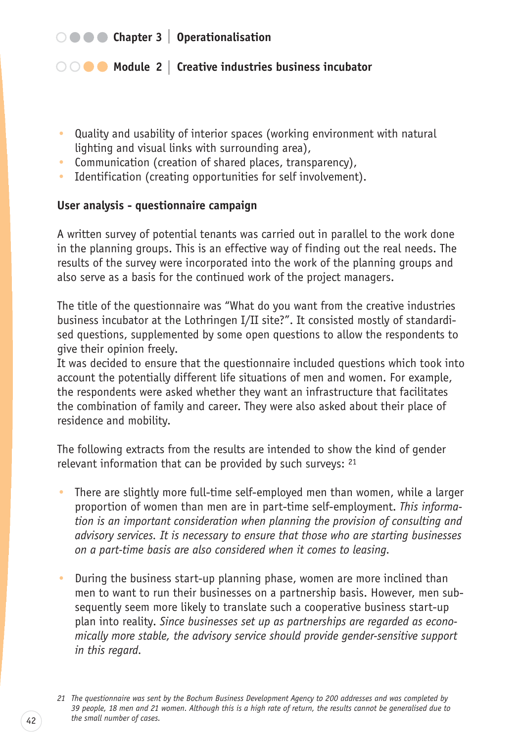- Quality and usability of interior spaces (working environment with natural lighting and visual links with surrounding area),
- Communication (creation of shared places, transparency),
- Identification (creating opportunities for self involvement).

**User analysis - questionnaire campaign**

A written survey of potential tenants was carried out in parallel to the work done in the planning groups. This is an effective way of finding out the real needs. The results of the survey were incorporated into the work of the planning groups and also serve as a basis for the continued work of the project managers.

The title of the questionnaire was "What do you want from the creative industries business incubator at the Lothringen I/II site?". It consisted mostly of standardised questions, supplemented by some open questions to allow the respondents to give their opinion freely.
It was decided to ensure that the questionnaire included questions which took into account the potentially different life situations of men and women. For example, the respondents were asked whether they want an infrastructure that facilitates the combination of family and career. They were also asked about their place of residence and mobility.

The following extracts from the results are intended to show the kind of gender relevant information that can be provided by such surveys: [21]

- There are slightly more full-time self-employed men than women, while a larger proportion of women than men are in part-time self-employment. *This information is an important consideration when planning the provision of consulting and advisory services. It is necessary to ensure that those who are starting businesses on a part-time basis are also considered when it comes to leasing.*

- During the business start-up planning phase, women are more inclined than men to want to run their businesses on a partnership basis. However, men subsequently seem more likely to translate such a cooperative business start-up plan into reality. *Since businesses set up as partnerships are regarded as economically more stable, the advisory service should provide gender-sensitive support in this regard.*

*21 The questionnaire was sent by the Bochum Business Development Agency to 200 addresses and was completed by 39 people, 18 men and 21 women. Although this is a high rate of return, the results cannot be generalised due to the small number of cases.*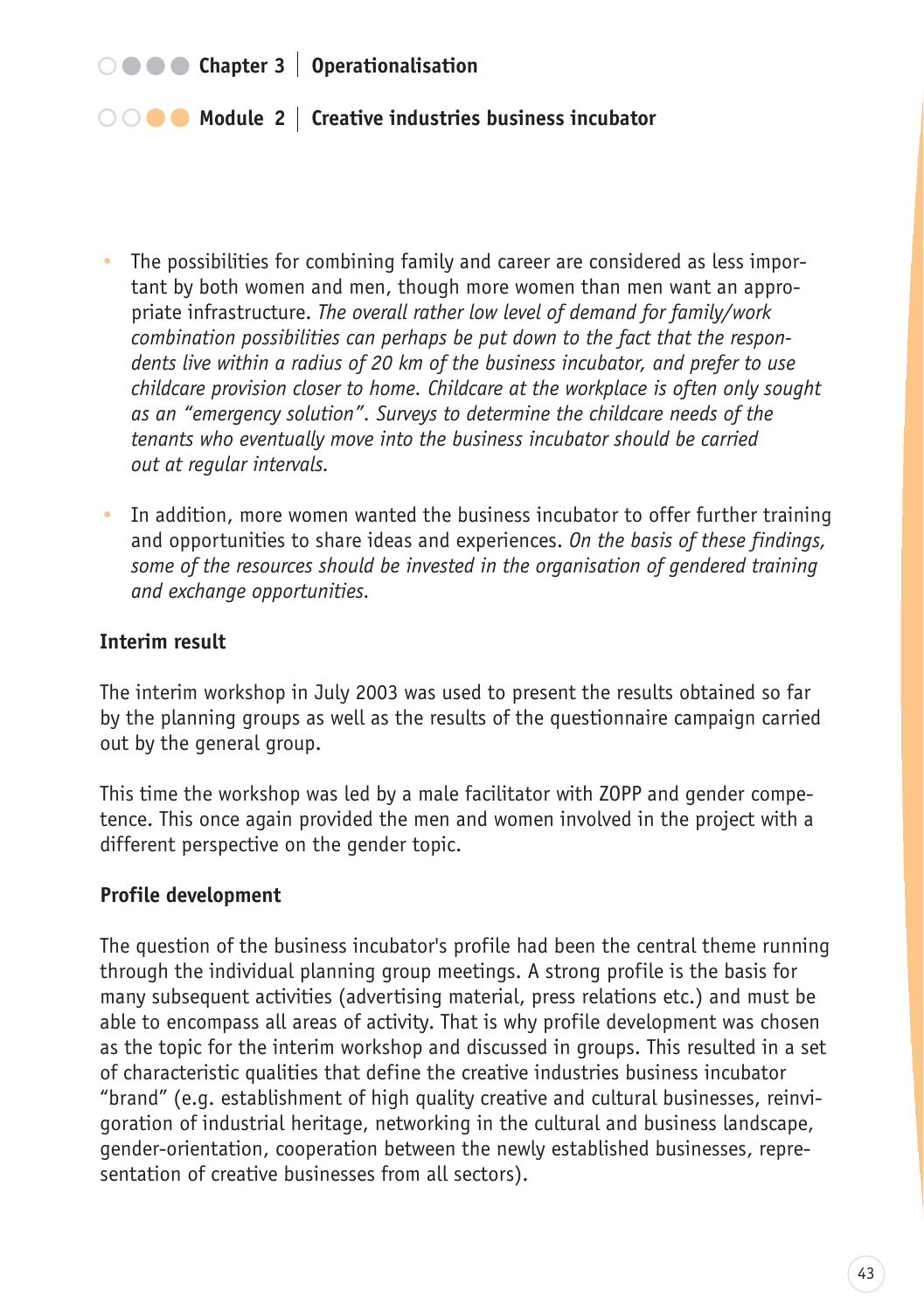- The possibilities for combining family and career are considered as less important by both women and men, though more women than men want an appropriate infrastructure. *The overall rather low level of demand for family/work combination possibilities can perhaps be put down to the fact that the respondents live within a radius of 20 km of the business incubator, and prefer to use childcare provision closer to home. Childcare at the workplace is often only sought as an "emergency solution". Surveys to determine the childcare needs of the tenants who eventually move into the business incubator should be carried out at regular intervals.*

- In addition, more women wanted the business incubator to offer further training and opportunities to share ideas and experiences. *On the basis of these findings, some of the resources should be invested in the organisation of gendered training and exchange opportunities.*

**Interim result**

The interim workshop in July 2003 was used to present the results obtained so far by the planning groups as well as the results of the questionnaire campaign carried out by the general group.

This time the workshop was led by a male facilitator with ZOPP and gender competence. This once again provided the men and women involved in the project with a different perspective on the gender topic.

**Profile development**

The question of the business incubator's profile had been the central theme running through the individual planning group meetings. A strong profile is the basis for many subsequent activities (advertising material, press relations etc.) and must be able to encompass all areas of activity. That is why profile development was chosen as the topic for the interim workshop and discussed in groups. This resulted in a set of characteristic qualities that define the creative industries business incubator "brand" (e.g. establishment of high quality creative and cultural businesses, reinvigoration of industrial heritage, networking in the cultural and business landscape, gender-orientation, cooperation between the newly established businesses, representation of creative businesses from all sectors).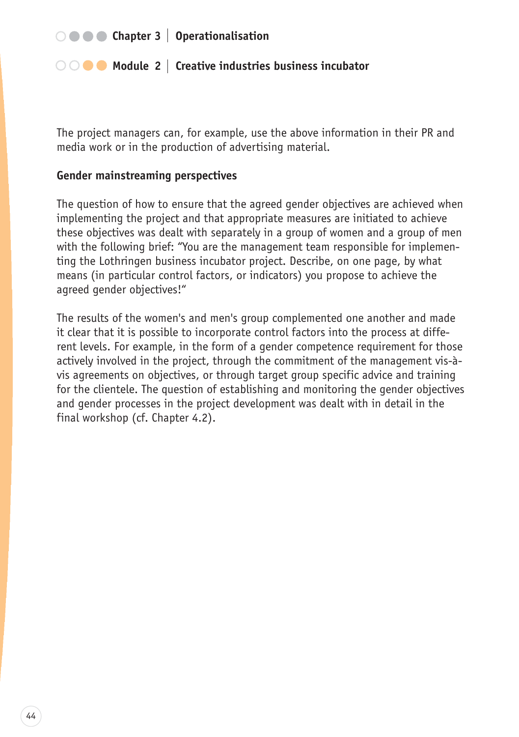The project managers can, for example, use the above information in their PR and media work or in the production of advertising material.

**Gender mainstreaming perspectives**

The question of how to ensure that the agreed gender objectives are achieved when implementing the project and that appropriate measures are initiated to achieve these objectives was dealt with separately in a group of women and a group of men with the following brief: "You are the management team responsible for implementing the Lothringen business incubator project. Describe, on one page, by what means (in particular control factors, or indicators) you propose to achieve the agreed gender objectives!"

The results of the women's and men's group complemented one another and made it clear that it is possible to incorporate control factors into the process at different levels. For example, in the form of a gender competence requirement for those actively involved in the project, through the commitment of the management vis-à-vis agreements on objectives, or through target group specific advice and training for the clientele. The question of establishing and monitoring the gender objectives and gender processes in the project development was dealt with in detail in the final workshop (cf. Chapter 4.2).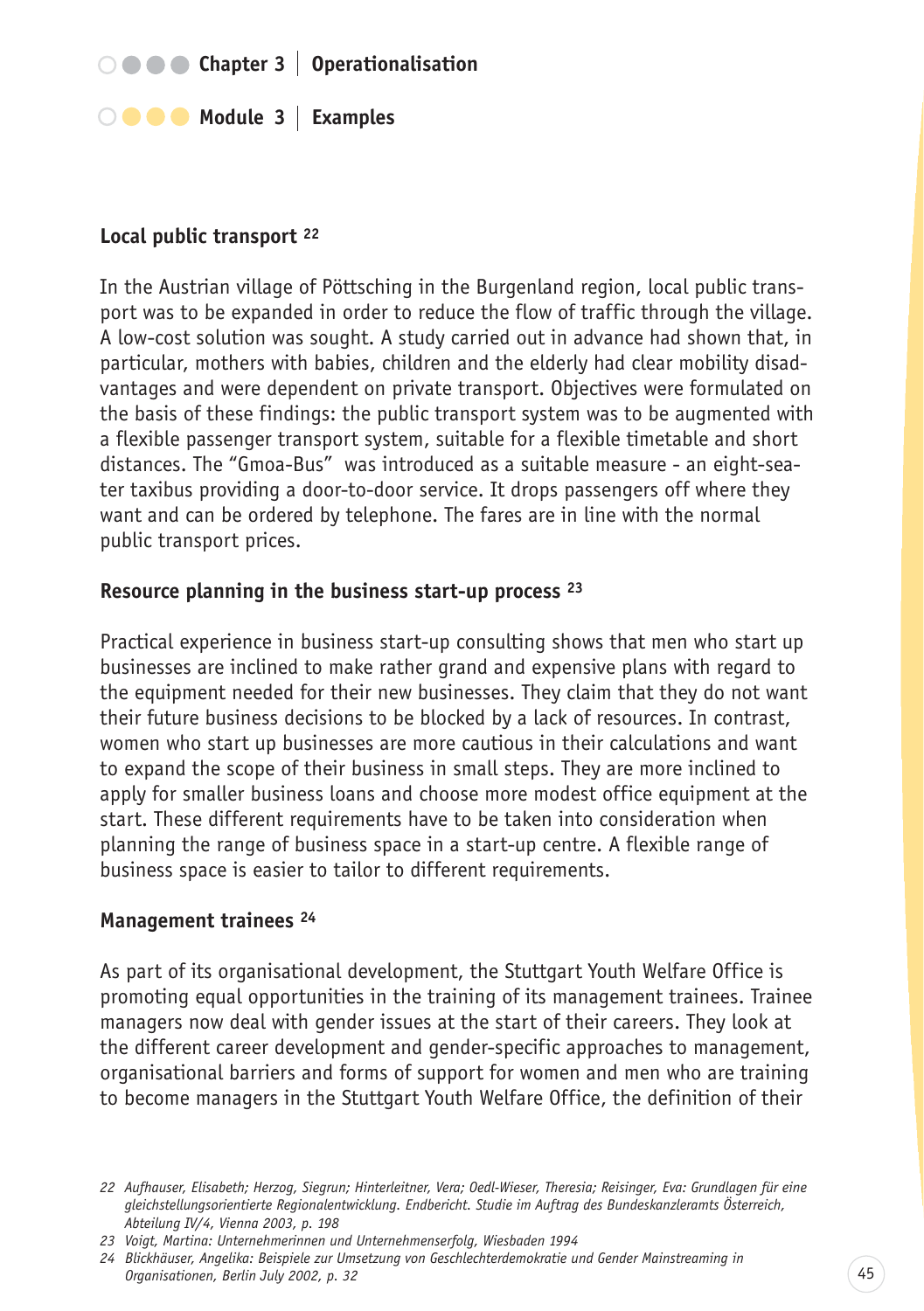### Local public transport [22]

In the Austrian village of Pöttsching in the Burgenland region, local public transport was to be expanded in order to reduce the flow of traffic through the village. A low-cost solution was sought. A study carried out in advance had shown that, in particular, mothers with babies, children and the elderly had clear mobility disadvantages and were dependent on private transport. Objectives were formulated on the basis of these findings: the public transport system was to be augmented with a flexible passenger transport system, suitable for a flexible timetable and short distances. The "Gmoa-Bus" was introduced as a suitable measure - an eight-seater taxibus providing a door-to-door service. It drops passengers off where they want and can be ordered by telephone. The fares are in line with the normal public transport prices.

### Resource planning in the business start-up process [23]

Practical experience in business start-up consulting shows that men who start up businesses are inclined to make rather grand and expensive plans with regard to the equipment needed for their new businesses. They claim that they do not want their future business decisions to be blocked by a lack of resources. In contrast, women who start up businesses are more cautious in their calculations and want to expand the scope of their business in small steps. They are more inclined to apply for smaller business loans and choose more modest office equipment at the start. These different requirements have to be taken into consideration when planning the range of business space in a start-up centre. A flexible range of business space is easier to tailor to different requirements.

### Management trainees [24]

As part of its organisational development, the Stuttgart Youth Welfare Office is promoting equal opportunities in the training of its management trainees. Trainee managers now deal with gender issues at the start of their careers. They look at the different career development and gender-specific approaches to management, organisational barriers and forms of support for women and men who are training to become managers in the Stuttgart Youth Welfare Office, the definition of their

---

*22 Aufhauser, Elisabeth; Herzog, Siegrun; Hinterleitner, Vera; Oedl-Wieser, Theresia; Reisinger, Eva: Grundlagen für eine gleichstellungsorientierte Regionalentwicklung. Endbericht. Studie im Auftrag des Bundeskanzleramts Österreich, Abteilung IV/4, Vienna 2003, p. 198*

*23 Voigt, Martina: Unternehmerinnen und Unternehmenserfolg, Wiesbaden 1994*

*24 Blickhäuser, Angelika: Beispiele zur Umsetzung von Geschlechterdemokratie und Gender Mainstreaming in Organisationen, Berlin July 2002, p. 32*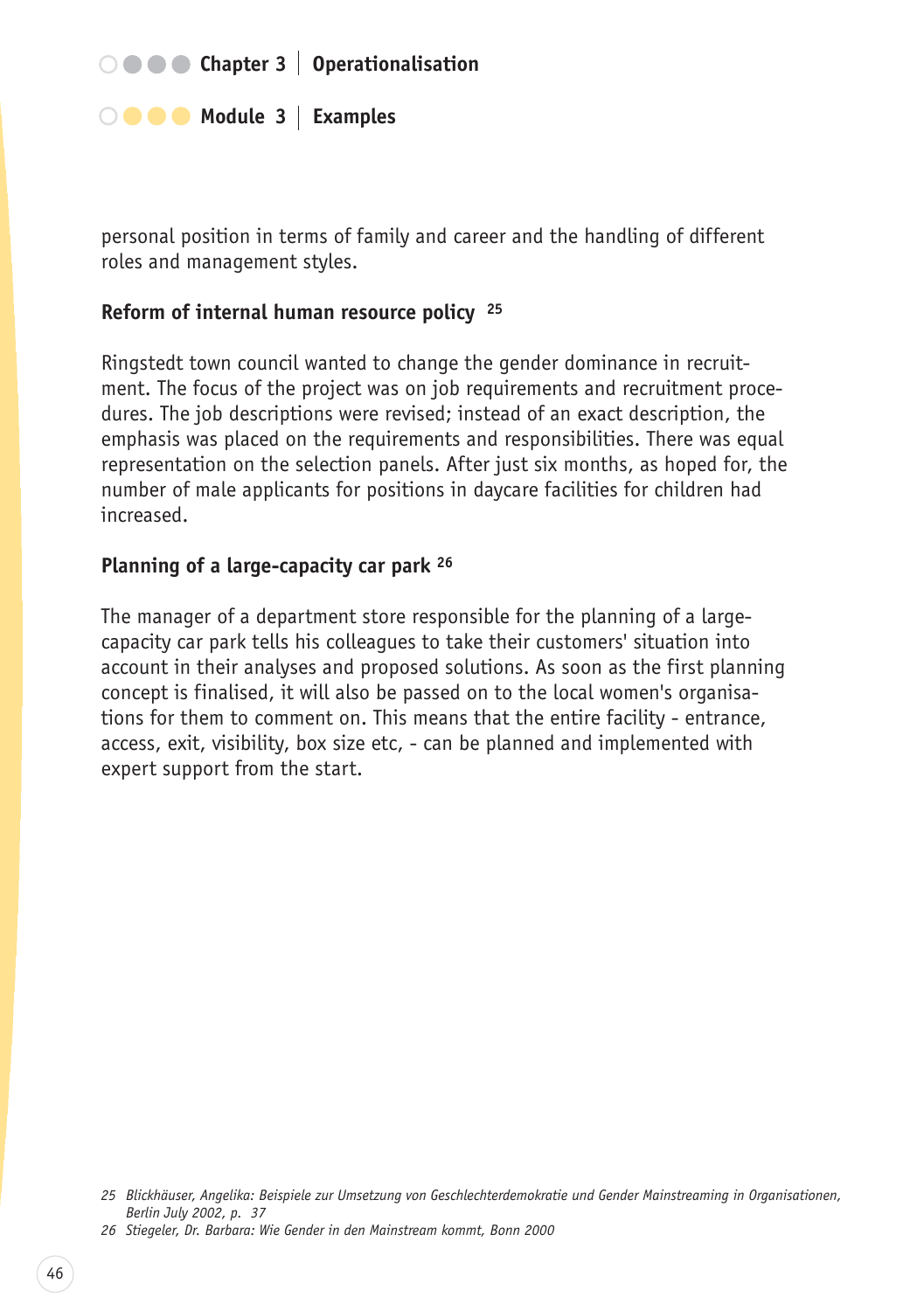personal position in terms of family and career and the handling of different roles and management styles.

### Reform of internal human resource policy [25]

Ringstedt town council wanted to change the gender dominance in recruitment. The focus of the project was on job requirements and recruitment procedures. The job descriptions were revised; instead of an exact description, the emphasis was placed on the requirements and responsibilities. There was equal representation on the selection panels. After just six months, as hoped for, the number of male applicants for positions in daycare facilities for children had increased.

### Planning of a large-capacity car park [26]

The manager of a department store responsible for the planning of a large-capacity car park tells his colleagues to take their customers' situation into account in their analyses and proposed solutions. As soon as the first planning concept is finalised, it will also be passed on to the local women's organisations for them to comment on. This means that the entire facility - entrance, access, exit, visibility, box size etc, - can be planned and implemented with expert support from the start.

---

*25 Blickhäuser, Angelika: Beispiele zur Umsetzung von Geschlechterdemokratie und Gender Mainstreaming in Organisationen, Berlin July 2002, p. 37*

*26 Stiegeler, Dr. Barbara: Wie Gender in den Mainstream kommt, Bonn 2000*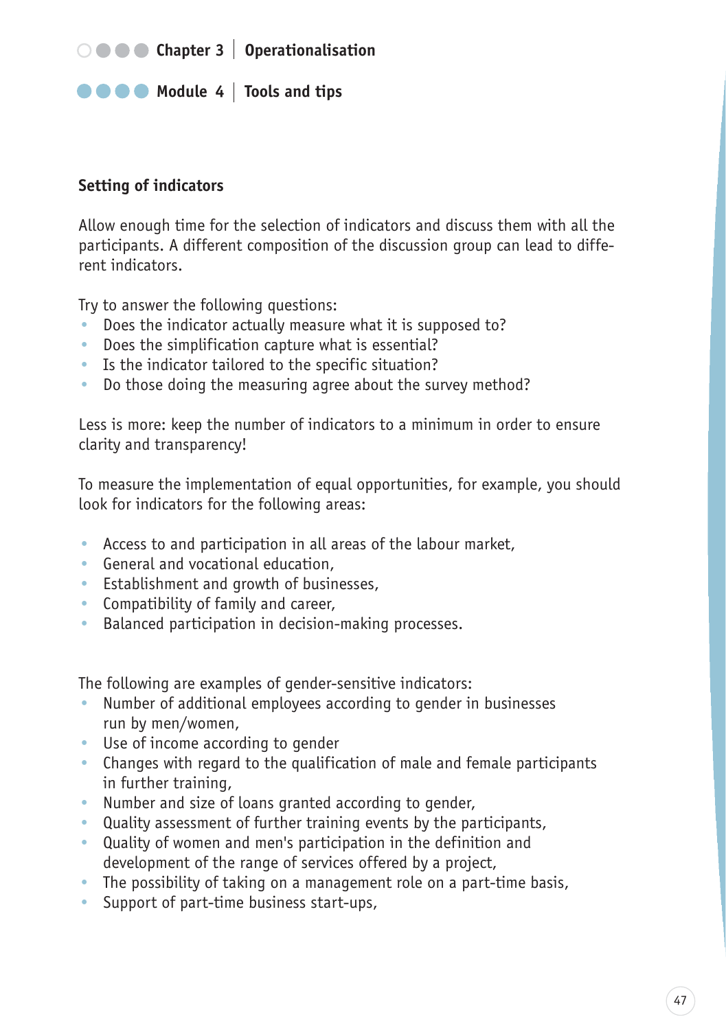### Setting of indicators

Allow enough time for the selection of indicators and discuss them with all the participants. A different composition of the discussion group can lead to different indicators.

Try to answer the following questions:

- Does the indicator actually measure what it is supposed to?
- Does the simplification capture what is essential?
- Is the indicator tailored to the specific situation?
- Do those doing the measuring agree about the survey method?

Less is more: keep the number of indicators to a minimum in order to ensure clarity and transparency!

To measure the implementation of equal opportunities, for example, you should look for indicators for the following areas:

- Access to and participation in all areas of the labour market,
- General and vocational education,
- Establishment and growth of businesses,
- Compatibility of family and career,
- Balanced participation in decision-making processes.

The following are examples of gender-sensitive indicators:

- Number of additional employees according to gender in businesses run by men/women,
- Use of income according to gender
- Changes with regard to the qualification of male and female participants in further training,
- Number and size of loans granted according to gender,
- Quality assessment of further training events by the participants,
- Quality of women and men's participation in the definition and development of the range of services offered by a project,
- The possibility of taking on a management role on a part-time basis,
- Support of part-time business start-ups,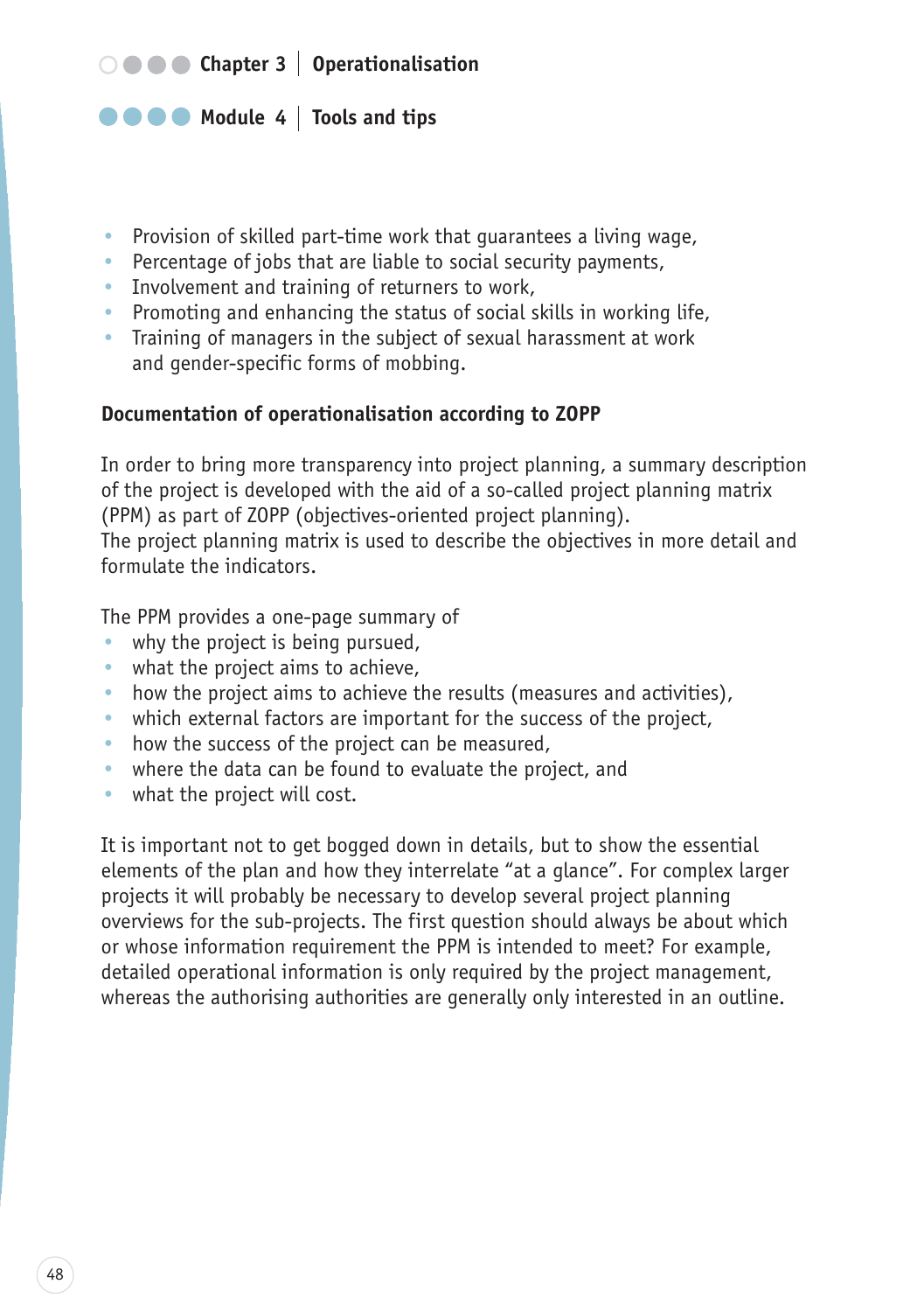- Provision of skilled part-time work that guarantees a living wage,
- Percentage of jobs that are liable to social security payments,
- Involvement and training of returners to work,
- Promoting and enhancing the status of social skills in working life,
- Training of managers in the subject of sexual harassment at work and gender-specific forms of mobbing.

### Documentation of operationalisation according to ZOPP

In order to bring more transparency into project planning, a summary description of the project is developed with the aid of a so-called project planning matrix (PPM) as part of ZOPP (objectives-oriented project planning).
The project planning matrix is used to describe the objectives in more detail and formulate the indicators.

The PPM provides a one-page summary of
- why the project is being pursued,
- what the project aims to achieve,
- how the project aims to achieve the results (measures and activities),
- which external factors are important for the success of the project,
- how the success of the project can be measured,
- where the data can be found to evaluate the project, and
- what the project will cost.

It is important not to get bogged down in details, but to show the essential elements of the plan and how they interrelate "at a glance". For complex larger projects it will probably be necessary to develop several project planning overviews for the sub-projects. The first question should always be about which or whose information requirement the PPM is intended to meet? For example, detailed operational information is only required by the project management, whereas the authorising authorities are generally only interested in an outline.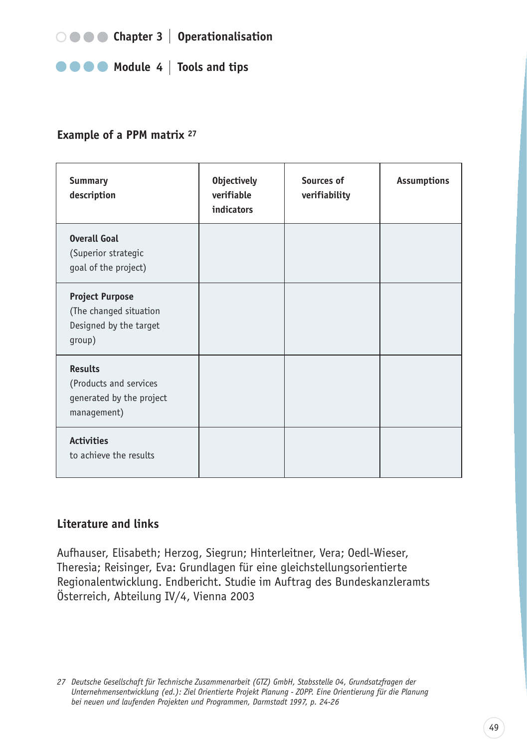## Example of a PPM matrix [27]

| Summary description | Objectively verifiable indicators | Sources of verifiability | Assumptions |
|---|---|---|---|
| **Overall Goal** (Superior strategic goal of the project) | | | |
| **Project Purpose** (The changed situation Designed by the target group) | | | |
| **Results** (Products and services generated by the project management) | | | |
| **Activities** to achieve the results | | | |

## Literature and links

Aufhauser, Elisabeth; Herzog, Siegrun; Hinterleitner, Vera; Oedl-Wieser, Theresia; Reisinger, Eva: Grundlagen für eine gleichstellungsorientierte Regionalentwicklung. Endbericht. Studie im Auftrag des Bundeskanzleramts Österreich, Abteilung IV/4, Vienna 2003

*27 Deutsche Gesellschaft für Technische Zusammenarbeit (GTZ) GmbH, Stabsstelle 04, Grundsatzfragen der Unternehmensentwicklung (ed.): Ziel Orientierte Projekt Planung - ZOPP. Eine Orientierung für die Planung bei neuen und laufenden Projekten und Programmen, Darmstadt 1997, p. 24-26*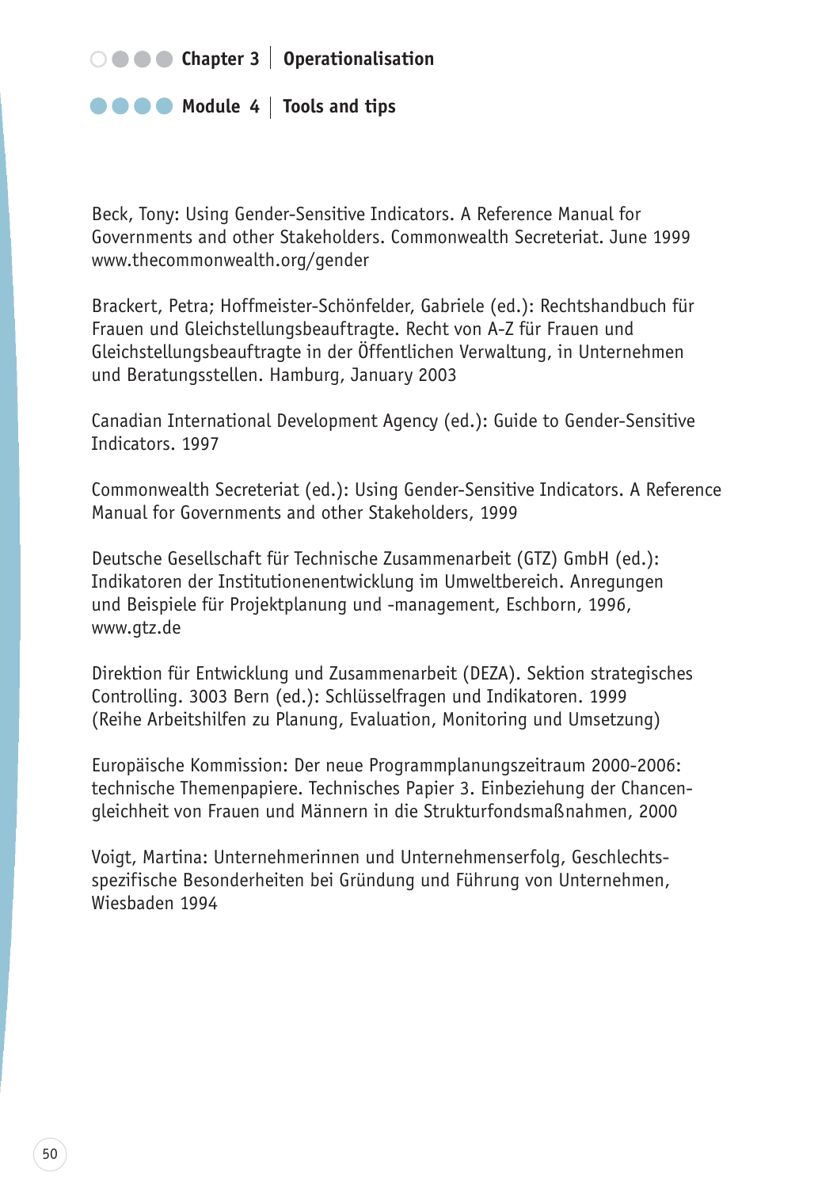Beck, Tony: Using Gender-Sensitive Indicators. A Reference Manual for Governments and other Stakeholders. Commonwealth Secreteriat. June 1999 www.thecommonwealth.org/gender

Brackert, Petra; Hoffmeister-Schönfelder, Gabriele (ed.): Rechtshandbuch für Frauen und Gleichstellungsbeauftragte. Recht von A-Z für Frauen und Gleichstellungsbeauftragte in der Öffentlichen Verwaltung, in Unternehmen und Beratungsstellen. Hamburg, January 2003

Canadian International Development Agency (ed.): Guide to Gender-Sensitive Indicators. 1997

Commonwealth Secreteriat (ed.): Using Gender-Sensitive Indicators. A Reference Manual for Governments and other Stakeholders, 1999

Deutsche Gesellschaft für Technische Zusammenarbeit (GTZ) GmbH (ed.): Indikatoren der Institutionenentwicklung im Umweltbereich. Anregungen und Beispiele für Projektplanung und -management, Eschborn, 1996, www.gtz.de

Direktion für Entwicklung und Zusammenarbeit (DEZA). Sektion strategisches Controlling. 3003 Bern (ed.): Schlüsselfragen und Indikatoren. 1999 (Reihe Arbeitshilfen zu Planung, Evaluation, Monitoring und Umsetzung)

Europäische Kommission: Der neue Programmplanungszeitraum 2000-2006: technische Themenpapiere. Technisches Papier 3. Einbeziehung der Chancengleichheit von Frauen und Männern in die Strukturfondsmaßnahmen, 2000

Voigt, Martina: Unternehmerinnen und Unternehmenserfolg, Geschlechtsspezifische Besonderheiten bei Gründung und Führung von Unternehmen, Wiesbaden 1994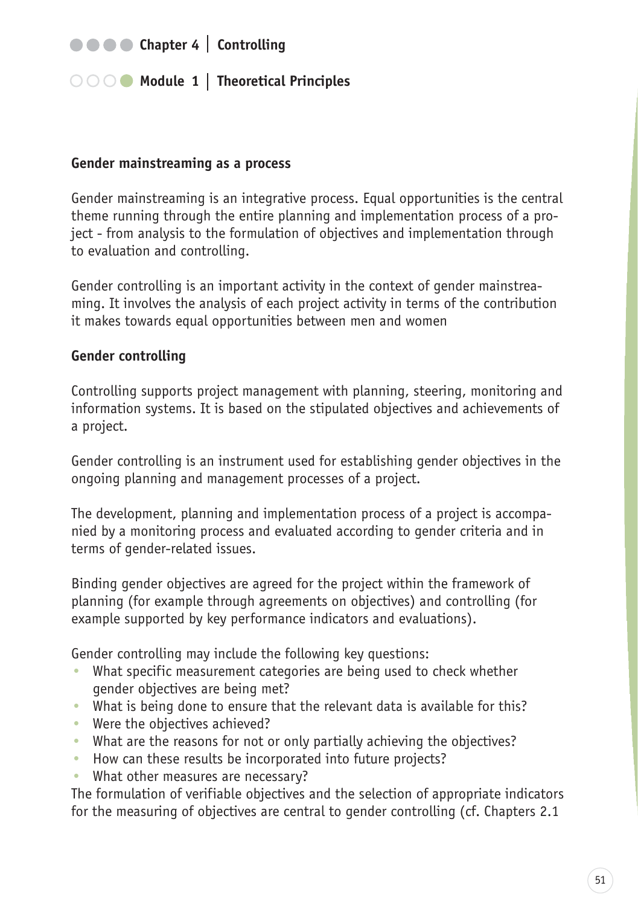## Gender mainstreaming as a process

Gender mainstreaming is an integrative process. Equal opportunities is the central theme running through the entire planning and implementation process of a project - from analysis to the formulation of objectives and implementation through to evaluation and controlling.

Gender controlling is an important activity in the context of gender mainstreaming. It involves the analysis of each project activity in terms of the contribution it makes towards equal opportunities between men and women

## Gender controlling

Controlling supports project management with planning, steering, monitoring and information systems. It is based on the stipulated objectives and achievements of a project.

Gender controlling is an instrument used for establishing gender objectives in the ongoing planning and management processes of a project.

The development, planning and implementation process of a project is accompanied by a monitoring process and evaluated according to gender criteria and in terms of gender-related issues.

Binding gender objectives are agreed for the project within the framework of planning (for example through agreements on objectives) and controlling (for example supported by key performance indicators and evaluations).

Gender controlling may include the following key questions:

- What specific measurement categories are being used to check whether gender objectives are being met?
- What is being done to ensure that the relevant data is available for this?
- Were the objectives achieved?
- What are the reasons for not or only partially achieving the objectives?
- How can these results be incorporated into future projects?
- What other measures are necessary?

The formulation of verifiable objectives and the selection of appropriate indicators for the measuring of objectives are central to gender controlling (cf. Chapters 2.1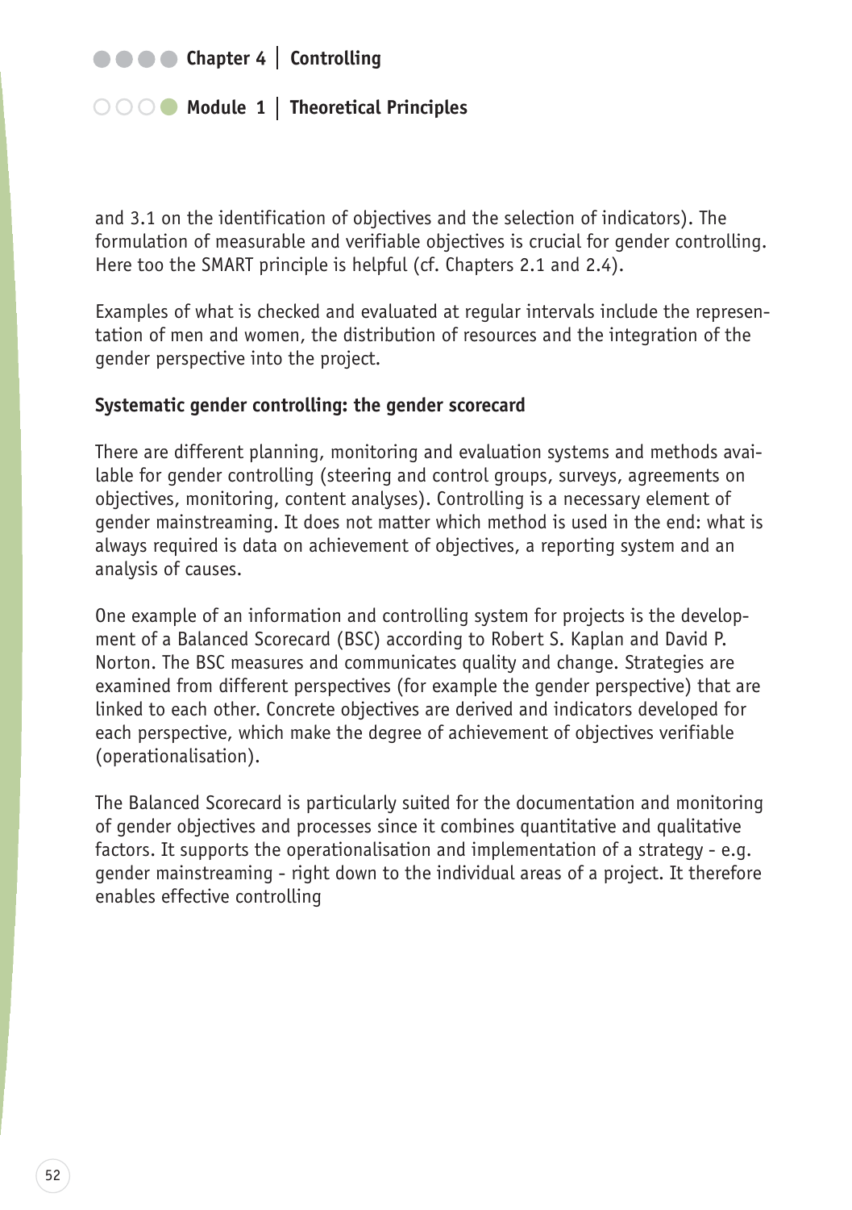and 3.1 on the identification of objectives and the selection of indicators). The formulation of measurable and verifiable objectives is crucial for gender controlling. Here too the SMART principle is helpful (cf. Chapters 2.1 and 2.4).

Examples of what is checked and evaluated at regular intervals include the representation of men and women, the distribution of resources and the integration of the gender perspective into the project.

**Systematic gender controlling: the gender scorecard**

There are different planning, monitoring and evaluation systems and methods available for gender controlling (steering and control groups, surveys, agreements on objectives, monitoring, content analyses). Controlling is a necessary element of gender mainstreaming. It does not matter which method is used in the end: what is always required is data on achievement of objectives, a reporting system and an analysis of causes.

One example of an information and controlling system for projects is the development of a Balanced Scorecard (BSC) according to Robert S. Kaplan and David P. Norton. The BSC measures and communicates quality and change. Strategies are examined from different perspectives (for example the gender perspective) that are linked to each other. Concrete objectives are derived and indicators developed for each perspective, which make the degree of achievement of objectives verifiable (operationalisation).

The Balanced Scorecard is particularly suited for the documentation and monitoring of gender objectives and processes since it combines quantitative and qualitative factors. It supports the operationalisation and implementation of a strategy - e.g. gender mainstreaming - right down to the individual areas of a project. It therefore enables effective controlling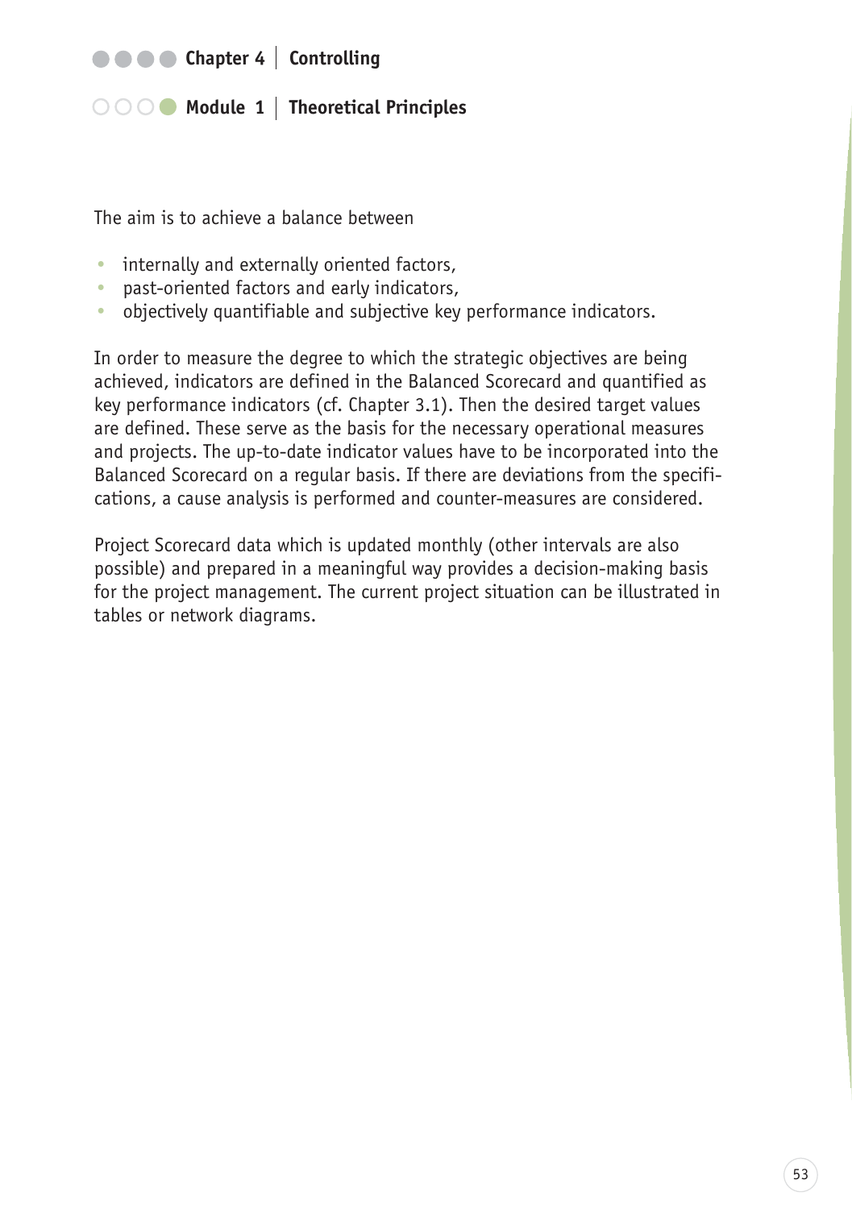The aim is to achieve a balance between

- internally and externally oriented factors,
- past-oriented factors and early indicators,
- objectively quantifiable and subjective key performance indicators.

In order to measure the degree to which the strategic objectives are being achieved, indicators are defined in the Balanced Scorecard and quantified as key performance indicators (cf. Chapter 3.1). Then the desired target values are defined. These serve as the basis for the necessary operational measures and projects. The up-to-date indicator values have to be incorporated into the Balanced Scorecard on a regular basis. If there are deviations from the specifications, a cause analysis is performed and counter-measures are considered.

Project Scorecard data which is updated monthly (other intervals are also possible) and prepared in a meaningful way provides a decision-making basis for the project management. The current project situation can be illustrated in tables or network diagrams.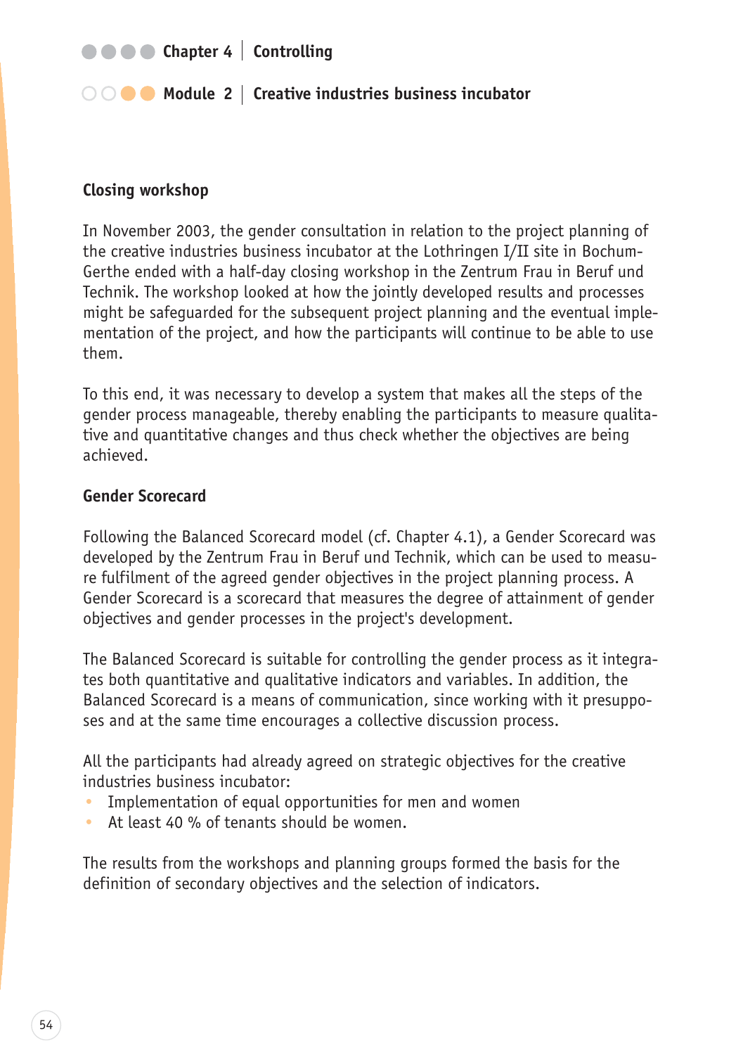## Closing workshop

In November 2003, the gender consultation in relation to the project planning of the creative industries business incubator at the Lothringen I/II site in Bochum-Gerthe ended with a half-day closing workshop in the Zentrum Frau in Beruf und Technik. The workshop looked at how the jointly developed results and processes might be safeguarded for the subsequent project planning and the eventual implementation of the project, and how the participants will continue to be able to use them.

To this end, it was necessary to develop a system that makes all the steps of the gender process manageable, thereby enabling the participants to measure qualitative and quantitative changes and thus check whether the objectives are being achieved.

## Gender Scorecard

Following the Balanced Scorecard model (cf. Chapter 4.1), a Gender Scorecard was developed by the Zentrum Frau in Beruf und Technik, which can be used to measure fulfilment of the agreed gender objectives in the project planning process. A Gender Scorecard is a scorecard that measures the degree of attainment of gender objectives and gender processes in the project's development.

The Balanced Scorecard is suitable for controlling the gender process as it integrates both quantitative and qualitative indicators and variables. In addition, the Balanced Scorecard is a means of communication, since working with it presupposes and at the same time encourages a collective discussion process.

All the participants had already agreed on strategic objectives for the creative industries business incubator:

- Implementation of equal opportunities for men and women
- At least 40 % of tenants should be women.

The results from the workshops and planning groups formed the basis for the definition of secondary objectives and the selection of indicators.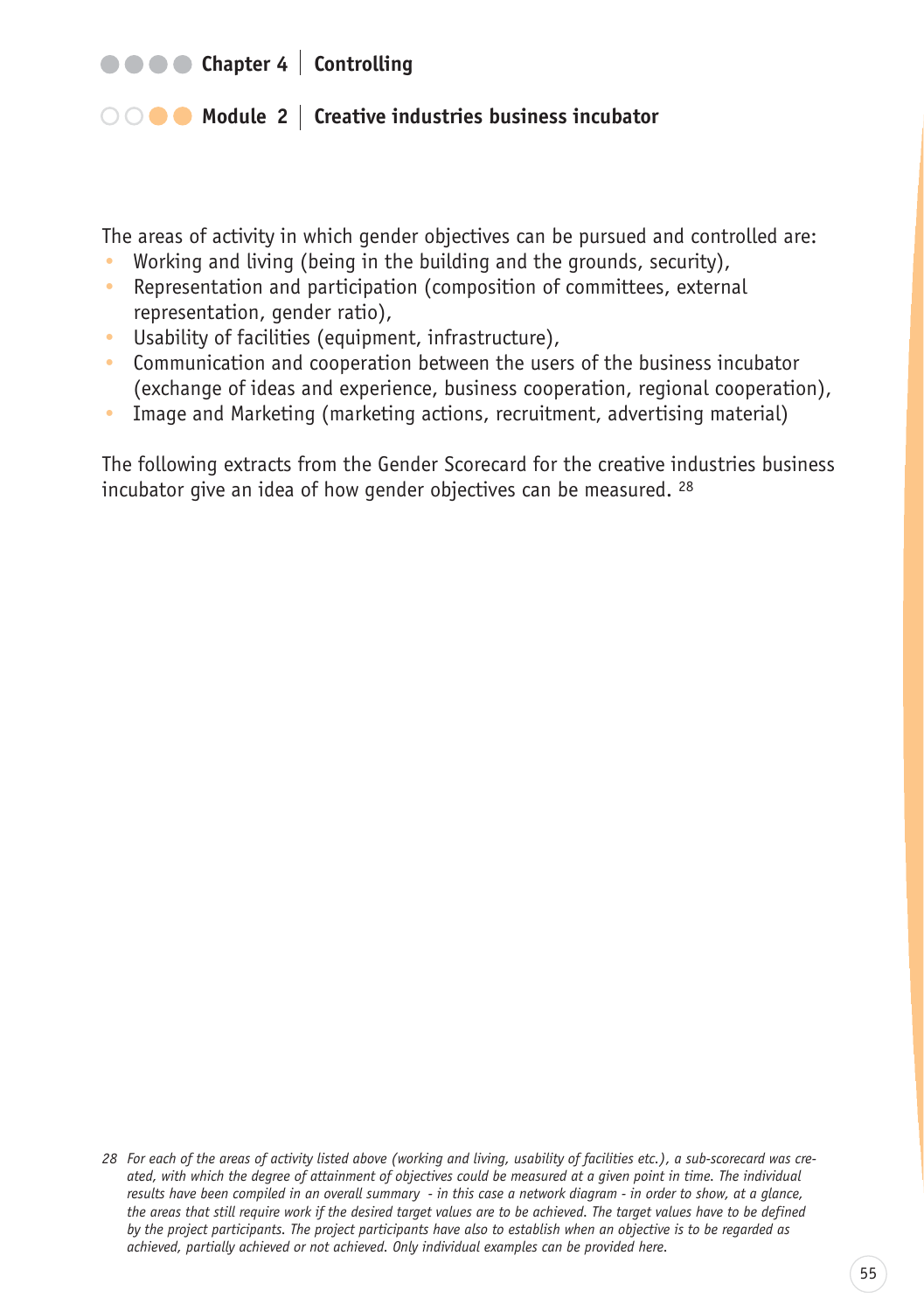The areas of activity in which gender objectives can be pursued and controlled are:

- Working and living (being in the building and the grounds, security),
- Representation and participation (composition of committees, external representation, gender ratio),
- Usability of facilities (equipment, infrastructure),
- Communication and cooperation between the users of the business incubator (exchange of ideas and experience, business cooperation, regional cooperation),
- Image and Marketing (marketing actions, recruitment, advertising material)

The following extracts from the Gender Scorecard for the creative industries business incubator give an idea of how gender objectives can be measured. [28]

*28 For each of the areas of activity listed above (working and living, usability of facilities etc.), a sub-scorecard was created, with which the degree of attainment of objectives could be measured at a given point in time. The individual results have been compiled in an overall summary - in this case a network diagram - in order to show, at a glance, the areas that still require work if the desired target values are to be achieved. The target values have to be defined by the project participants. The project participants have also to establish when an objective is to be regarded as achieved, partially achieved or not achieved. Only individual examples can be provided here.*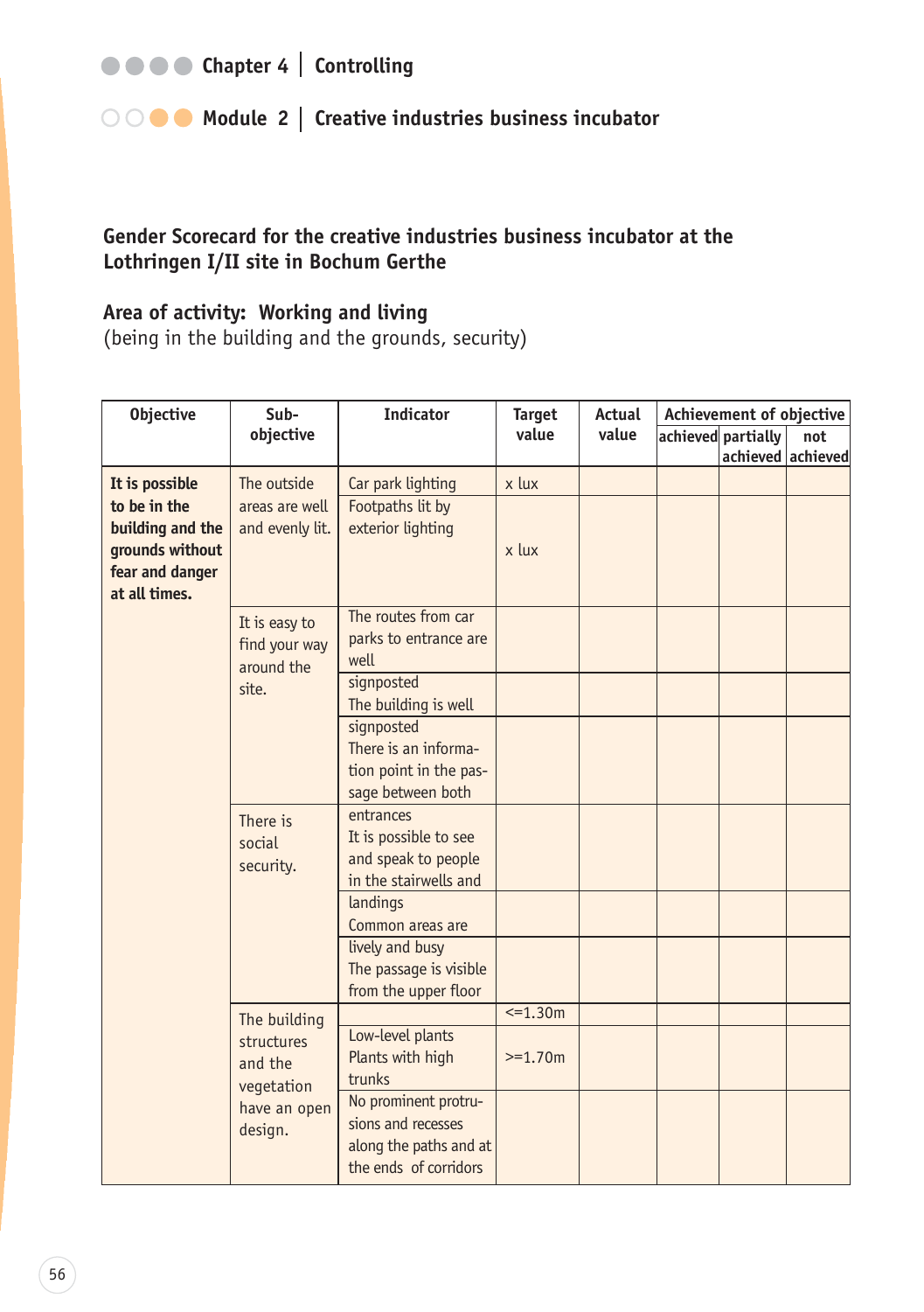**Gender Scorecard for the creative industries business incubator at the Lothringen I/II site in Bochum Gerthe**

**Area of activity: Working and living**
(being in the building and the grounds, security)

| Objective | Sub-objective | Indicator | Target value | Actual value | Achievement of objective | | |
|---|---|---|---|---|---|---|---|
| | | | | | achieved | partially achieved | not achieved |
| **It is possible to be in the building and the grounds without fear and danger at all times.** | The outside areas are well and evenly lit. | Car park lighting | x lux | | | | |
| | | Footpaths lit by exterior lighting | x lux | | | | |
| | It is easy to find your way around the site. | The routes from car parks to entrance are well signposted | | | | | |
| | | The building is well signposted | | | | | |
| | | There is an information point in the passage between both entrances | | | | | |
| | There is social security. | It is possible to see and speak to people in the stairwells and landings | | | | | |
| | | Common areas are lively and busy | | | | | |
| | | The passage is visible from the upper floor | | | | | |
| | The building structures and the vegetation have an open design. | Low-level plants | <=1.30m | | | | |
| | | Plants with high trunks | >=1.70m | | | | |
| | | No prominent protrusions and recesses along the paths and at the ends of corridors | | | | | |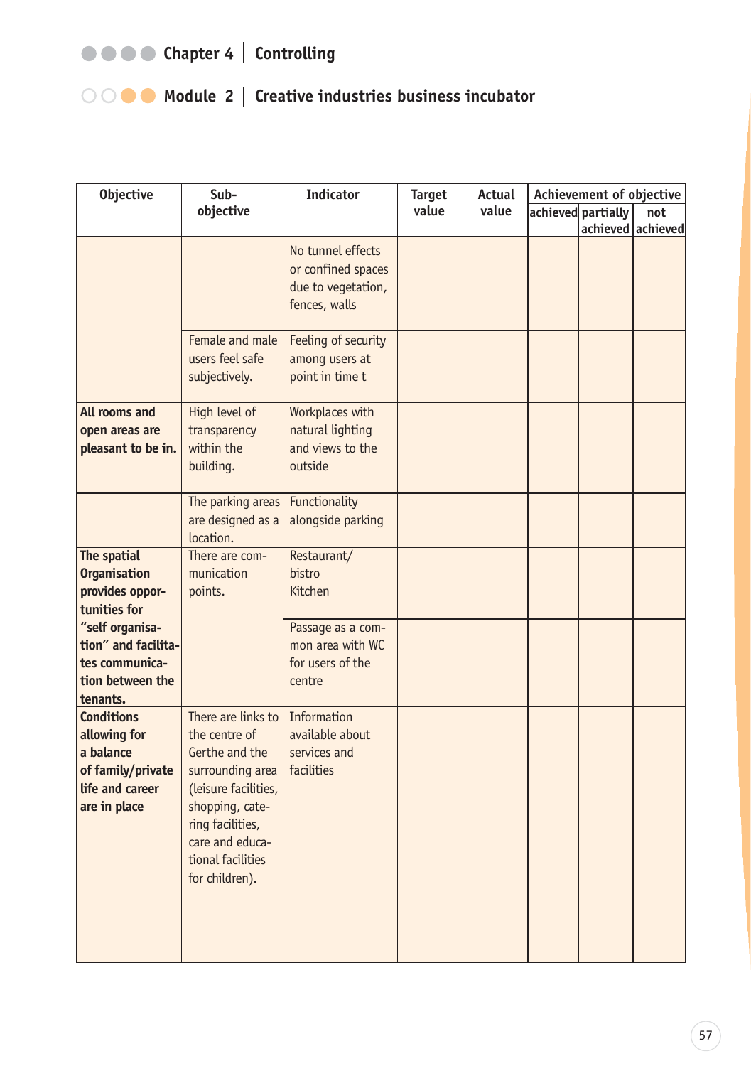| Objective | Sub-objective | Indicator | Target value | Actual value | Achievement of objective | | |
|---|---|---|---|---|---|---|---|
| | | | | | achieved | partially achieved | not achieved |
| | | No tunnel effects or confined spaces due to vegetation, fences, walls | | | | | |
| | Female and male users feel safe subjectively. | Feeling of security among users at point in time t | | | | | |
| **All rooms and open areas are pleasant to be in.** | High level of transparency within the building. | Workplaces with natural lighting and views to the outside | | | | | |
| | The parking areas are designed as a location. | Functionality alongside parking | | | | | |
| **The spatial Organisation provides opportunities for "self organisation" and facilitates communication between the tenants.** | There are communication points. | Restaurant/ bistro | | | | | |
| | | Kitchen | | | | | |
| | | Passage as a common area with WC for users of the centre | | | | | |
| **Conditions allowing for a balance of family/private life and career are in place** | There are links to the centre of Gerthe and the surrounding area (leisure facilities, shopping, catering facilities, care and educational facilities for children). | Information available about services and facilities | | | | | |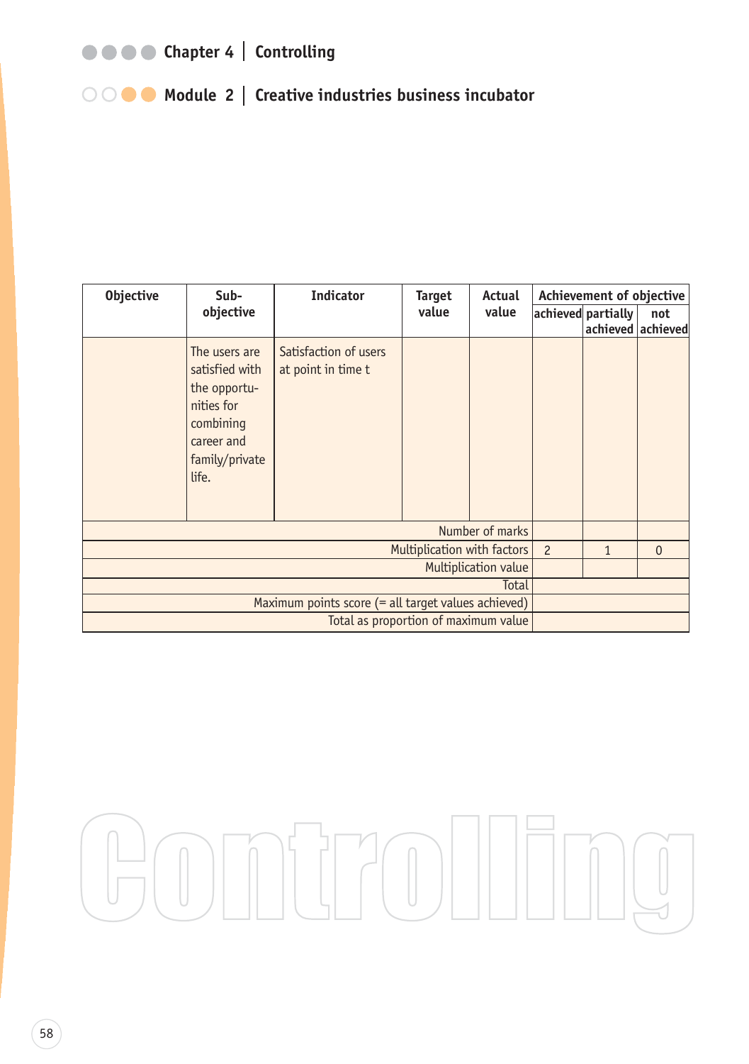| Objective | Sub-objective | Indicator | Target value | Actual value | Achievement of objective | | |
|---|---|---|---|---|---|---|---|
| | | | | | achieved | partially achieved | not achieved |
| | The users are satisfied with the opportunities for combining career and family/private life. | Satisfaction of users at point in time t | | | | | |
| | | | | Number of marks | | | |
| | | | | Multiplication with factors | 2 | 1 | 0 |
| | | | | Multiplication value | | | |
| | | | | Total | | | |
| | | | | Maximum points score (= all target values achieved) | | | |
| | | | | Total as proportion of maximum value | | | |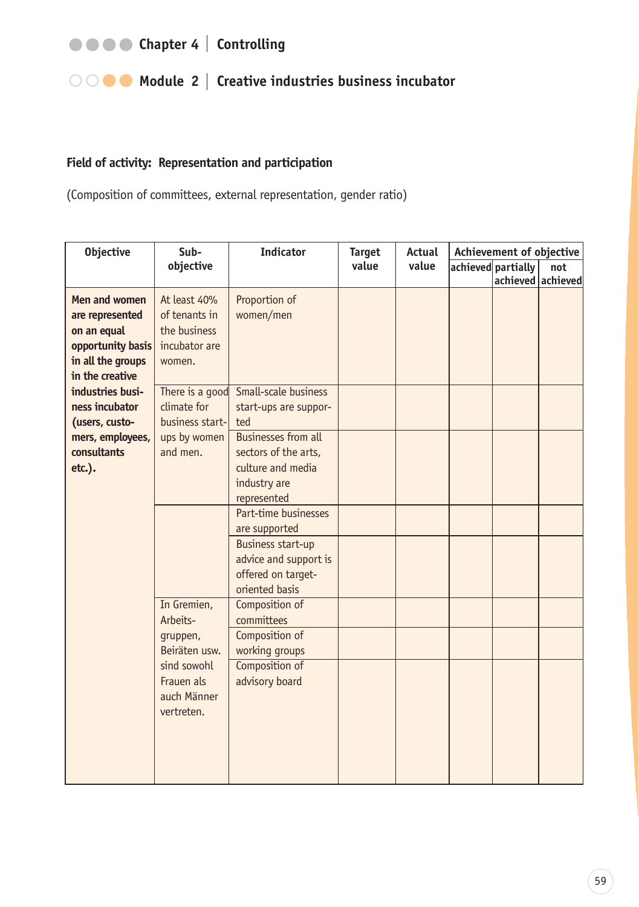Chapter 4 | Controlling

Module 2 | Creative industries business incubator

**Field of activity: Representation and participation**

(Composition of committees, external representation, gender ratio)

| Objective | Sub-objective | Indicator | Target value | Actual value | Achievement of objective | | |
|---|---|---|---|---|---|---|---|
| | | | | | achieved | partially achieved | not achieved |
| **Men and women are represented on an equal opportunity basis in all the groups in the creative industries business incubator (users, customers, employees, consultants etc.).** | At least 40% of tenants in the business incubator are women. | Proportion of women/men | | | | | |
| | There is a good climate for business start-ups by women and men. | Small-scale business start-ups are supported | | | | | |
| | | Businesses from all sectors of the arts, culture and media industry are represented | | | | | |
| | | Part-time businesses are supported | | | | | |
| | | Business start-up advice and support is offered on target-oriented basis | | | | | |
| | In Gremien, Arbeitsgruppen, Beiräten usw. sind sowohl Frauen als auch Männer vertreten. | Composition of committees | | | | | |
| | | Composition of working groups | | | | | |
| | | Composition of advisory board | | | | | |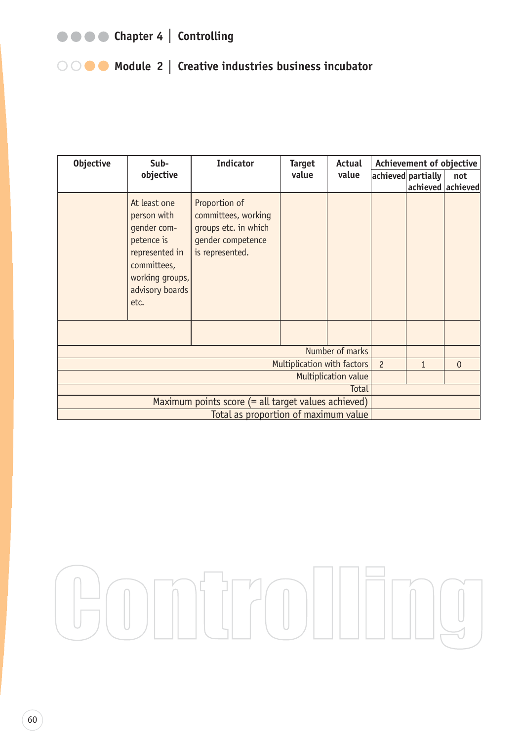| Objective | Sub-objective | Indicator | Target value | Actual value | Achievement of objective | | |
|---|---|---|---|---|---|---|---|
| | | | | | achieved | partially achieved | not achieved |
| | At least one person with gender competence is represented in committees, working groups, advisory boards etc. | Proportion of committees, working groups etc. in which gender competence is represented. | | | | | |
| | | | | | | | |
| Number of marks | | | | | | | |
| Multiplication with factors | | | | | 2 | 1 | 0 |
| Multiplication value | | | | | | | |
| Total | | | | | | | |
| Maximum points score (= all target values achieved) | | | | | | | |
| Total as proportion of maximum value | | | | | | | |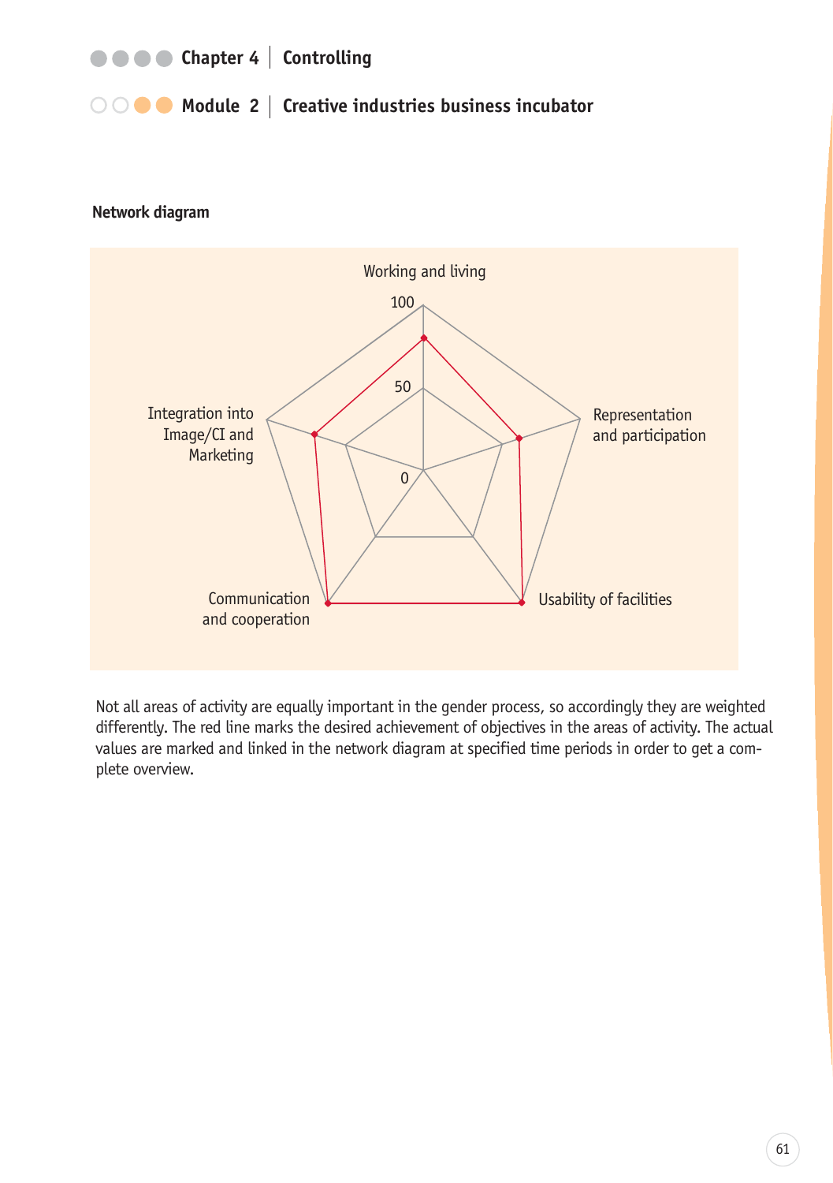## Network diagram

Working and living

100

50

0

Representation and participation

Usability of facilities

Communication and cooperation

Integration into Image/CI and Marketing

Not all areas of activity are equally important in the gender process, so accordingly they are weighted differently. The red line marks the desired achievement of objectives in the areas of activity. The actual values are marked and linked in the network diagram at specified time periods in order to get a complete overview.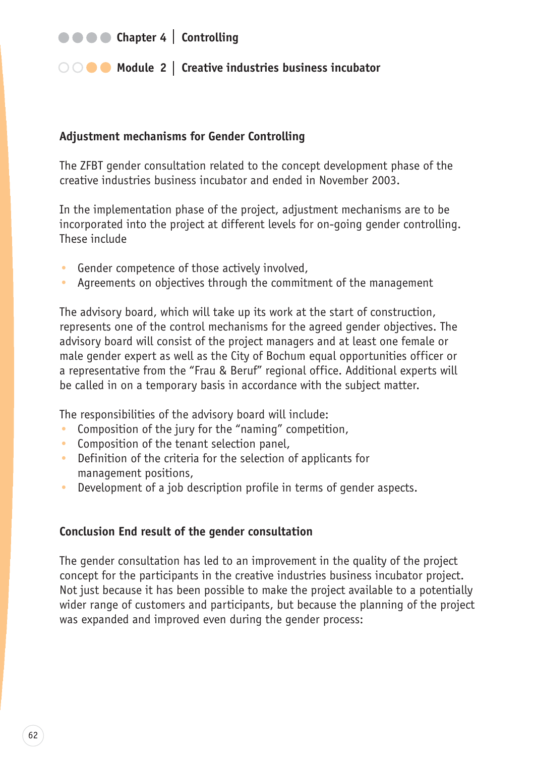## Adjustment mechanisms for Gender Controlling

The ZFBT gender consultation related to the concept development phase of the creative industries business incubator and ended in November 2003.

In the implementation phase of the project, adjustment mechanisms are to be incorporated into the project at different levels for on-going gender controlling. These include

- Gender competence of those actively involved,
- Agreements on objectives through the commitment of the management

The advisory board, which will take up its work at the start of construction, represents one of the control mechanisms for the agreed gender objectives. The advisory board will consist of the project managers and at least one female or male gender expert as well as the City of Bochum equal opportunities officer or a representative from the "Frau & Beruf" regional office. Additional experts will be called in on a temporary basis in accordance with the subject matter.

The responsibilities of the advisory board will include:

- Composition of the jury for the "naming" competition,
- Composition of the tenant selection panel,
- Definition of the criteria for the selection of applicants for management positions,
- Development of a job description profile in terms of gender aspects.

## Conclusion End result of the gender consultation

The gender consultation has led to an improvement in the quality of the project concept for the participants in the creative industries business incubator project. Not just because it has been possible to make the project available to a potentially wider range of customers and participants, but because the planning of the project was expanded and improved even during the gender process: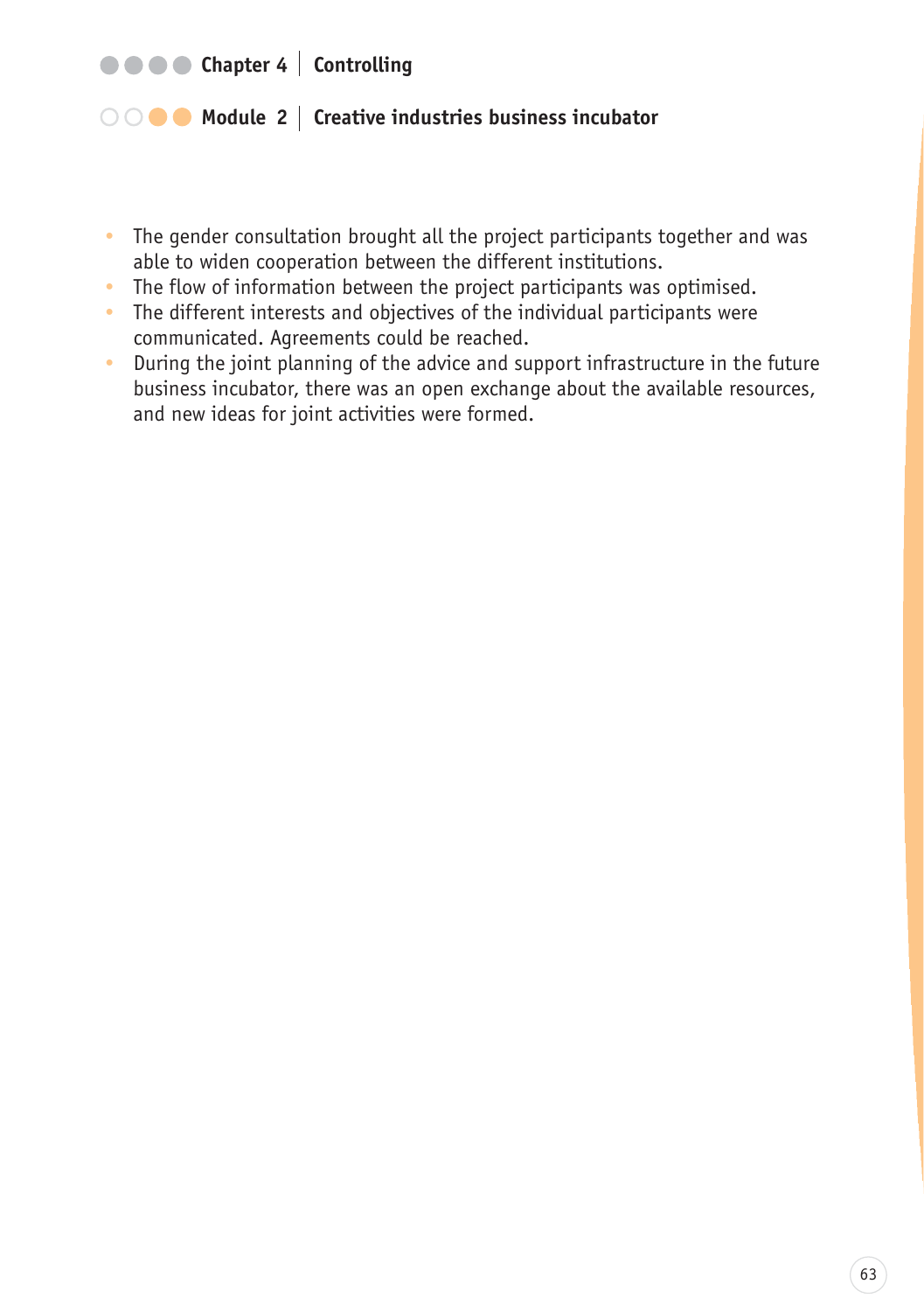- The gender consultation brought all the project participants together and was able to widen cooperation between the different institutions.
- The flow of information between the project participants was optimised.
- The different interests and objectives of the individual participants were communicated. Agreements could be reached.
- During the joint planning of the advice and support infrastructure in the future business incubator, there was an open exchange about the available resources, and new ideas for joint activities were formed.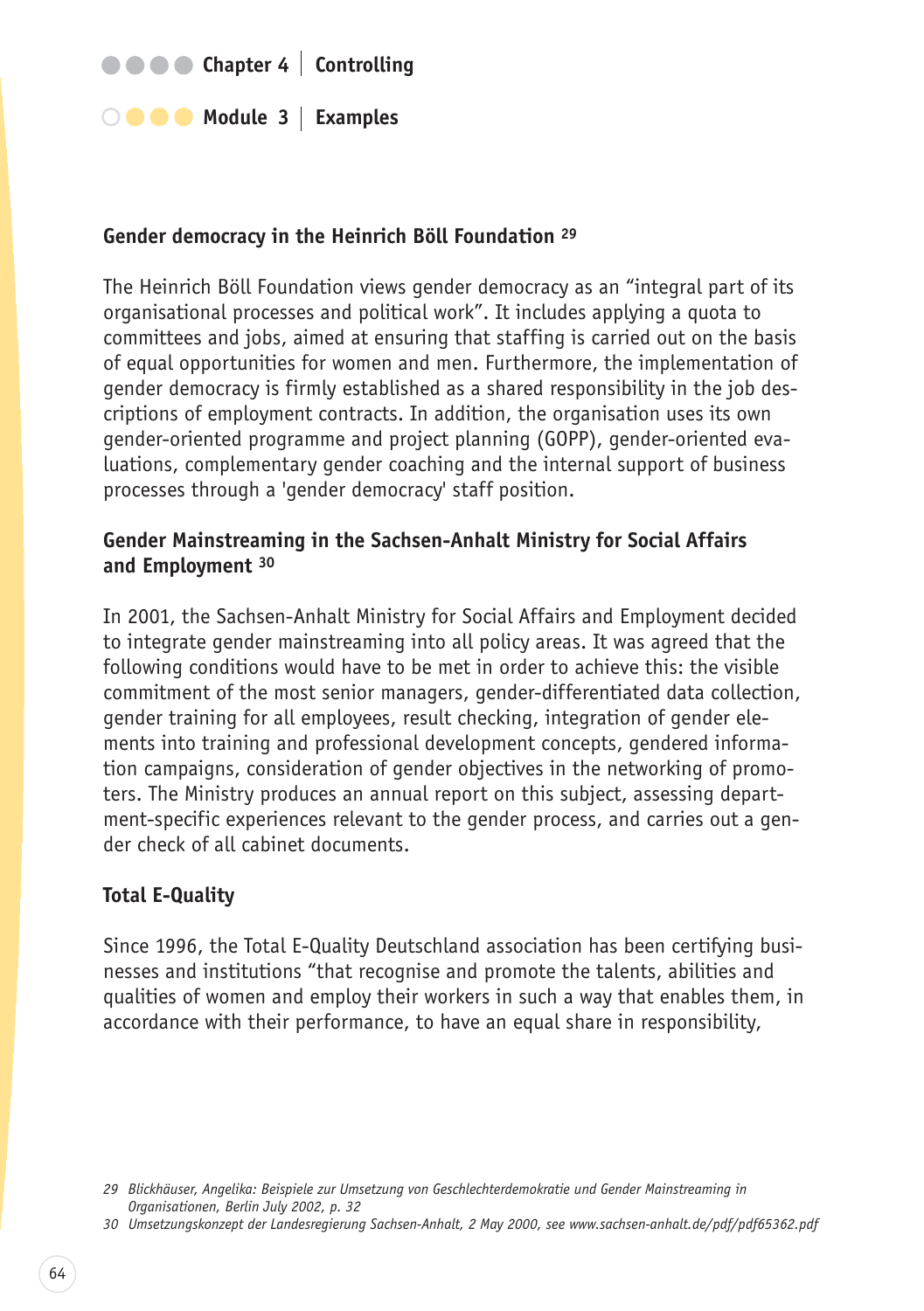### Gender democracy in the Heinrich Böll Foundation [29]

The Heinrich Böll Foundation views gender democracy as an "integral part of its organisational processes and political work". It includes applying a quota to committees and jobs, aimed at ensuring that staffing is carried out on the basis of equal opportunities for women and men. Furthermore, the implementation of gender democracy is firmly established as a shared responsibility in the job descriptions of employment contracts. In addition, the organisation uses its own gender-oriented programme and project planning (GOPP), gender-oriented evaluations, complementary gender coaching and the internal support of business processes through a 'gender democracy' staff position.

### Gender Mainstreaming in the Sachsen-Anhalt Ministry for Social Affairs and Employment [30]

In 2001, the Sachsen-Anhalt Ministry for Social Affairs and Employment decided to integrate gender mainstreaming into all policy areas. It was agreed that the following conditions would have to be met in order to achieve this: the visible commitment of the most senior managers, gender-differentiated data collection, gender training for all employees, result checking, integration of gender elements into training and professional development concepts, gendered information campaigns, consideration of gender objectives in the networking of promoters. The Ministry produces an annual report on this subject, assessing department-specific experiences relevant to the gender process, and carries out a gender check of all cabinet documents.

### Total E-Quality

Since 1996, the Total E-Quality Deutschland association has been certifying businesses and institutions "that recognise and promote the talents, abilities and qualities of women and employ their workers in such a way that enables them, in accordance with their performance, to have an equal share in responsibility,

---

29 *Blickhäuser, Angelika: Beispiele zur Umsetzung von Geschlechterdemokratie und Gender Mainstreaming in Organisationen, Berlin July 2002, p. 32*

30 *Umsetzungskonzept der Landesregierung Sachsen-Anhalt, 2 May 2000, see www.sachsen-anhalt.de/pdf/pdf65362.pdf*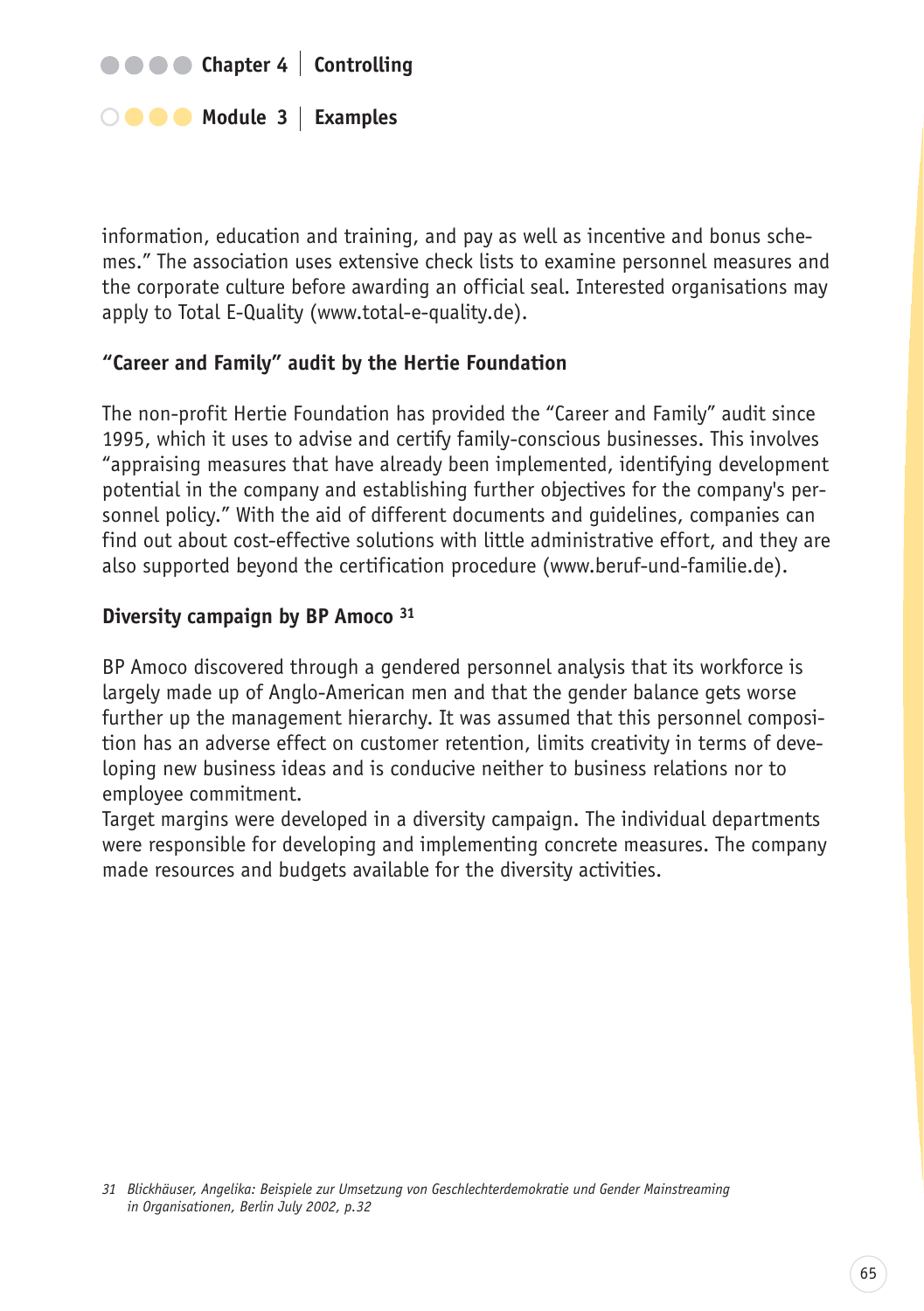information, education and training, and pay as well as incentive and bonus schemes." The association uses extensive check lists to examine personnel measures and the corporate culture before awarding an official seal. Interested organisations may apply to Total E-Quality (www.total-e-quality.de).

### "Career and Family" audit by the Hertie Foundation

The non-profit Hertie Foundation has provided the "Career and Family" audit since 1995, which it uses to advise and certify family-conscious businesses. This involves "appraising measures that have already been implemented, identifying development potential in the company and establishing further objectives for the company's personnel policy." With the aid of different documents and guidelines, companies can find out about cost-effective solutions with little administrative effort, and they are also supported beyond the certification procedure (www.beruf-und-familie.de).

### Diversity campaign by BP Amoco [31]

BP Amoco discovered through a gendered personnel analysis that its workforce is largely made up of Anglo-American men and that the gender balance gets worse further up the management hierarchy. It was assumed that this personnel composition has an adverse effect on customer retention, limits creativity in terms of developing new business ideas and is conducive neither to business relations nor to employee commitment.
Target margins were developed in a diversity campaign. The individual departments were responsible for developing and implementing concrete measures. The company made resources and budgets available for the diversity activities.

*31 Blickhäuser, Angelika: Beispiele zur Umsetzung von Geschlechterdemokratie und Gender Mainstreaming in Organisationen, Berlin July 2002, p.32*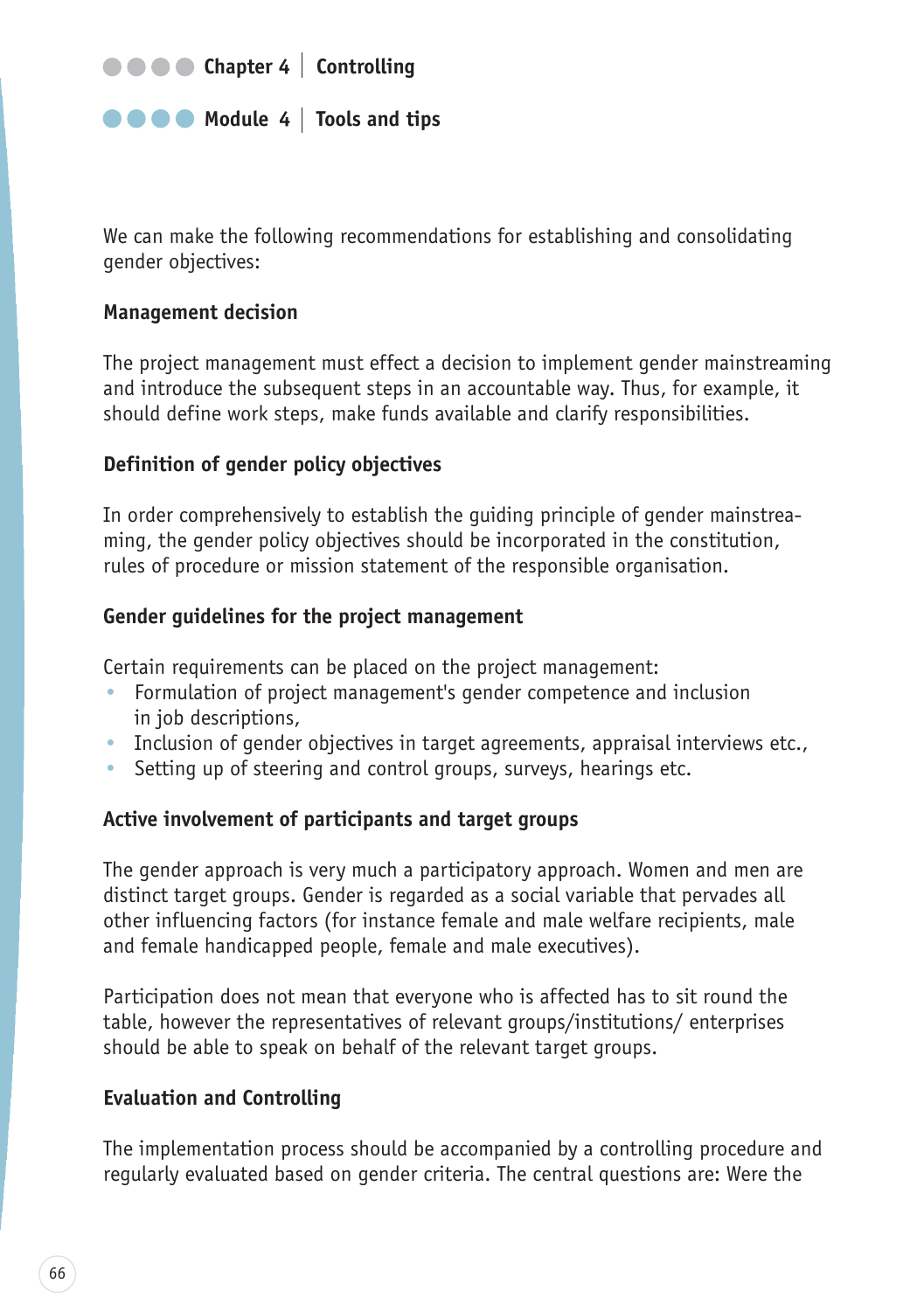We can make the following recommendations for establishing and consolidating gender objectives:

**Management decision**

The project management must effect a decision to implement gender mainstreaming and introduce the subsequent steps in an accountable way. Thus, for example, it should define work steps, make funds available and clarify responsibilities.

**Definition of gender policy objectives**

In order comprehensively to establish the guiding principle of gender mainstreaming, the gender policy objectives should be incorporated in the constitution, rules of procedure or mission statement of the responsible organisation.

**Gender guidelines for the project management**

Certain requirements can be placed on the project management:

- Formulation of project management's gender competence and inclusion in job descriptions,
- Inclusion of gender objectives in target agreements, appraisal interviews etc.,
- Setting up of steering and control groups, surveys, hearings etc.

**Active involvement of participants and target groups**

The gender approach is very much a participatory approach. Women and men are distinct target groups. Gender is regarded as a social variable that pervades all other influencing factors (for instance female and male welfare recipients, male and female handicapped people, female and male executives).

Participation does not mean that everyone who is affected has to sit round the table, however the representatives of relevant groups/institutions/ enterprises should be able to speak on behalf of the relevant target groups.

**Evaluation and Controlling**

The implementation process should be accompanied by a controlling procedure and regularly evaluated based on gender criteria. The central questions are: Were the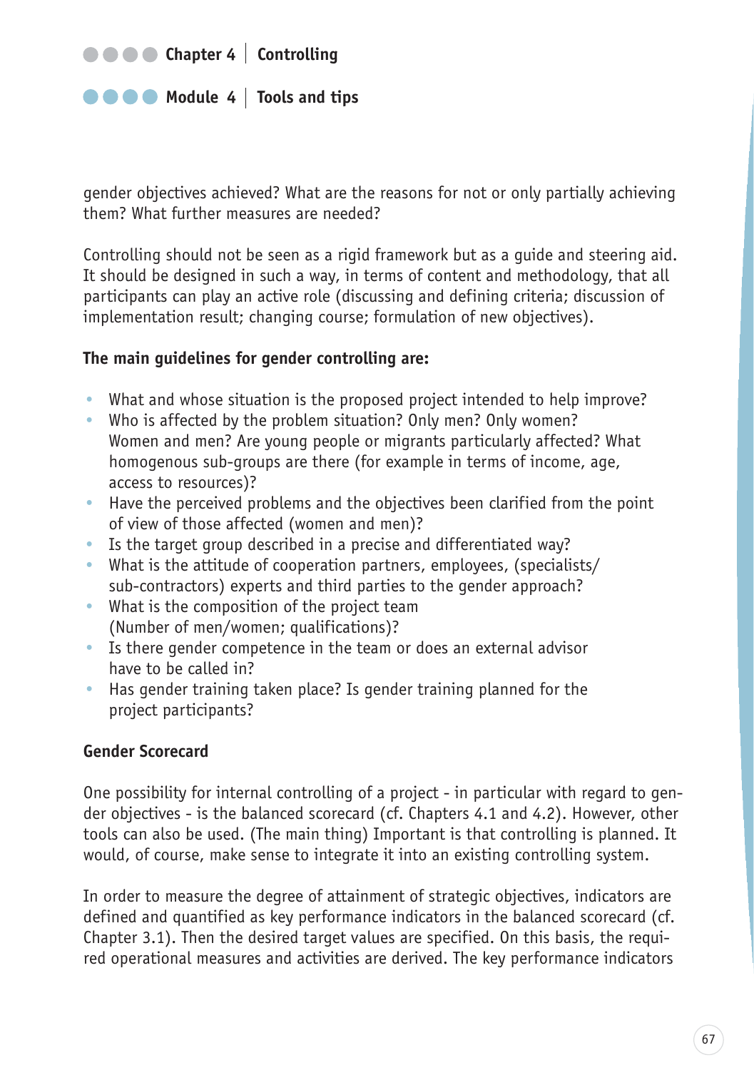gender objectives achieved? What are the reasons for not or only partially achieving them? What further measures are needed?

Controlling should not be seen as a rigid framework but as a guide and steering aid. It should be designed in such a way, in terms of content and methodology, that all participants can play an active role (discussing and defining criteria; discussion of implementation result; changing course; formulation of new objectives).

**The main guidelines for gender controlling are:**

- What and whose situation is the proposed project intended to help improve?
- Who is affected by the problem situation? Only men? Only women? Women and men? Are young people or migrants particularly affected? What homogenous sub-groups are there (for example in terms of income, age, access to resources)?
- Have the perceived problems and the objectives been clarified from the point of view of those affected (women and men)?
- Is the target group described in a precise and differentiated way?
- What is the attitude of cooperation partners, employees, (specialists/ sub-contractors) experts and third parties to the gender approach?
- What is the composition of the project team (Number of men/women; qualifications)?
- Is there gender competence in the team or does an external advisor have to be called in?
- Has gender training taken place? Is gender training planned for the project participants?

**Gender Scorecard**

One possibility for internal controlling of a project - in particular with regard to gender objectives - is the balanced scorecard (cf. Chapters 4.1 and 4.2). However, other tools can also be used. (The main thing) Important is that controlling is planned. It would, of course, make sense to integrate it into an existing controlling system.

In order to measure the degree of attainment of strategic objectives, indicators are defined and quantified as key performance indicators in the balanced scorecard (cf. Chapter 3.1). Then the desired target values are specified. On this basis, the required operational measures and activities are derived. The key performance indicators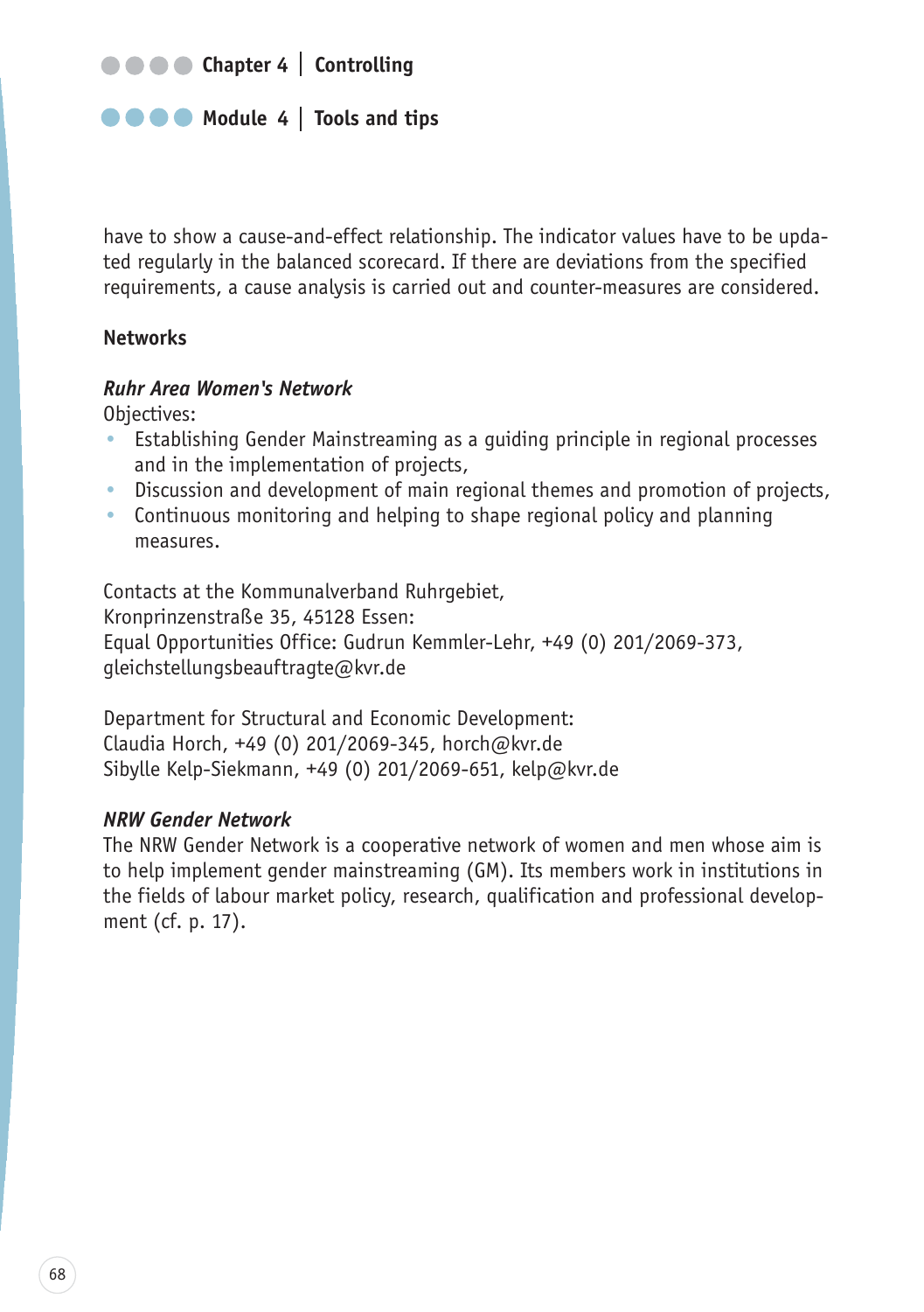have to show a cause-and-effect relationship. The indicator values have to be updated regularly in the balanced scorecard. If there are deviations from the specified requirements, a cause analysis is carried out and counter-measures are considered.

## Networks

### *Ruhr Area Women's Network*

Objectives:

- Establishing Gender Mainstreaming as a guiding principle in regional processes and in the implementation of projects,
- Discussion and development of main regional themes and promotion of projects,
- Continuous monitoring and helping to shape regional policy and planning measures.

Contacts at the Kommunalverband Ruhrgebiet,
Kronprinzenstraße 35, 45128 Essen:
Equal Opportunities Office: Gudrun Kemmler-Lehr, +49 (0) 201/2069-373, gleichstellungsbeauftragte@kvr.de

Department for Structural and Economic Development:
Claudia Horch, +49 (0) 201/2069-345, horch@kvr.de
Sibylle Kelp-Siekmann, +49 (0) 201/2069-651, kelp@kvr.de

### *NRW Gender Network*

The NRW Gender Network is a cooperative network of women and men whose aim is to help implement gender mainstreaming (GM). Its members work in institutions in the fields of labour market policy, research, qualification and professional development (cf. p. 17).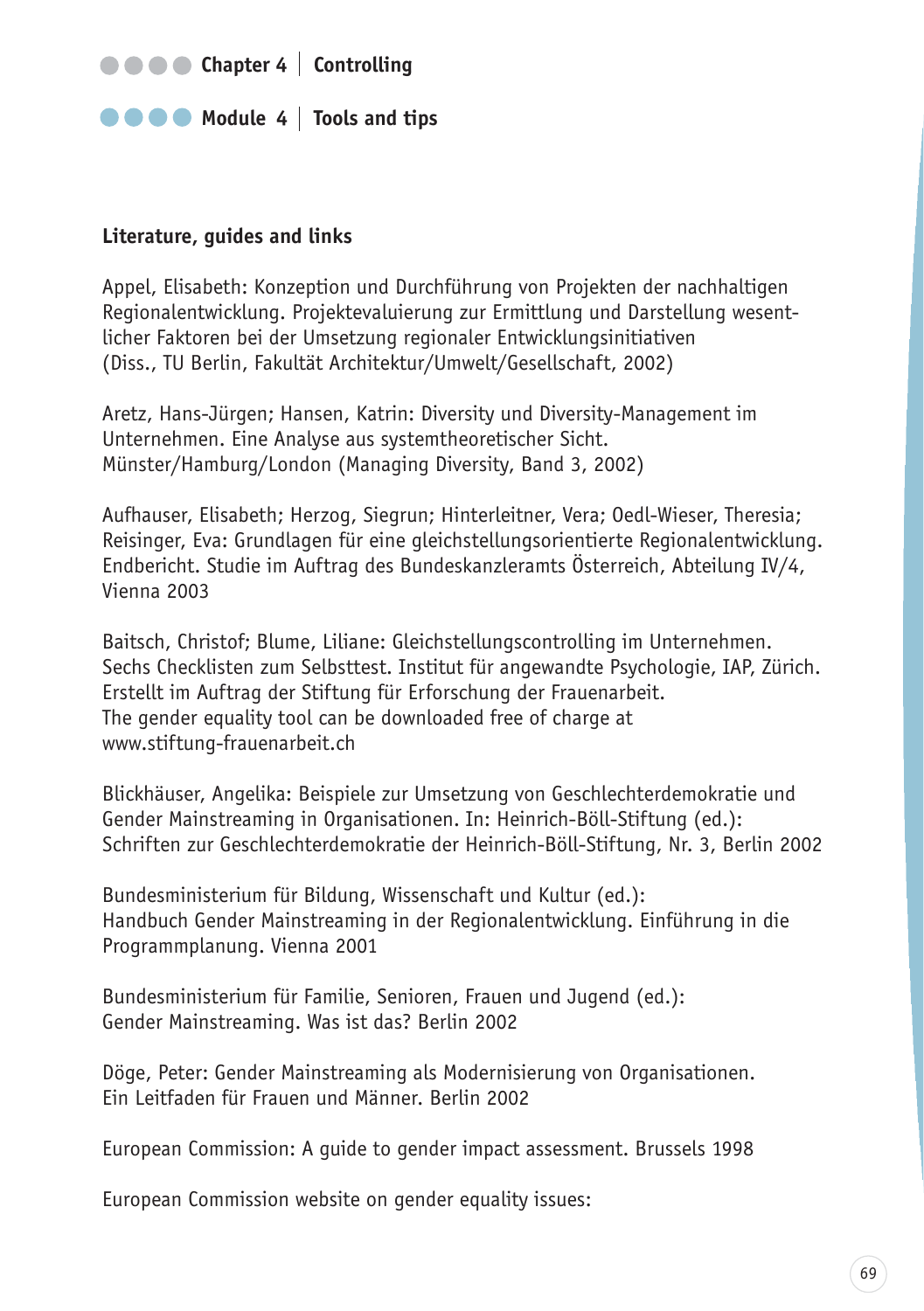## Literature, guides and links

Appel, Elisabeth: Konzeption und Durchführung von Projekten der nachhaltigen Regionalentwicklung. Projektevaluierung zur Ermittlung und Darstellung wesentlicher Faktoren bei der Umsetzung regionaler Entwicklungsinitiativen (Diss., TU Berlin, Fakultät Architektur/Umwelt/Gesellschaft, 2002)

Aretz, Hans-Jürgen; Hansen, Katrin: Diversity und Diversity-Management im Unternehmen. Eine Analyse aus systemtheoretischer Sicht. Münster/Hamburg/London (Managing Diversity, Band 3, 2002)

Aufhauser, Elisabeth; Herzog, Siegrun; Hinterleitner, Vera; Oedl-Wieser, Theresia; Reisinger, Eva: Grundlagen für eine gleichstellungsorientierte Regionalentwicklung. Endbericht. Studie im Auftrag des Bundeskanzleramts Österreich, Abteilung IV/4, Vienna 2003

Baitsch, Christof; Blume, Liliane: Gleichstellungscontrolling im Unternehmen. Sechs Checklisten zum Selbsttest. Institut für angewandte Psychologie, IAP, Zürich. Erstellt im Auftrag der Stiftung für Erforschung der Frauenarbeit. The gender equality tool can be downloaded free of charge at www.stiftung-frauenarbeit.ch

Blickhäuser, Angelika: Beispiele zur Umsetzung von Geschlechterdemokratie und Gender Mainstreaming in Organisationen. In: Heinrich-Böll-Stiftung (ed.): Schriften zur Geschlechterdemokratie der Heinrich-Böll-Stiftung, Nr. 3, Berlin 2002

Bundesministerium für Bildung, Wissenschaft und Kultur (ed.): Handbuch Gender Mainstreaming in der Regionalentwicklung. Einführung in die Programmplanung. Vienna 2001

Bundesministerium für Familie, Senioren, Frauen und Jugend (ed.): Gender Mainstreaming. Was ist das? Berlin 2002

Döge, Peter: Gender Mainstreaming als Modernisierung von Organisationen. Ein Leitfaden für Frauen und Männer. Berlin 2002

European Commission: A guide to gender impact assessment. Brussels 1998

European Commission website on gender equality issues: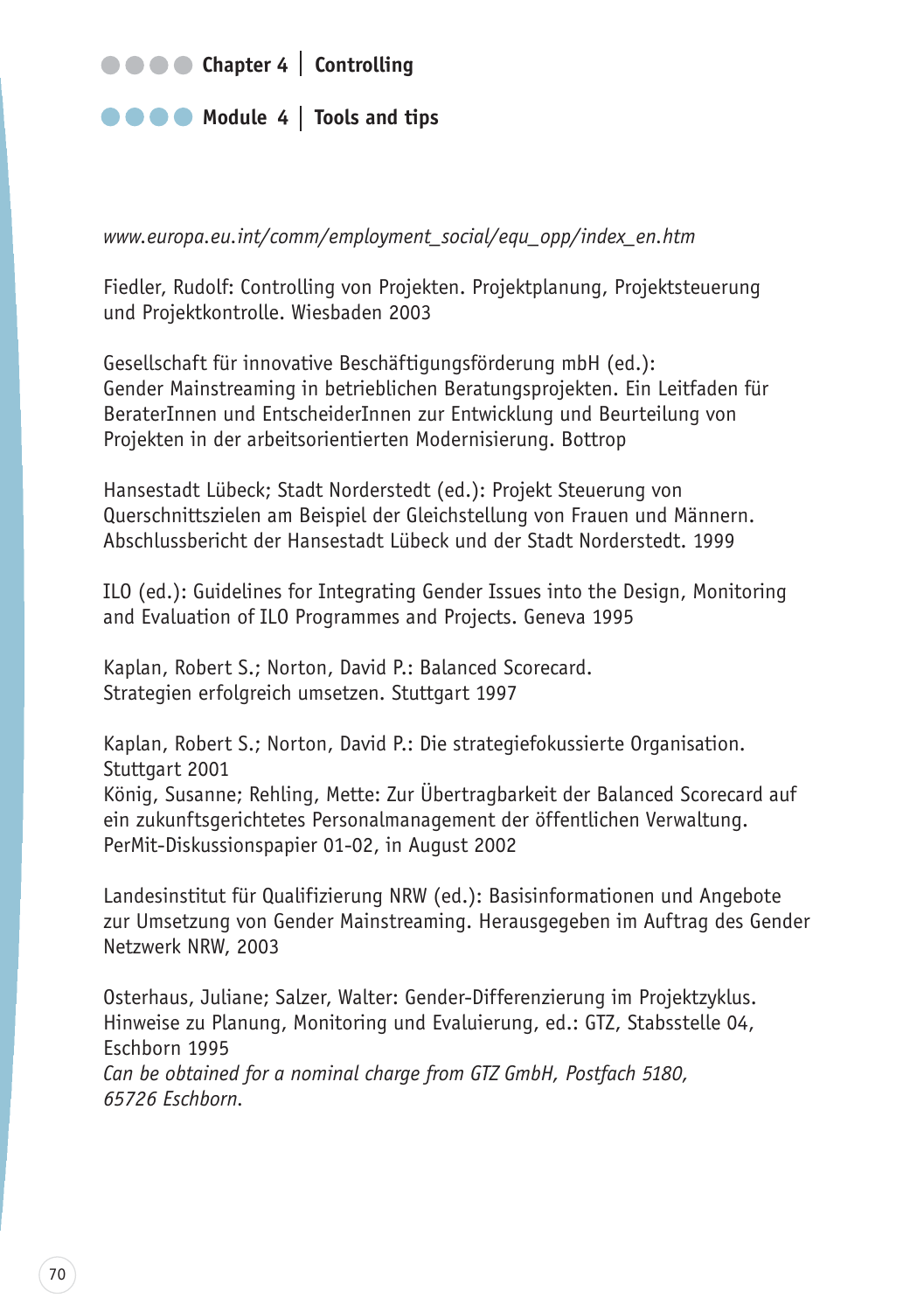*www.europa.eu.int/comm/employment_social/equ_opp/index_en.htm*

Fiedler, Rudolf: Controlling von Projekten. Projektplanung, Projektsteuerung und Projektkontrolle. Wiesbaden 2003

Gesellschaft für innovative Beschäftigungsförderung mbH (ed.): Gender Mainstreaming in betrieblichen Beratungsprojekten. Ein Leitfaden für BeraterInnen und EntscheiderInnen zur Entwicklung und Beurteilung von Projekten in der arbeitsorientierten Modernisierung. Bottrop

Hansestadt Lübeck; Stadt Norderstedt (ed.): Projekt Steuerung von Querschnittszielen am Beispiel der Gleichstellung von Frauen und Männern. Abschlussbericht der Hansestadt Lübeck und der Stadt Norderstedt. 1999

ILO (ed.): Guidelines for Integrating Gender Issues into the Design, Monitoring and Evaluation of ILO Programmes and Projects. Geneva 1995

Kaplan, Robert S.; Norton, David P.: Balanced Scorecard. Strategien erfolgreich umsetzen. Stuttgart 1997

Kaplan, Robert S.; Norton, David P.: Die strategiefokussierte Organisation. Stuttgart 2001
König, Susanne; Rehling, Mette: Zur Übertragbarkeit der Balanced Scorecard auf ein zukunftsgerichtetes Personalmanagement der öffentlichen Verwaltung. PerMit-Diskussionspapier 01-02, in August 2002

Landesinstitut für Qualifizierung NRW (ed.): Basisinformationen und Angebote zur Umsetzung von Gender Mainstreaming. Herausgegeben im Auftrag des Gender Netzwerk NRW, 2003

Osterhaus, Juliane; Salzer, Walter: Gender-Differenzierung im Projektzyklus. Hinweise zu Planung, Monitoring und Evaluierung, ed.: GTZ, Stabsstelle 04, Eschborn 1995
*Can be obtained for a nominal charge from GTZ GmbH, Postfach 5180, 65726 Eschborn.*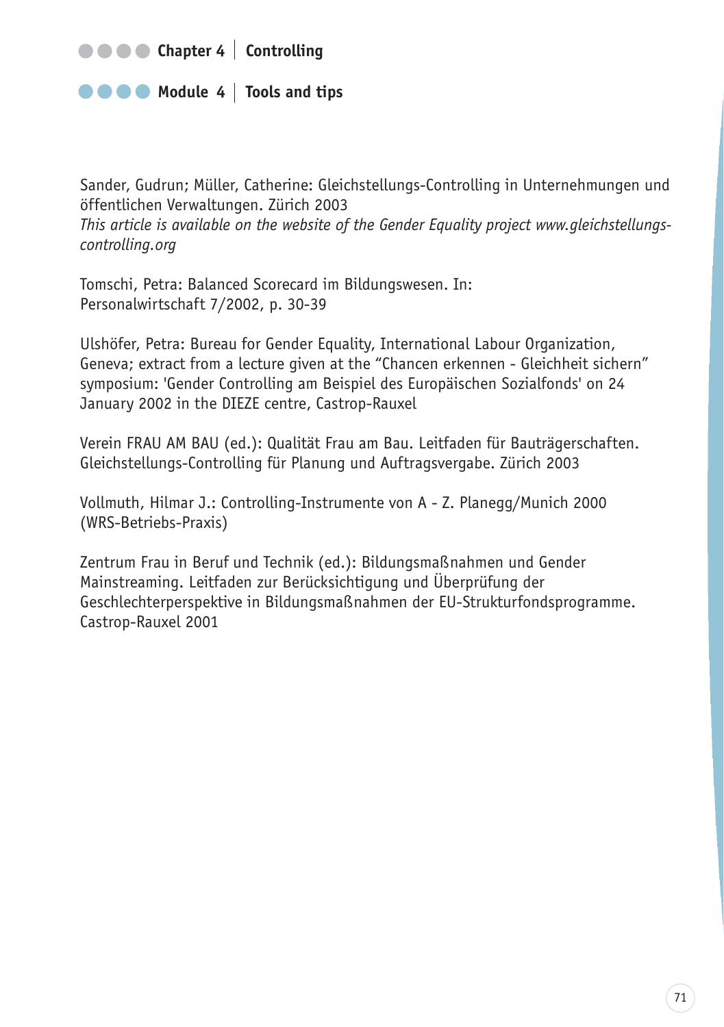Sander, Gudrun; Müller, Catherine: Gleichstellungs-Controlling in Unternehmungen und öffentlichen Verwaltungen. Zürich 2003
*This article is available on the website of the Gender Equality project www.gleichstellungs-controlling.org*

Tomschi, Petra: Balanced Scorecard im Bildungswesen. In: Personalwirtschaft 7/2002, p. 30-39

Ulshöfer, Petra: Bureau for Gender Equality, International Labour Organization, Geneva; extract from a lecture given at the "Chancen erkennen - Gleichheit sichern" symposium: 'Gender Controlling am Beispiel des Europäischen Sozialfonds' on 24 January 2002 in the DIEZE centre, Castrop-Rauxel

Verein FRAU AM BAU (ed.): Qualität Frau am Bau. Leitfaden für Bauträgerschaften. Gleichstellungs-Controlling für Planung und Auftragsvergabe. Zürich 2003

Vollmuth, Hilmar J.: Controlling-Instrumente von A - Z. Planegg/Munich 2000 (WRS-Betriebs-Praxis)

Zentrum Frau in Beruf und Technik (ed.): Bildungsmaßnahmen und Gender Mainstreaming. Leitfaden zur Berücksichtigung und Überprüfung der Geschlechterperspektive in Bildungsmaßnahmen der EU-Strukturfondsprogramme. Castrop-Rauxel 2001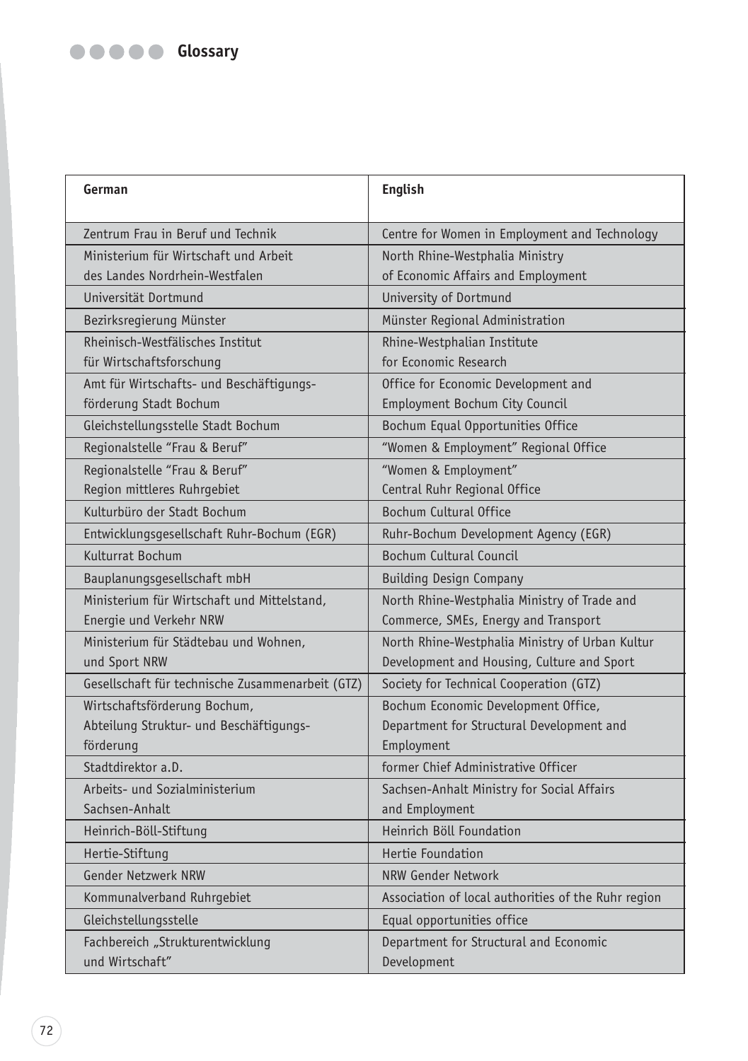# Glossary

| German | English |
|---|---|
| Zentrum Frau in Beruf und Technik | Centre for Women in Employment and Technology |
| Ministerium für Wirtschaft und Arbeit des Landes Nordrhein-Westfalen | North Rhine-Westphalia Ministry of Economic Affairs and Employment |
| Universität Dortmund | University of Dortmund |
| Bezirksregierung Münster | Münster Regional Administration |
| Rheinisch-Westfälisches Institut für Wirtschaftsforschung | Rhine-Westphalian Institute for Economic Research |
| Amt für Wirtschafts- und Beschäftigungs-förderung Stadt Bochum | Office for Economic Development and Employment Bochum City Council |
| Gleichstellungsstelle Stadt Bochum | Bochum Equal Opportunities Office |
| Regionalstelle "Frau & Beruf" | "Women & Employment" Regional Office |
| Regionalstelle "Frau & Beruf" Region mittleres Ruhrgebiet | "Women & Employment" Central Ruhr Regional Office |
| Kulturbüro der Stadt Bochum | Bochum Cultural Office |
| Entwicklungsgesellschaft Ruhr-Bochum (EGR) | Ruhr-Bochum Development Agency (EGR) |
| Kulturrat Bochum | Bochum Cultural Council |
| Bauplanungsgesellschaft mbH | Building Design Company |
| Ministerium für Wirtschaft und Mittelstand, Energie und Verkehr NRW | North Rhine-Westphalia Ministry of Trade and Commerce, SMEs, Energy and Transport |
| Ministerium für Städtebau und Wohnen, und Sport NRW | North Rhine-Westphalia Ministry of Urban Kultur Development and Housing, Culture and Sport |
| Gesellschaft für technische Zusammenarbeit (GTZ) | Society for Technical Cooperation (GTZ) |
| Wirtschaftsförderung Bochum, Abteilung Struktur- und Beschäftigungs-förderung | Bochum Economic Development Office, Department for Structural Development and Employment |
| Stadtdirektor a.D. | former Chief Administrative Officer |
| Arbeits- und Sozialministerium Sachsen-Anhalt | Sachsen-Anhalt Ministry for Social Affairs and Employment |
| Heinrich-Böll-Stiftung | Heinrich Böll Foundation |
| Hertie-Stiftung | Hertie Foundation |
| Gender Netzwerk NRW | NRW Gender Network |
| Kommunalverband Ruhrgebiet | Association of local authorities of the Ruhr region |
| Gleichstellungsstelle | Equal opportunities office |
| Fachbereich „Strukturentwicklung und Wirtschaft" | Department for Structural and Economic Development |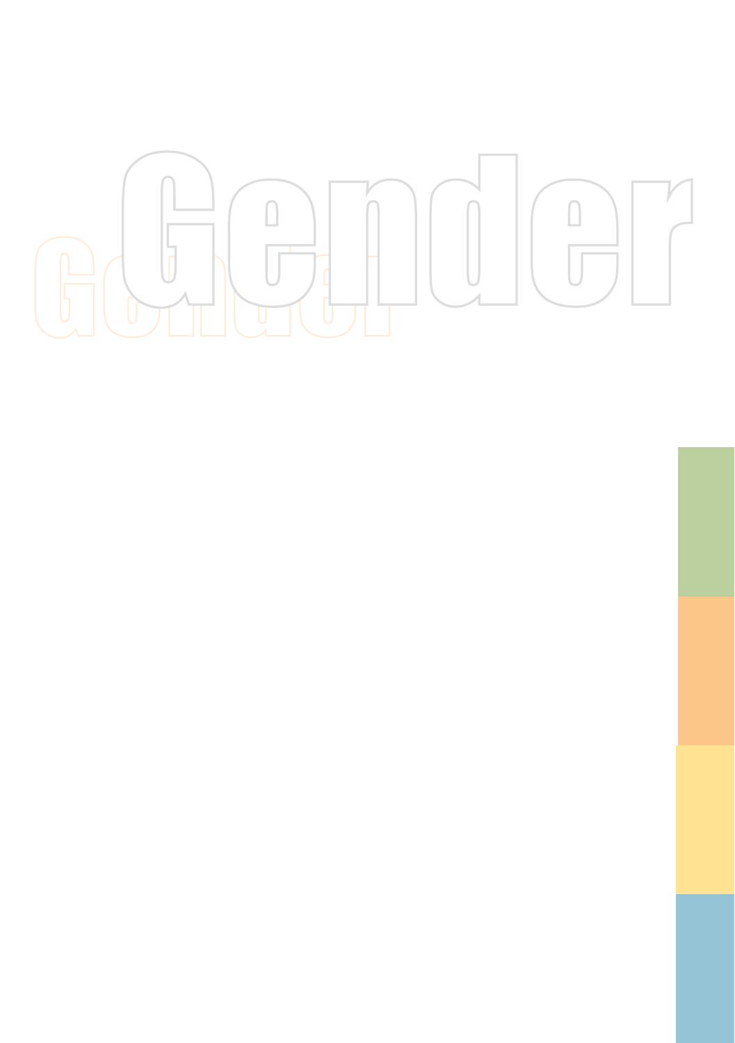# Gender